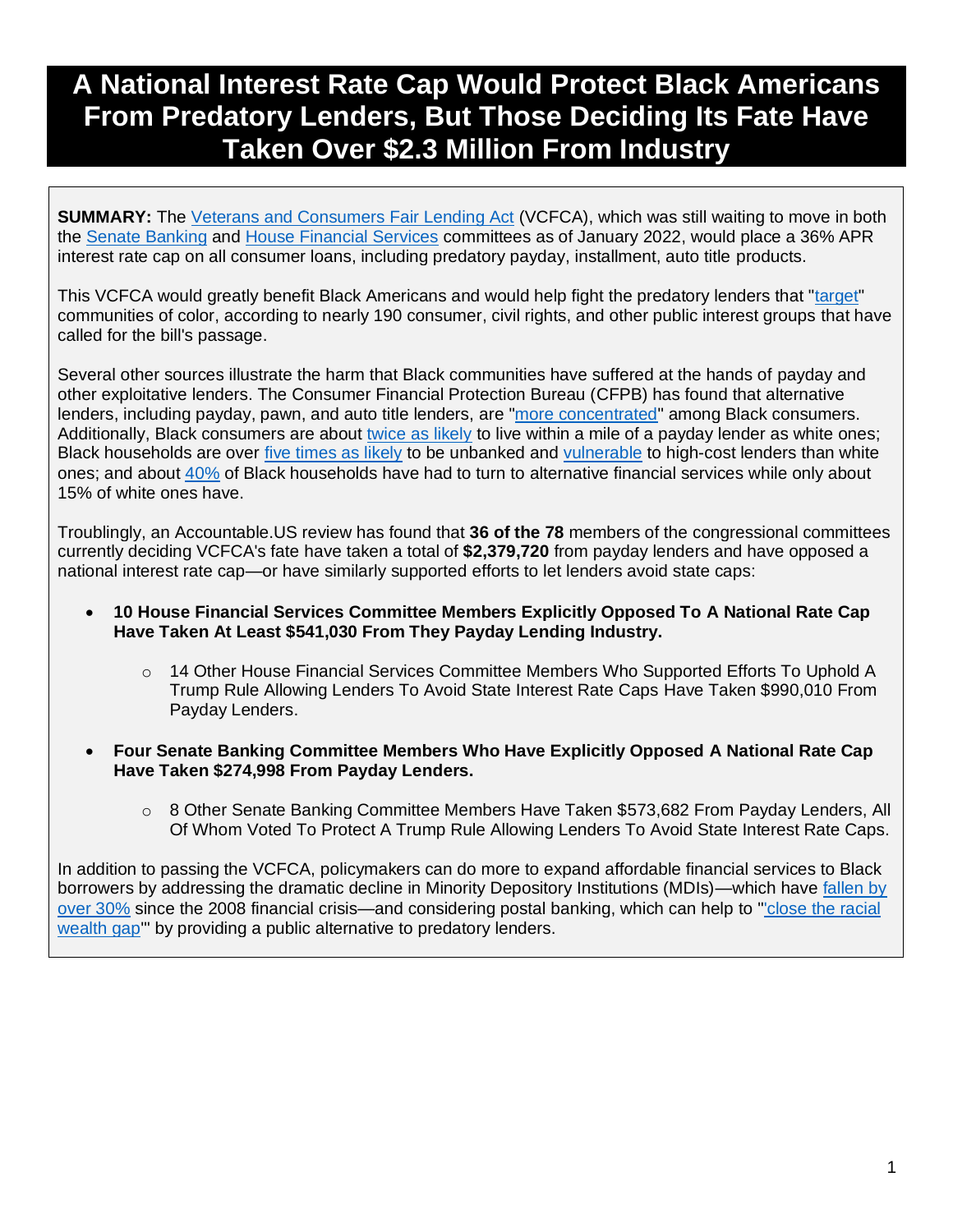# A National Interest Rate Cap Would Protect Black Americans From Predatory Lenders, But Those Deciding Its Fate Have Taken Over $2.3 Million From Industry

**SUMMARY:** The Veterans and Consumers Fair Lending Act (VCFCA), which was still waiting to move in both the Senate Banking and House Financial Services committees as of January 2022, would place a 36% APR interest rate cap on all consumer loans, including predatory payday, installment, auto title products.

This VCFCA would greatly benefit Black Americans and would help fight the predatory lenders that "target" communities of color, according to nearly 190 consumer, civil rights, and other public interest groups that have called for the bill's passage.

Several other sources illustrate the harm that Black communities have suffered at the hands of payday and other exploitative lenders. The Consumer Financial Protection Bureau (CFPB) has found that alternative lenders, including payday, pawn, and auto title lenders, are "more concentrated" among Black consumers. Additionally, Black consumers are about twice as likely to live within a mile of a payday lender as white ones; Black households are over five times as likely to be unbanked and vulnerable to high-cost lenders than white ones; and about 40% of Black households have had to turn to alternative financial services while only about 15% of white ones have.

Troublingly, an Accountable.US review has found that **36 of the 78** members of the congressional committees currently deciding VCFCA's fate have taken a total of **$2,379,720** from payday lenders and have opposed a national interest rate cap—or have similarly supported efforts to let lenders avoid state caps:

- **10 House Financial Services Committee Members Explicitly Opposed To A National Rate Cap Have Taken At Least $541,030 From They Payday Lending Industry.**
  - 14 Other House Financial Services Committee Members Who Supported Efforts To Uphold A Trump Rule Allowing Lenders To Avoid State Interest Rate Caps Have Taken $990,010 From Payday Lenders.
- **Four Senate Banking Committee Members Who Have Explicitly Opposed A National Rate Cap Have Taken $274,998 From Payday Lenders.**
  - 8 Other Senate Banking Committee Members Have Taken $573,682 From Payday Lenders, All Of Whom Voted To Protect A Trump Rule Allowing Lenders To Avoid State Interest Rate Caps.

In addition to passing the VCFCA, policymakers can do more to expand affordable financial services to Black borrowers by addressing the dramatic decline in Minority Depository Institutions (MDIs)—which have fallen by over 30% since the 2008 financial crisis—and considering postal banking, which can help to "'close the racial wealth gap'" by providing a public alternative to predatory lenders.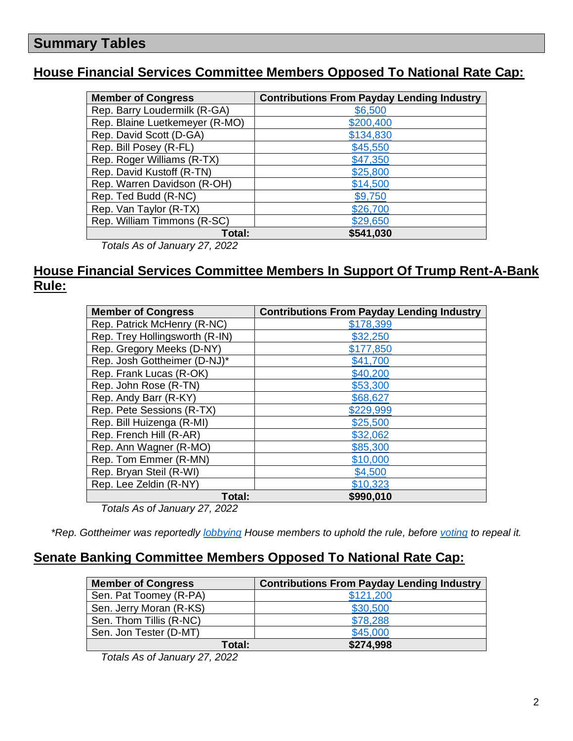## Summary Tables

### House Financial Services Committee Members Opposed To National Rate Cap:

| Member of Congress | Contributions From Payday Lending Industry |
|---|---|
| Rep. Barry Loudermilk (R-GA) | $6,500 |
| Rep. Blaine Luetkemeyer (R-MO) | $200,400 |
| Rep. David Scott (D-GA) | $134,830 |
| Rep. Bill Posey (R-FL) | $45,550 |
| Rep. Roger Williams (R-TX) | $47,350 |
| Rep. David Kustoff (R-TN) | $25,800 |
| Rep. Warren Davidson (R-OH) | $14,500 |
| Rep. Ted Budd (R-NC) | $9,750 |
| Rep. Van Taylor (R-TX) | $26,700 |
| Rep. William Timmons (R-SC) | $29,650 |
| **Total:** | **$541,030** |

*Totals As of January 27, 2022*

### House Financial Services Committee Members In Support Of Trump Rent-A-Bank Rule:

| Member of Congress | Contributions From Payday Lending Industry |
|---|---|
| Rep. Patrick McHenry (R-NC) | $178,399 |
| Rep. Trey Hollingsworth (R-IN) | $32,250 |
| Rep. Gregory Meeks (D-NY) | $177,850 |
| Rep. Josh Gottheimer (D-NJ)* | $41,700 |
| Rep. Frank Lucas (R-OK) | $40,200 |
| Rep. John Rose (R-TN) | $53,300 |
| Rep. Andy Barr (R-KY) | $68,627 |
| Rep. Pete Sessions (R-TX) | $229,999 |
| Rep. Bill Huizenga (R-MI) | $25,500 |
| Rep. French Hill (R-AR) | $32,062 |
| Rep. Ann Wagner (R-MO) | $85,300 |
| Rep. Tom Emmer (R-MN) | $10,000 |
| Rep. Bryan Steil (R-WI) | $4,500 |
| Rep. Lee Zeldin (R-NY) | $10,323 |
| **Total:** | **$990,010** |

*Totals As of January 27, 2022*

*\*Rep. Gottheimer was reportedly lobbying House members to uphold the rule, before voting to repeal it.*

### Senate Banking Committee Members Opposed To National Rate Cap:

| Member of Congress | Contributions From Payday Lending Industry |
|---|---|
| Sen. Pat Toomey (R-PA) | $121,200 |
| Sen. Jerry Moran (R-KS) | $30,500 |
| Sen. Thom Tillis (R-NC) | $78,288 |
| Sen. Jon Tester (D-MT) | $45,000 |
| **Total:** | **$274,998** |

*Totals As of January 27, 2022*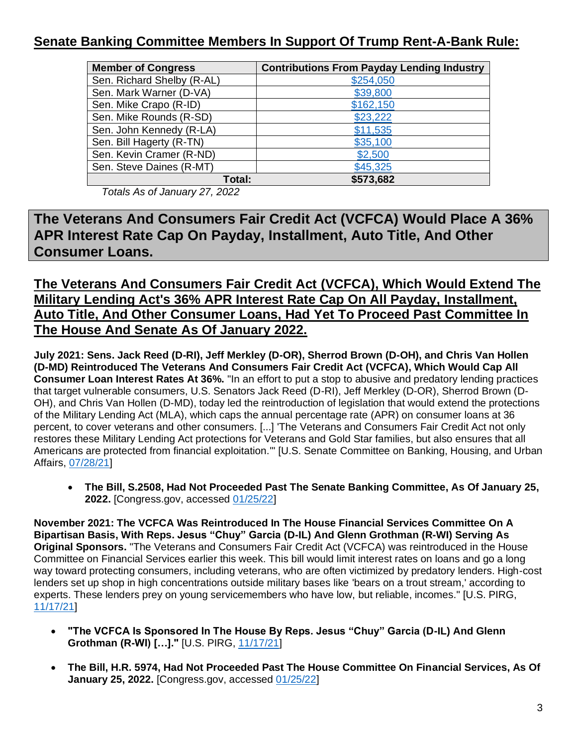## Senate Banking Committee Members In Support Of Trump Rent-A-Bank Rule:

| Member of Congress | Contributions From Payday Lending Industry |
|---|---|
| Sen. Richard Shelby (R-AL) | $254,050 |
| Sen. Mark Warner (D-VA) | $39,800 |
| Sen. Mike Crapo (R-ID) | $162,150 |
| Sen. Mike Rounds (R-SD) | $23,222 |
| Sen. John Kennedy (R-LA) | $11,535 |
| Sen. Bill Hagerty (R-TN) | $35,100 |
| Sen. Kevin Cramer (R-ND) | $2,500 |
| Sen. Steve Daines (R-MT) | $45,325 |
| **Total:** | **$573,682** |

*Totals As of January 27, 2022*

# The Veterans And Consumers Fair Credit Act (VCFCA) Would Place A 36% APR Interest Rate Cap On Payday, Installment, Auto Title, And Other Consumer Loans.

## The Veterans And Consumers Fair Credit Act (VCFCA), Which Would Extend The Military Lending Act's 36% APR Interest Rate Cap On All Payday, Installment, Auto Title, And Other Consumer Loans, Had Yet To Proceed Past Committee In The House And Senate As Of January 2022.

**July 2021: Sens. Jack Reed (D-RI), Jeff Merkley (D-OR), Sherrod Brown (D-OH), and Chris Van Hollen (D-MD) Reintroduced The Veterans And Consumers Fair Credit Act (VCFCA), Which Would Cap All Consumer Loan Interest Rates At 36%.** "In an effort to put a stop to abusive and predatory lending practices that target vulnerable consumers, U.S. Senators Jack Reed (D-RI), Jeff Merkley (D-OR), Sherrod Brown (D-OH), and Chris Van Hollen (D-MD), today led the reintroduction of legislation that would extend the protections of the Military Lending Act (MLA), which caps the annual percentage rate (APR) on consumer loans at 36 percent, to cover veterans and other consumers. [...] 'The Veterans and Consumers Fair Credit Act not only restores these Military Lending Act protections for Veterans and Gold Star families, but also ensures that all Americans are protected from financial exploitation.'" [U.S. Senate Committee on Banking, Housing, and Urban Affairs, 07/28/21]

- **The Bill, S.2508, Had Not Proceeded Past The Senate Banking Committee, As Of January 25, 2022.** [Congress.gov, accessed 01/25/22]

**November 2021: The VCFCA Was Reintroduced In The House Financial Services Committee On A Bipartisan Basis, With Reps. Jesus "Chuy" Garcia (D-IL) And Glenn Grothman (R-WI) Serving As Original Sponsors.** "The Veterans and Consumers Fair Credit Act (VCFCA) was reintroduced in the House Committee on Financial Services earlier this week. This bill would limit interest rates on loans and go a long way toward protecting consumers, including veterans, who are often victimized by predatory lenders. High-cost lenders set up shop in high concentrations outside military bases like 'bears on a trout stream,' according to experts. These lenders prey on young servicemembers who have low, but reliable, incomes." [U.S. PIRG, 11/17/21]

- **"The VCFCA Is Sponsored In The House By Reps. Jesus "Chuy" Garcia (D-IL) And Glenn Grothman (R-WI) […]."** [U.S. PIRG, 11/17/21]

- **The Bill, H.R. 5974, Had Not Proceeded Past The House Committee On Financial Services, As Of January 25, 2022.** [Congress.gov, accessed 01/25/22]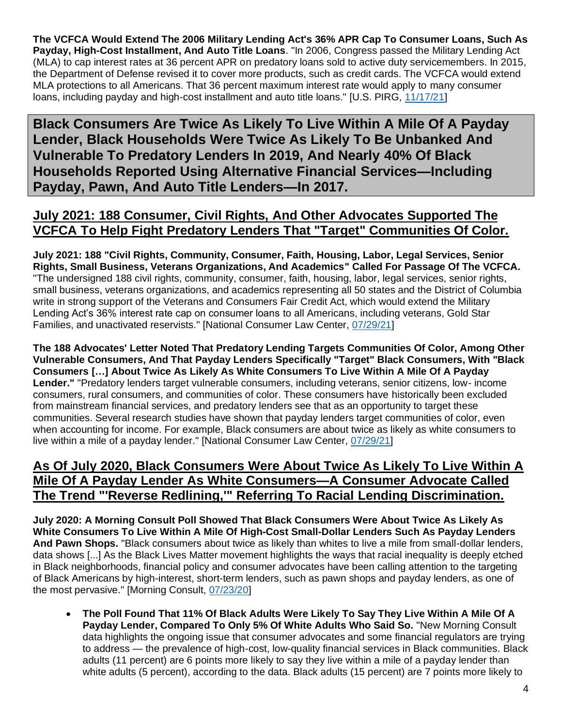**The VCFCA Would Extend The 2006 Military Lending Act's 36% APR Cap To Consumer Loans, Such As Payday, High-Cost Installment, And Auto Title Loans**. "In 2006, Congress passed the Military Lending Act (MLA) to cap interest rates at 36 percent APR on predatory loans sold to active duty servicemembers. In 2015, the Department of Defense revised it to cover more products, such as credit cards. The VCFCA would extend MLA protections to all Americans. That 36 percent maximum interest rate would apply to many consumer loans, including payday and high-cost installment and auto title loans." [U.S. PIRG, 11/17/21]

# Black Consumers Are Twice As Likely To Live Within A Mile Of A Payday Lender, Black Households Were Twice As Likely To Be Unbanked And Vulnerable To Predatory Lenders In 2019, And Nearly 40% Of Black Households Reported Using Alternative Financial Services—Including Payday, Pawn, And Auto Title Lenders—In 2017.

## July 2021: 188 Consumer, Civil Rights, And Other Advocates Supported The VCFCA To Help Fight Predatory Lenders That "Target" Communities Of Color.

**July 2021: 188 "Civil Rights, Community, Consumer, Faith, Housing, Labor, Legal Services, Senior Rights, Small Business, Veterans Organizations, And Academics" Called For Passage Of The VCFCA.** "The undersigned 188 civil rights, community, consumer, faith, housing, labor, legal services, senior rights, small business, veterans organizations, and academics representing all 50 states and the District of Columbia write in strong support of the Veterans and Consumers Fair Credit Act, which would extend the Military Lending Act's 36% interest rate cap on consumer loans to all Americans, including veterans, Gold Star Families, and unactivated reservists." [National Consumer Law Center, 07/29/21]

**The 188 Advocates' Letter Noted That Predatory Lending Targets Communities Of Color, Among Other Vulnerable Consumers, And That Payday Lenders Specifically "Target" Black Consumers, With "Black Consumers […] About Twice As Likely As White Consumers To Live Within A Mile Of A Payday Lender."** "Predatory lenders target vulnerable consumers, including veterans, senior citizens, low- income consumers, rural consumers, and communities of color. These consumers have historically been excluded from mainstream financial services, and predatory lenders see that as an opportunity to target these communities. Several research studies have shown that payday lenders target communities of color, even when accounting for income. For example, Black consumers are about twice as likely as white consumers to live within a mile of a payday lender." [National Consumer Law Center, 07/29/21]

## As Of July 2020, Black Consumers Were About Twice As Likely To Live Within A Mile Of A Payday Lender As White Consumers—A Consumer Advocate Called The Trend "'Reverse Redlining,'" Referring To Racial Lending Discrimination.

**July 2020: A Morning Consult Poll Showed That Black Consumers Were About Twice As Likely As White Consumers To Live Within A Mile Of High-Cost Small-Dollar Lenders Such As Payday Lenders And Pawn Shops.** "Black consumers about twice as likely than whites to live a mile from small-dollar lenders, data shows [...] As the Black Lives Matter movement highlights the ways that racial inequality is deeply etched in Black neighborhoods, financial policy and consumer advocates have been calling attention to the targeting of Black Americans by high-interest, short-term lenders, such as pawn shops and payday lenders, as one of the most pervasive." [Morning Consult, 07/23/20]

- **The Poll Found That 11% Of Black Adults Were Likely To Say They Live Within A Mile Of A Payday Lender, Compared To Only 5% Of White Adults Who Said So.** "New Morning Consult data highlights the ongoing issue that consumer advocates and some financial regulators are trying to address — the prevalence of high-cost, low-quality financial services in Black communities. Black adults (11 percent) are 6 points more likely to say they live within a mile of a payday lender than white adults (5 percent), according to the data. Black adults (15 percent) are 7 points more likely to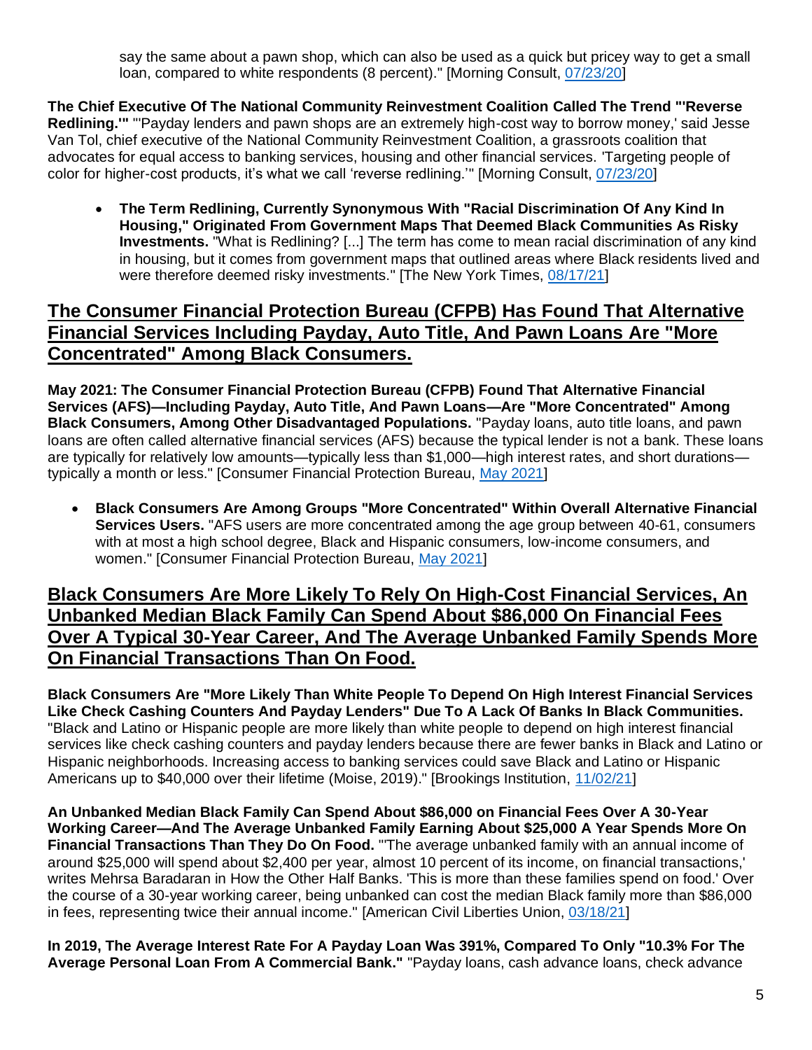say the same about a pawn shop, which can also be used as a quick but pricey way to get a small loan, compared to white respondents (8 percent)." [Morning Consult, 07/23/20]

**The Chief Executive Of The National Community Reinvestment Coalition Called The Trend "'Reverse Redlining.'"** "'Payday lenders and pawn shops are an extremely high-cost way to borrow money,' said Jesse Van Tol, chief executive of the National Community Reinvestment Coalition, a grassroots coalition that advocates for equal access to banking services, housing and other financial services. 'Targeting people of color for higher-cost products, it's what we call 'reverse redlining.'" [Morning Consult, 07/23/20]

- **The Term Redlining, Currently Synonymous With "Racial Discrimination Of Any Kind In Housing," Originated From Government Maps That Deemed Black Communities As Risky Investments.** "What is Redlining? [...] The term has come to mean racial discrimination of any kind in housing, but it comes from government maps that outlined areas where Black residents lived and were therefore deemed risky investments." [The New York Times, 08/17/21]

## The Consumer Financial Protection Bureau (CFPB) Has Found That Alternative Financial Services Including Payday, Auto Title, And Pawn Loans Are "More Concentrated" Among Black Consumers.

**May 2021: The Consumer Financial Protection Bureau (CFPB) Found That Alternative Financial Services (AFS)—Including Payday, Auto Title, And Pawn Loans—Are "More Concentrated" Among Black Consumers, Among Other Disadvantaged Populations.** "Payday loans, auto title loans, and pawn loans are often called alternative financial services (AFS) because the typical lender is not a bank. These loans are typically for relatively low amounts—typically less than $1,000—high interest rates, and short durations—typically a month or less." [Consumer Financial Protection Bureau, May 2021]

- **Black Consumers Are Among Groups "More Concentrated" Within Overall Alternative Financial Services Users.** "AFS users are more concentrated among the age group between 40-61, consumers with at most a high school degree, Black and Hispanic consumers, low-income consumers, and women." [Consumer Financial Protection Bureau, May 2021]

## Black Consumers Are More Likely To Rely On High-Cost Financial Services, An Unbanked Median Black Family Can Spend About $86,000 On Financial Fees Over A Typical 30-Year Career, And The Average Unbanked Family Spends More On Financial Transactions Than On Food.

**Black Consumers Are "More Likely Than White People To Depend On High Interest Financial Services Like Check Cashing Counters And Payday Lenders" Due To A Lack Of Banks In Black Communities.** "Black and Latino or Hispanic people are more likely than white people to depend on high interest financial services like check cashing counters and payday lenders because there are fewer banks in Black and Latino or Hispanic neighborhoods. Increasing access to banking services could save Black and Latino or Hispanic Americans up to $40,000 over their lifetime (Moise, 2019)." [Brookings Institution, 11/02/21]

**An Unbanked Median Black Family Can Spend About $86,000 on Financial Fees Over A 30-Year Working Career—And The Average Unbanked Family Earning About $25,000 A Year Spends More On Financial Transactions Than They Do On Food.** "'The average unbanked family with an annual income of around $25,000 will spend about $2,400 per year, almost 10 percent of its income, on financial transactions,' writes Mehrsa Baradaran in How the Other Half Banks. 'This is more than these families spend on food.' Over the course of a 30-year working career, being unbanked can cost the median Black family more than $86,000 in fees, representing twice their annual income." [American Civil Liberties Union, 03/18/21]

**In 2019, The Average Interest Rate For A Payday Loan Was 391%, Compared To Only "10.3% For The Average Personal Loan From A Commercial Bank."** "Payday loans, cash advance loans, check advance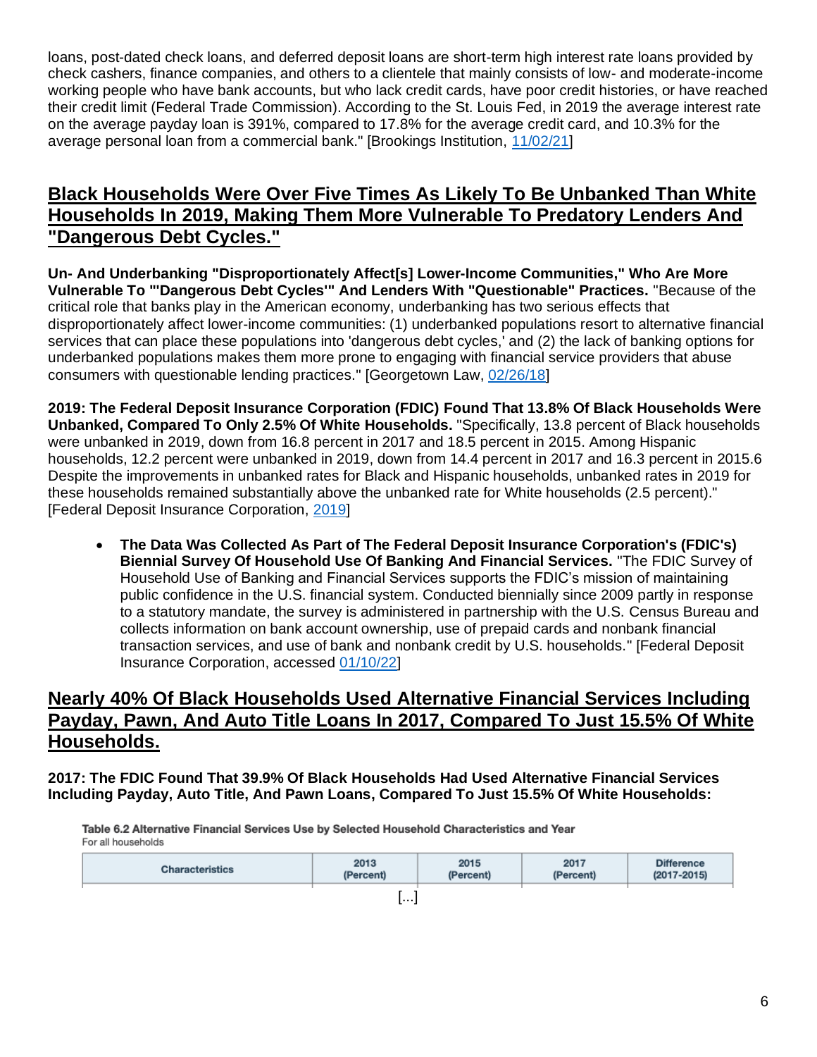loans, post-dated check loans, and deferred deposit loans are short-term high interest rate loans provided by check cashers, finance companies, and others to a clientele that mainly consists of low- and moderate-income working people who have bank accounts, but who lack credit cards, have poor credit histories, or have reached their credit limit (Federal Trade Commission). According to the St. Louis Fed, in 2019 the average interest rate on the average payday loan is 391%, compared to 17.8% for the average credit card, and 10.3% for the average personal loan from a commercial bank." [Brookings Institution, 11/02/21]

## Black Households Were Over Five Times As Likely To Be Unbanked Than White Households In 2019, Making Them More Vulnerable To Predatory Lenders And "Dangerous Debt Cycles."

**Un- And Underbanking "Disproportionately Affect[s] Lower-Income Communities," Who Are More Vulnerable To "'Dangerous Debt Cycles'" And Lenders With "Questionable" Practices.** "Because of the critical role that banks play in the American economy, underbanking has two serious effects that disproportionately affect lower-income communities: (1) underbanked populations resort to alternative financial services that can place these populations into 'dangerous debt cycles,' and (2) the lack of banking options for underbanked populations makes them more prone to engaging with financial service providers that abuse consumers with questionable lending practices." [Georgetown Law, 02/26/18]

**2019: The Federal Deposit Insurance Corporation (FDIC) Found That 13.8% Of Black Households Were Unbanked, Compared To Only 2.5% Of White Households.** "Specifically, 13.8 percent of Black households were unbanked in 2019, down from 16.8 percent in 2017 and 18.5 percent in 2015. Among Hispanic households, 12.2 percent were unbanked in 2019, down from 14.4 percent in 2017 and 16.3 percent in 2015.6 Despite the improvements in unbanked rates for Black and Hispanic households, unbanked rates in 2019 for these households remained substantially above the unbanked rate for White households (2.5 percent)." [Federal Deposit Insurance Corporation, 2019]

- **The Data Was Collected As Part of The Federal Deposit Insurance Corporation's (FDIC's) Biennial Survey Of Household Use Of Banking And Financial Services.** "The FDIC Survey of Household Use of Banking and Financial Services supports the FDIC's mission of maintaining public confidence in the U.S. financial system. Conducted biennially since 2009 partly in response to a statutory mandate, the survey is administered in partnership with the U.S. Census Bureau and collects information on bank account ownership, use of prepaid cards and nonbank financial transaction services, and use of bank and nonbank credit by U.S. households." [Federal Deposit Insurance Corporation, accessed 01/10/22]

## Nearly 40% Of Black Households Used Alternative Financial Services Including Payday, Pawn, And Auto Title Loans In 2017, Compared To Just 15.5% Of White Households.

**2017: The FDIC Found That 39.9% Of Black Households Had Used Alternative Financial Services Including Payday, Auto Title, And Pawn Loans, Compared To Just 15.5% Of White Households:**

**Table 6.2 Alternative Financial Services Use by Selected Household Characteristics and Year**
For all households

| Characteristics | 2013 (Percent) | 2015 (Percent) | 2017 (Percent) | Difference (2017-2015) |
|---|---|---|---|---|

[...]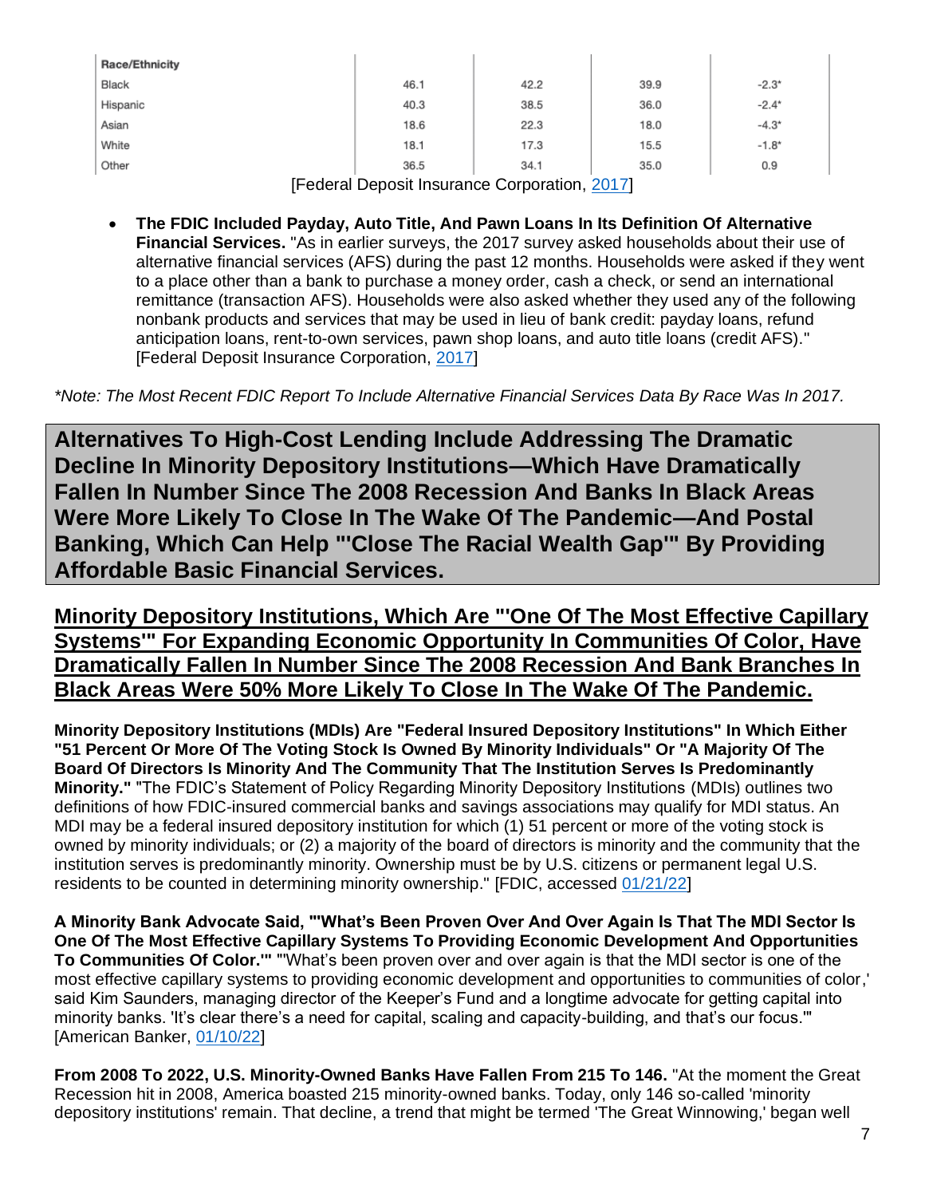| Race/Ethnicity | | | | |
| --- | --- | --- | --- | --- |
| Black | 46.1 | 42.2 | 39.9 | -2.3* |
| Hispanic | 40.3 | 38.5 | 36.0 | -2.4* |
| Asian | 18.6 | 22.3 | 18.0 | -4.3* |
| White | 18.1 | 17.3 | 15.5 | -1.8* |
| Other | 36.5 | 34.1 | 35.0 | 0.9 |

[Federal Deposit Insurance Corporation, 2017]

- **The FDIC Included Payday, Auto Title, And Pawn Loans In Its Definition Of Alternative Financial Services.** "As in earlier surveys, the 2017 survey asked households about their use of alternative financial services (AFS) during the past 12 months. Households were asked if they went to a place other than a bank to purchase a money order, cash a check, or send an international remittance (transaction AFS). Households were also asked whether they used any of the following nonbank products and services that may be used in lieu of bank credit: payday loans, refund anticipation loans, rent-to-own services, pawn shop loans, and auto title loans (credit AFS)." [Federal Deposit Insurance Corporation, 2017]

*\*Note: The Most Recent FDIC Report To Include Alternative Financial Services Data By Race Was In 2017.*

# Alternatives To High-Cost Lending Include Addressing The Dramatic Decline In Minority Depository Institutions—Which Have Dramatically Fallen In Number Since The 2008 Recession And Banks In Black Areas Were More Likely To Close In The Wake Of The Pandemic—And Postal Banking, Which Can Help "'Close The Racial Wealth Gap'" By Providing Affordable Basic Financial Services.

## Minority Depository Institutions, Which Are "'One Of The Most Effective Capillary Systems'" For Expanding Economic Opportunity In Communities Of Color, Have Dramatically Fallen In Number Since The 2008 Recession And Bank Branches In Black Areas Were 50% More Likely To Close In The Wake Of The Pandemic.

**Minority Depository Institutions (MDIs) Are "Federal Insured Depository Institutions" In Which Either "51 Percent Or More Of The Voting Stock Is Owned By Minority Individuals" Or "A Majority Of The Board Of Directors Is Minority And The Community That The Institution Serves Is Predominantly Minority."** "The FDIC's Statement of Policy Regarding Minority Depository Institutions (MDIs) outlines two definitions of how FDIC-insured commercial banks and savings associations may qualify for MDI status. An MDI may be a federal insured depository institution for which (1) 51 percent or more of the voting stock is owned by minority individuals; or (2) a majority of the board of directors is minority and the community that the institution serves is predominantly minority. Ownership must be by U.S. citizens or permanent legal U.S. residents to be counted in determining minority ownership." [FDIC, accessed 01/21/22]

**A Minority Bank Advocate Said, "'What's Been Proven Over And Over Again Is That The MDI Sector Is One Of The Most Effective Capillary Systems To Providing Economic Development And Opportunities To Communities Of Color.'"** "'What's been proven over and over again is that the MDI sector is one of the most effective capillary systems to providing economic development and opportunities to communities of color,' said Kim Saunders, managing director of the Keeper's Fund and a longtime advocate for getting capital into minority banks. 'It's clear there's a need for capital, scaling and capacity-building, and that's our focus.'" [American Banker, 01/10/22]

**From 2008 To 2022, U.S. Minority-Owned Banks Have Fallen From 215 To 146.** "At the moment the Great Recession hit in 2008, America boasted 215 minority-owned banks. Today, only 146 so-called 'minority depository institutions' remain. That decline, a trend that might be termed 'The Great Winnowing,' began well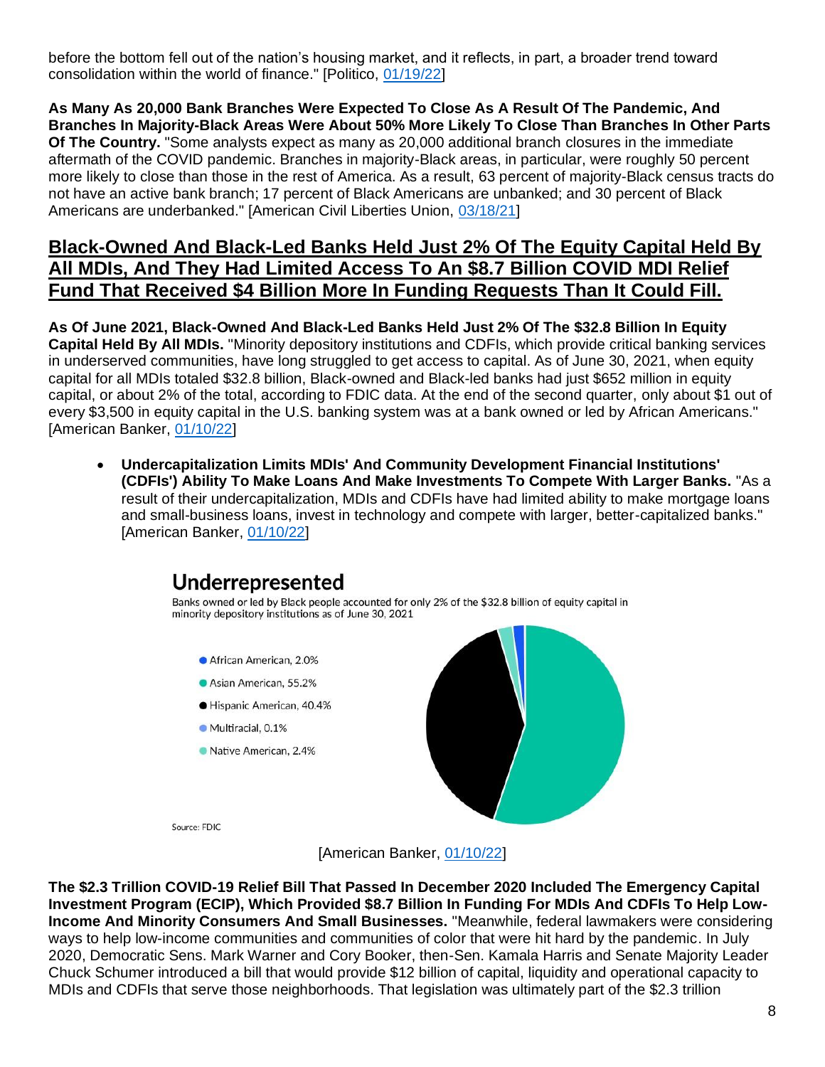before the bottom fell out of the nation's housing market, and it reflects, in part, a broader trend toward consolidation within the world of finance." [Politico, 01/19/22]

**As Many As 20,000 Bank Branches Were Expected To Close As A Result Of The Pandemic, And Branches In Majority-Black Areas Were About 50% More Likely To Close Than Branches In Other Parts Of The Country.** "Some analysts expect as many as 20,000 additional branch closures in the immediate aftermath of the COVID pandemic. Branches in majority-Black areas, in particular, were roughly 50 percent more likely to close than those in the rest of America. As a result, 63 percent of majority-Black census tracts do not have an active bank branch; 17 percent of Black Americans are unbanked; and 30 percent of Black Americans are underbanked." [American Civil Liberties Union, 03/18/21]

## Black-Owned And Black-Led Banks Held Just 2% Of The Equity Capital Held By All MDIs, And They Had Limited Access To An $8.7 Billion COVID MDI Relief Fund That Received $4 Billion More In Funding Requests Than It Could Fill.

**As Of June 2021, Black-Owned And Black-Led Banks Held Just 2% Of The $32.8 Billion In Equity Capital Held By All MDIs.** "Minority depository institutions and CDFIs, which provide critical banking services in underserved communities, have long struggled to get access to capital. As of June 30, 2021, when equity capital for all MDIs totaled $32.8 billion, Black-owned and Black-led banks had just $652 million in equity capital, or about 2% of the total, according to FDIC data. At the end of the second quarter, only about $1 out of every $3,500 in equity capital in the U.S. banking system was at a bank owned or led by African Americans." [American Banker, 01/10/22]

- **Undercapitalization Limits MDIs' And Community Development Financial Institutions' (CDFIs') Ability To Make Loans And Make Investments To Compete With Larger Banks.** "As a result of their undercapitalization, MDIs and CDFIs have had limited ability to make mortgage loans and small-business loans, invest in technology and compete with larger, better-capitalized banks." [American Banker, 01/10/22]

**Underrepresented**

Banks owned or led by Black people accounted for only 2% of the $32.8 billion of equity capital in minority depository institutions as of June 30, 2021

- African American, 2.0%
- Asian American, 55.2%
- Hispanic American, 40.4%
- Multiracial, 0.1%
- Native American, 2.4%

Source: FDIC

[American Banker, 01/10/22]

**The $2.3 Trillion COVID-19 Relief Bill That Passed In December 2020 Included The Emergency Capital Investment Program (ECIP), Which Provided $8.7 Billion In Funding For MDIs And CDFIs To Help Low-Income And Minority Consumers And Small Businesses.** "Meanwhile, federal lawmakers were considering ways to help low-income communities and communities of color that were hit hard by the pandemic. In July 2020, Democratic Sens. Mark Warner and Cory Booker, then-Sen. Kamala Harris and Senate Majority Leader Chuck Schumer introduced a bill that would provide $12 billion of capital, liquidity and operational capacity to MDIs and CDFIs that serve those neighborhoods. That legislation was ultimately part of the $2.3 trillion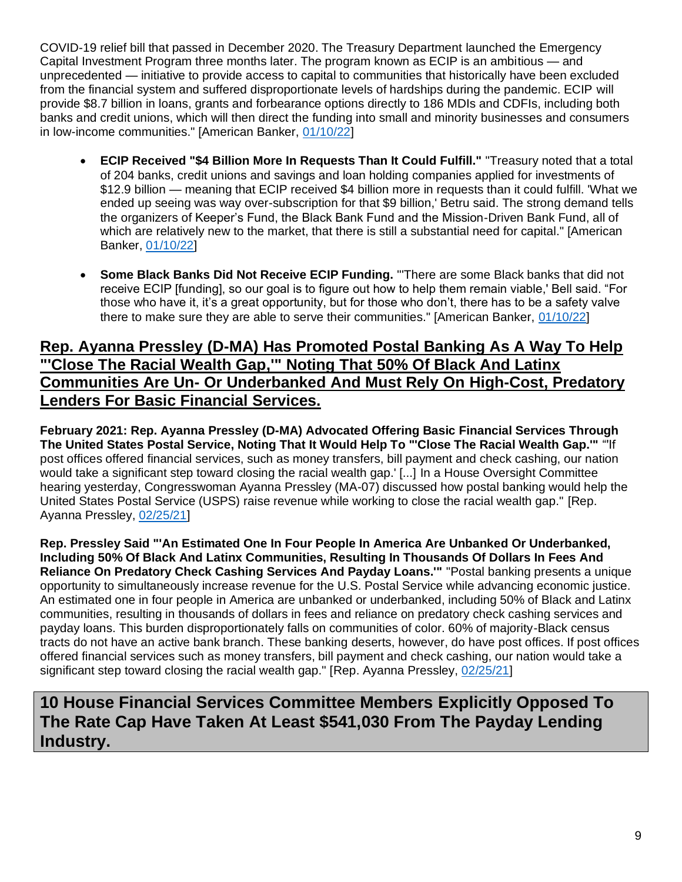COVID-19 relief bill that passed in December 2020. The Treasury Department launched the Emergency Capital Investment Program three months later. The program known as ECIP is an ambitious — and unprecedented — initiative to provide access to capital to communities that historically have been excluded from the financial system and suffered disproportionate levels of hardships during the pandemic. ECIP will provide $8.7 billion in loans, grants and forbearance options directly to 186 MDIs and CDFIs, including both banks and credit unions, which will then direct the funding into small and minority businesses and consumers in low-income communities." [American Banker, 01/10/22]

- **ECIP Received "$4 Billion More In Requests Than It Could Fulfill."** "Treasury noted that a total of 204 banks, credit unions and savings and loan holding companies applied for investments of $12.9 billion — meaning that ECIP received $4 billion more in requests than it could fulfill. 'What we ended up seeing was way over-subscription for that $9 billion,' Betru said. The strong demand tells the organizers of Keeper's Fund, the Black Bank Fund and the Mission-Driven Bank Fund, all of which are relatively new to the market, that there is still a substantial need for capital." [American Banker, 01/10/22]

- **Some Black Banks Did Not Receive ECIP Funding.** "'There are some Black banks that did not receive ECIP [funding], so our goal is to figure out how to help them remain viable,' Bell said. "For those who have it, it's a great opportunity, but for those who don't, there has to be a safety valve there to make sure they are able to serve their communities." [American Banker, 01/10/22]

## Rep. Ayanna Pressley (D-MA) Has Promoted Postal Banking As A Way To Help "'Close The Racial Wealth Gap,'" Noting That 50% Of Black And Latinx Communities Are Un- Or Underbanked And Must Rely On High-Cost, Predatory Lenders For Basic Financial Services.

**February 2021: Rep. Ayanna Pressley (D-MA) Advocated Offering Basic Financial Services Through The United States Postal Service, Noting That It Would Help To "'Close The Racial Wealth Gap.'"** "'If post offices offered financial services, such as money transfers, bill payment and check cashing, our nation would take a significant step toward closing the racial wealth gap.' [...] In a House Oversight Committee hearing yesterday, Congresswoman Ayanna Pressley (MA-07) discussed how postal banking would help the United States Postal Service (USPS) raise revenue while working to close the racial wealth gap." [Rep. Ayanna Pressley, 02/25/21]

**Rep. Pressley Said "'An Estimated One In Four People In America Are Unbanked Or Underbanked, Including 50% Of Black And Latinx Communities, Resulting In Thousands Of Dollars In Fees And Reliance On Predatory Check Cashing Services And Payday Loans.'"** "Postal banking presents a unique opportunity to simultaneously increase revenue for the U.S. Postal Service while advancing economic justice. An estimated one in four people in America are unbanked or underbanked, including 50% of Black and Latinx communities, resulting in thousands of dollars in fees and reliance on predatory check cashing services and payday loans. This burden disproportionately falls on communities of color. 60% of majority-Black census tracts do not have an active bank branch. These banking deserts, however, do have post offices. If post offices offered financial services such as money transfers, bill payment and check cashing, our nation would take a significant step toward closing the racial wealth gap." [Rep. Ayanna Pressley, 02/25/21]

# 10 House Financial Services Committee Members Explicitly Opposed To The Rate Cap Have Taken At Least $541,030 From The Payday Lending Industry.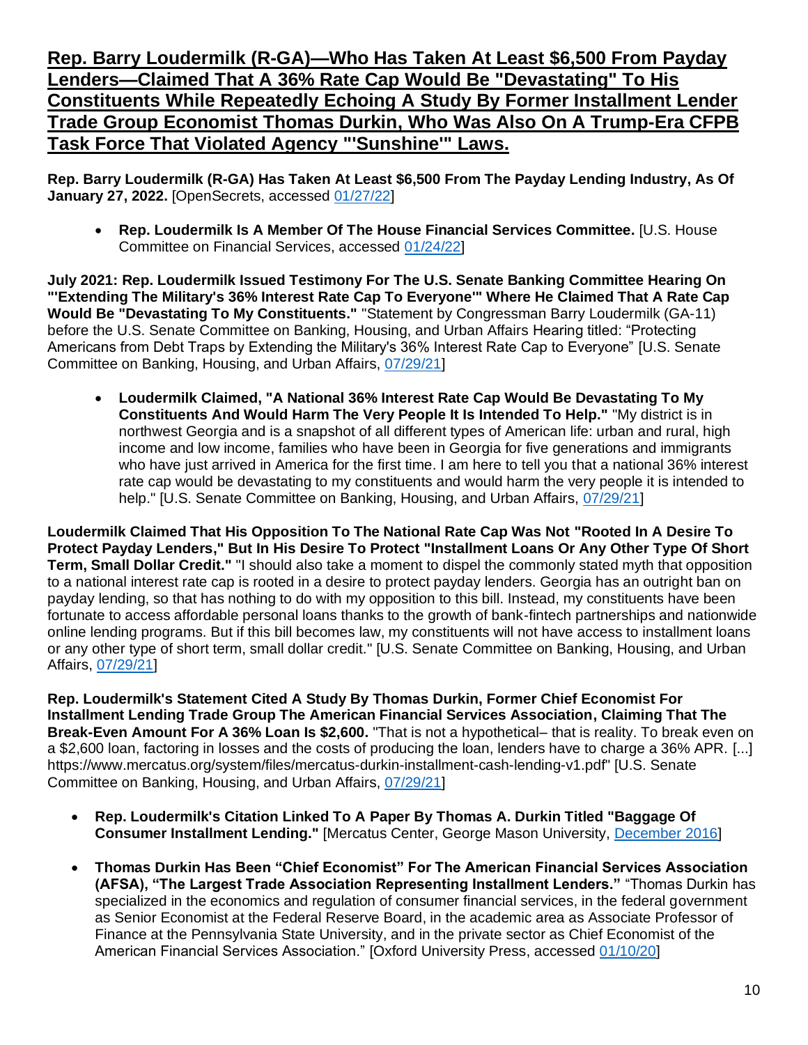## **Rep. Barry Loudermilk (R-GA)—Who Has Taken At Least $6,500 From Payday Lenders—Claimed That A 36% Rate Cap Would Be "Devastating" To His Constituents While Repeatedly Echoing A Study By Former Installment Lender Trade Group Economist Thomas Durkin, Who Was Also On A Trump-Era CFPB Task Force That Violated Agency "'Sunshine'" Laws.**

**Rep. Barry Loudermilk (R-GA) Has Taken At Least $6,500 From The Payday Lending Industry, As Of January 27, 2022.** [OpenSecrets, accessed 01/27/22]

- **Rep. Loudermilk Is A Member Of The House Financial Services Committee.** [U.S. House Committee on Financial Services, accessed 01/24/22]

**July 2021: Rep. Loudermilk Issued Testimony For The U.S. Senate Banking Committee Hearing On "'Extending The Military's 36% Interest Rate Cap To Everyone'" Where He Claimed That A Rate Cap Would Be "Devastating To My Constituents."** "Statement by Congressman Barry Loudermilk (GA-11) before the U.S. Senate Committee on Banking, Housing, and Urban Affairs Hearing titled: "Protecting Americans from Debt Traps by Extending the Military's 36% Interest Rate Cap to Everyone" [U.S. Senate Committee on Banking, Housing, and Urban Affairs, 07/29/21]

- **Loudermilk Claimed, "A National 36% Interest Rate Cap Would Be Devastating To My Constituents And Would Harm The Very People It Is Intended To Help."** "My district is in northwest Georgia and is a snapshot of all different types of American life: urban and rural, high income and low income, families who have been in Georgia for five generations and immigrants who have just arrived in America for the first time. I am here to tell you that a national 36% interest rate cap would be devastating to my constituents and would harm the very people it is intended to help." [U.S. Senate Committee on Banking, Housing, and Urban Affairs, 07/29/21]

**Loudermilk Claimed That His Opposition To The National Rate Cap Was Not "Rooted In A Desire To Protect Payday Lenders," But In His Desire To Protect "Installment Loans Or Any Other Type Of Short Term, Small Dollar Credit."** "I should also take a moment to dispel the commonly stated myth that opposition to a national interest rate cap is rooted in a desire to protect payday lenders. Georgia has an outright ban on payday lending, so that has nothing to do with my opposition to this bill. Instead, my constituents have been fortunate to access affordable personal loans thanks to the growth of bank-fintech partnerships and nationwide online lending programs. But if this bill becomes law, my constituents will not have access to installment loans or any other type of short term, small dollar credit." [U.S. Senate Committee on Banking, Housing, and Urban Affairs, 07/29/21]

**Rep. Loudermilk's Statement Cited A Study By Thomas Durkin, Former Chief Economist For Installment Lending Trade Group The American Financial Services Association, Claiming That The Break-Even Amount For A 36% Loan Is $2,600.** "That is not a hypothetical– that is reality. To break even on a $2,600 loan, factoring in losses and the costs of producing the loan, lenders have to charge a 36% APR. [...] https://www.mercatus.org/system/files/mercatus-durkin-installment-cash-lending-v1.pdf" [U.S. Senate Committee on Banking, Housing, and Urban Affairs, 07/29/21]

- **Rep. Loudermilk's Citation Linked To A Paper By Thomas A. Durkin Titled "Baggage Of Consumer Installment Lending."** [Mercatus Center, George Mason University, December 2016]

- **Thomas Durkin Has Been "Chief Economist" For The American Financial Services Association (AFSA), "The Largest Trade Association Representing Installment Lenders."** "Thomas Durkin has specialized in the economics and regulation of consumer financial services, in the federal government as Senior Economist at the Federal Reserve Board, in the academic area as Associate Professor of Finance at the Pennsylvania State University, and in the private sector as Chief Economist of the American Financial Services Association." [Oxford University Press, accessed 01/10/20]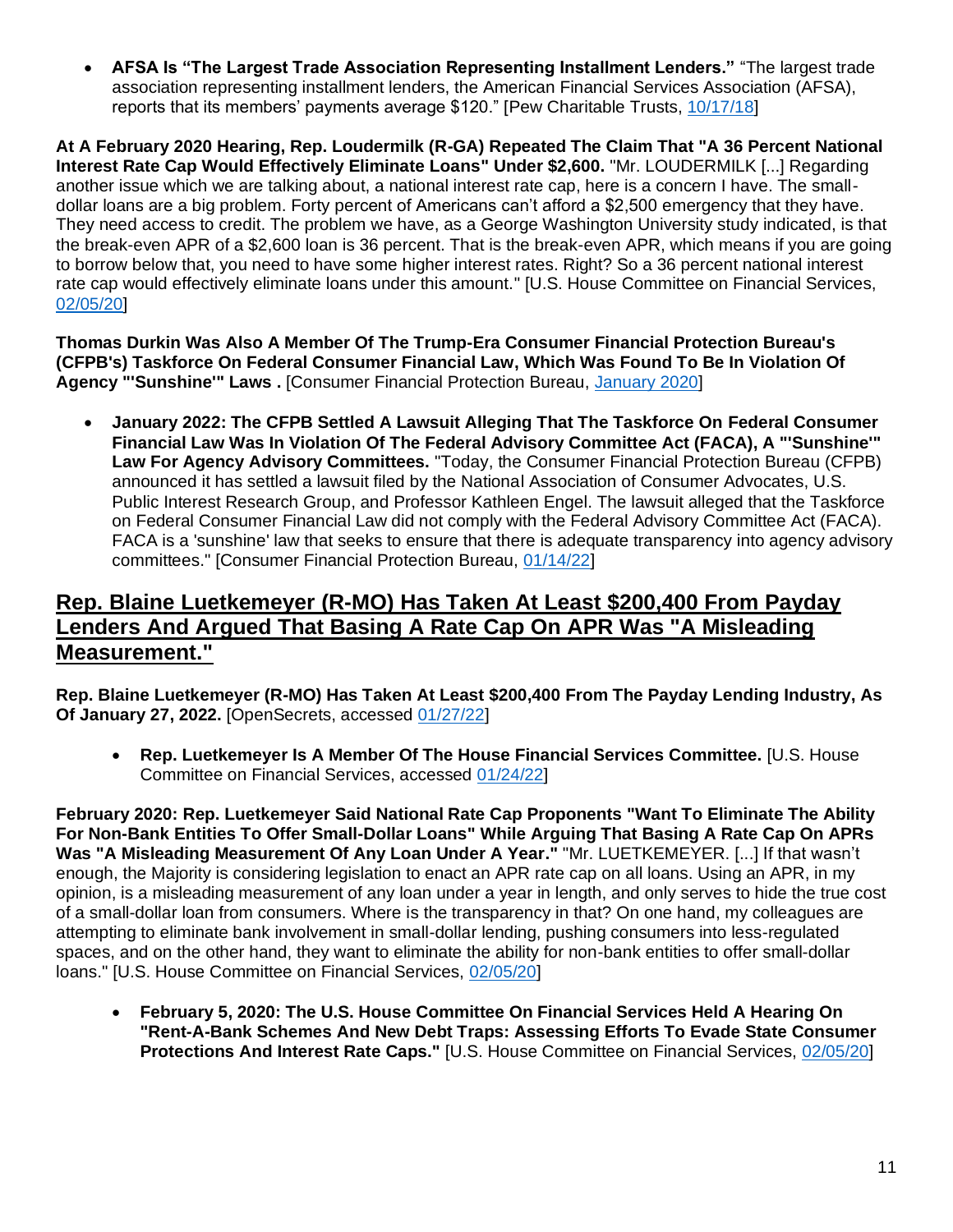- **AFSA Is "The Largest Trade Association Representing Installment Lenders."** "The largest trade association representing installment lenders, the American Financial Services Association (AFSA), reports that its members' payments average $120." [Pew Charitable Trusts, 10/17/18]

**At A February 2020 Hearing, Rep. Loudermilk (R-GA) Repeated The Claim That "A 36 Percent National Interest Rate Cap Would Effectively Eliminate Loans" Under $2,600.** "Mr. LOUDERMILK [...] Regarding another issue which we are talking about, a national interest rate cap, here is a concern I have. The small-dollar loans are a big problem. Forty percent of Americans can't afford a $2,500 emergency that they have. They need access to credit. The problem we have, as a George Washington University study indicated, is that the break-even APR of a $2,600 loan is 36 percent. That is the break-even APR, which means if you are going to borrow below that, you need to have some higher interest rates. Right? So a 36 percent national interest rate cap would effectively eliminate loans under this amount." [U.S. House Committee on Financial Services, 02/05/20]

**Thomas Durkin Was Also A Member Of The Trump-Era Consumer Financial Protection Bureau's (CFPB's) Taskforce On Federal Consumer Financial Law, Which Was Found To Be In Violation Of Agency "'Sunshine'" Laws .** [Consumer Financial Protection Bureau, January 2020]

- **January 2022: The CFPB Settled A Lawsuit Alleging That The Taskforce On Federal Consumer Financial Law Was In Violation Of The Federal Advisory Committee Act (FACA), A "'Sunshine'" Law For Agency Advisory Committees.** "Today, the Consumer Financial Protection Bureau (CFPB) announced it has settled a lawsuit filed by the National Association of Consumer Advocates, U.S. Public Interest Research Group, and Professor Kathleen Engel. The lawsuit alleged that the Taskforce on Federal Consumer Financial Law did not comply with the Federal Advisory Committee Act (FACA). FACA is a 'sunshine' law that seeks to ensure that there is adequate transparency into agency advisory committees." [Consumer Financial Protection Bureau, 01/14/22]

## Rep. Blaine Luetkemeyer (R-MO) Has Taken At Least $200,400 From Payday Lenders And Argued That Basing A Rate Cap On APR Was "A Misleading Measurement."

**Rep. Blaine Luetkemeyer (R-MO) Has Taken At Least $200,400 From The Payday Lending Industry, As Of January 27, 2022.** [OpenSecrets, accessed 01/27/22]

- **Rep. Luetkemeyer Is A Member Of The House Financial Services Committee.** [U.S. House Committee on Financial Services, accessed 01/24/22]

**February 2020: Rep. Luetkemeyer Said National Rate Cap Proponents "Want To Eliminate The Ability For Non-Bank Entities To Offer Small-Dollar Loans" While Arguing That Basing A Rate Cap On APRs Was "A Misleading Measurement Of Any Loan Under A Year."** "Mr. LUETKEMEYER. [...] If that wasn't enough, the Majority is considering legislation to enact an APR rate cap on all loans. Using an APR, in my opinion, is a misleading measurement of any loan under a year in length, and only serves to hide the true cost of a small-dollar loan from consumers. Where is the transparency in that? On one hand, my colleagues are attempting to eliminate bank involvement in small-dollar lending, pushing consumers into less-regulated spaces, and on the other hand, they want to eliminate the ability for non-bank entities to offer small-dollar loans." [U.S. House Committee on Financial Services, 02/05/20]

- **February 5, 2020: The U.S. House Committee On Financial Services Held A Hearing On "Rent-A-Bank Schemes And New Debt Traps: Assessing Efforts To Evade State Consumer Protections And Interest Rate Caps."** [U.S. House Committee on Financial Services, 02/05/20]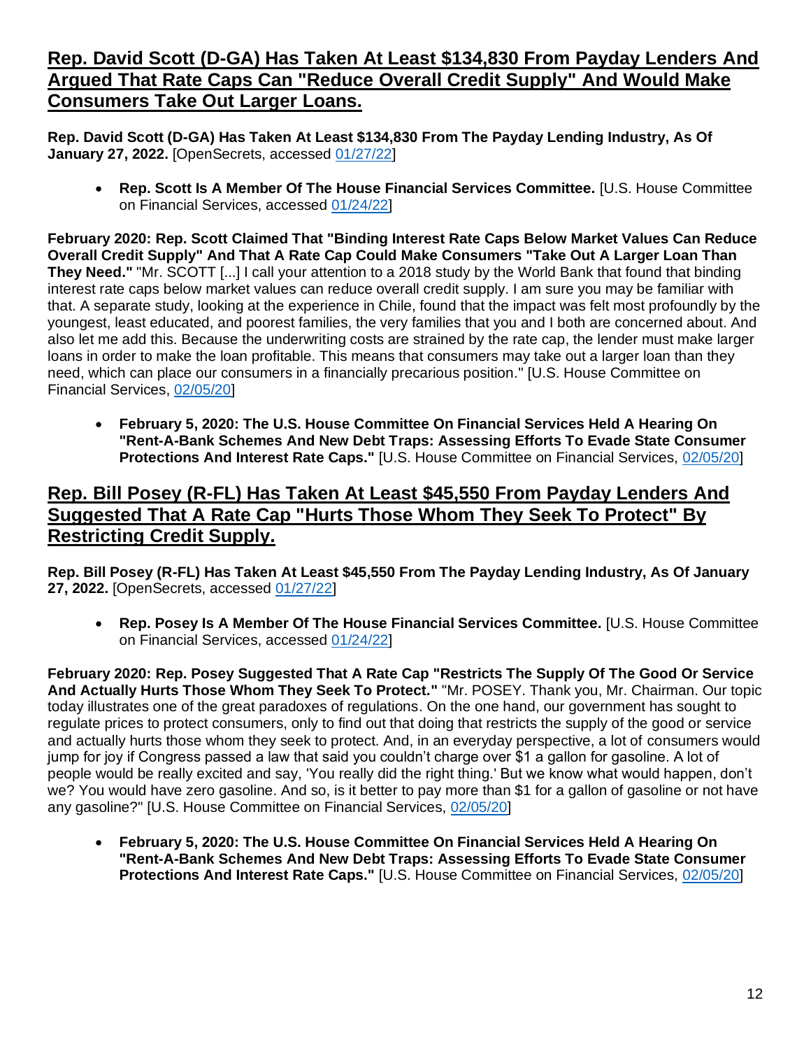## Rep. David Scott (D-GA) Has Taken At Least $134,830 From Payday Lenders And Argued That Rate Caps Can "Reduce Overall Credit Supply" And Would Make Consumers Take Out Larger Loans.

**Rep. David Scott (D-GA) Has Taken At Least $134,830 From The Payday Lending Industry, As Of January 27, 2022.** [OpenSecrets, accessed 01/27/22]

- **Rep. Scott Is A Member Of The House Financial Services Committee.** [U.S. House Committee on Financial Services, accessed 01/24/22]

**February 2020: Rep. Scott Claimed That "Binding Interest Rate Caps Below Market Values Can Reduce Overall Credit Supply" And That A Rate Cap Could Make Consumers "Take Out A Larger Loan Than They Need."** "Mr. SCOTT [...] I call your attention to a 2018 study by the World Bank that found that binding interest rate caps below market values can reduce overall credit supply. I am sure you may be familiar with that. A separate study, looking at the experience in Chile, found that the impact was felt most profoundly by the youngest, least educated, and poorest families, the very families that you and I both are concerned about. And also let me add this. Because the underwriting costs are strained by the rate cap, the lender must make larger loans in order to make the loan profitable. This means that consumers may take out a larger loan than they need, which can place our consumers in a financially precarious position." [U.S. House Committee on Financial Services, 02/05/20]

- **February 5, 2020: The U.S. House Committee On Financial Services Held A Hearing On "Rent-A-Bank Schemes And New Debt Traps: Assessing Efforts To Evade State Consumer Protections And Interest Rate Caps."** [U.S. House Committee on Financial Services, 02/05/20]

## Rep. Bill Posey (R-FL) Has Taken At Least $45,550 From Payday Lenders And Suggested That A Rate Cap "Hurts Those Whom They Seek To Protect" By Restricting Credit Supply.

**Rep. Bill Posey (R-FL) Has Taken At Least $45,550 From The Payday Lending Industry, As Of January 27, 2022.** [OpenSecrets, accessed 01/27/22]

- **Rep. Posey Is A Member Of The House Financial Services Committee.** [U.S. House Committee on Financial Services, accessed 01/24/22]

**February 2020: Rep. Posey Suggested That A Rate Cap "Restricts The Supply Of The Good Or Service And Actually Hurts Those Whom They Seek To Protect."** "Mr. POSEY. Thank you, Mr. Chairman. Our topic today illustrates one of the great paradoxes of regulations. On the one hand, our government has sought to regulate prices to protect consumers, only to find out that doing that restricts the supply of the good or service and actually hurts those whom they seek to protect. And, in an everyday perspective, a lot of consumers would jump for joy if Congress passed a law that said you couldn't charge over $1 a gallon for gasoline. A lot of people would be really excited and say, 'You really did the right thing.' But we know what would happen, don't we? You would have zero gasoline. And so, is it better to pay more than $1 for a gallon of gasoline or not have any gasoline?" [U.S. House Committee on Financial Services, 02/05/20]

- **February 5, 2020: The U.S. House Committee On Financial Services Held A Hearing On "Rent-A-Bank Schemes And New Debt Traps: Assessing Efforts To Evade State Consumer Protections And Interest Rate Caps."** [U.S. House Committee on Financial Services, 02/05/20]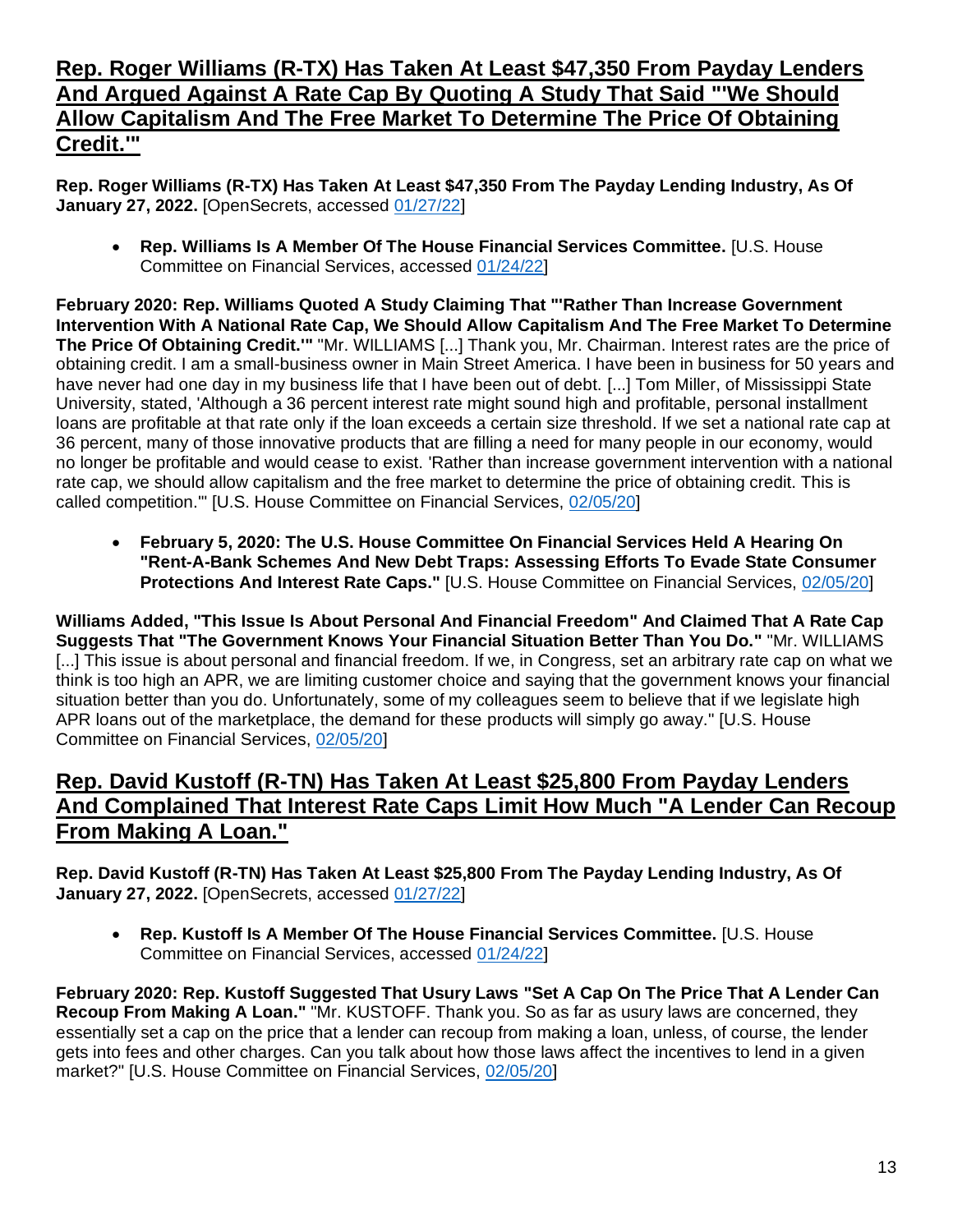## Rep. Roger Williams (R-TX) Has Taken At Least $47,350 From Payday Lenders And Argued Against A Rate Cap By Quoting A Study That Said "'We Should Allow Capitalism And The Free Market To Determine The Price Of Obtaining Credit.'"

**Rep. Roger Williams (R-TX) Has Taken At Least $47,350 From The Payday Lending Industry, As Of January 27, 2022.** [OpenSecrets, accessed 01/27/22]

- **Rep. Williams Is A Member Of The House Financial Services Committee.** [U.S. House Committee on Financial Services, accessed 01/24/22]

**February 2020: Rep. Williams Quoted A Study Claiming That "'Rather Than Increase Government Intervention With A National Rate Cap, We Should Allow Capitalism And The Free Market To Determine The Price Of Obtaining Credit.'"** "Mr. WILLIAMS [...] Thank you, Mr. Chairman. Interest rates are the price of obtaining credit. I am a small-business owner in Main Street America. I have been in business for 50 years and have never had one day in my business life that I have been out of debt. [...] Tom Miller, of Mississippi State University, stated, 'Although a 36 percent interest rate might sound high and profitable, personal installment loans are profitable at that rate only if the loan exceeds a certain size threshold. If we set a national rate cap at 36 percent, many of those innovative products that are filling a need for many people in our economy, would no longer be profitable and would cease to exist. 'Rather than increase government intervention with a national rate cap, we should allow capitalism and the free market to determine the price of obtaining credit. This is called competition.'" [U.S. House Committee on Financial Services, 02/05/20]

- **February 5, 2020: The U.S. House Committee On Financial Services Held A Hearing On "Rent-A-Bank Schemes And New Debt Traps: Assessing Efforts To Evade State Consumer Protections And Interest Rate Caps."** [U.S. House Committee on Financial Services, 02/05/20]

**Williams Added, "This Issue Is About Personal And Financial Freedom" And Claimed That A Rate Cap Suggests That "The Government Knows Your Financial Situation Better Than You Do."** "Mr. WILLIAMS [...] This issue is about personal and financial freedom. If we, in Congress, set an arbitrary rate cap on what we think is too high an APR, we are limiting customer choice and saying that the government knows your financial situation better than you do. Unfortunately, some of my colleagues seem to believe that if we legislate high APR loans out of the marketplace, the demand for these products will simply go away." [U.S. House Committee on Financial Services, 02/05/20]

## Rep. David Kustoff (R-TN) Has Taken At Least $25,800 From Payday Lenders And Complained That Interest Rate Caps Limit How Much "A Lender Can Recoup From Making A Loan."

**Rep. David Kustoff (R-TN) Has Taken At Least $25,800 From The Payday Lending Industry, As Of January 27, 2022.** [OpenSecrets, accessed 01/27/22]

- **Rep. Kustoff Is A Member Of The House Financial Services Committee.** [U.S. House Committee on Financial Services, accessed 01/24/22]

**February 2020: Rep. Kustoff Suggested That Usury Laws "Set A Cap On The Price That A Lender Can Recoup From Making A Loan."** "Mr. KUSTOFF. Thank you. So as far as usury laws are concerned, they essentially set a cap on the price that a lender can recoup from making a loan, unless, of course, the lender gets into fees and other charges. Can you talk about how those laws affect the incentives to lend in a given market?" [U.S. House Committee on Financial Services, 02/05/20]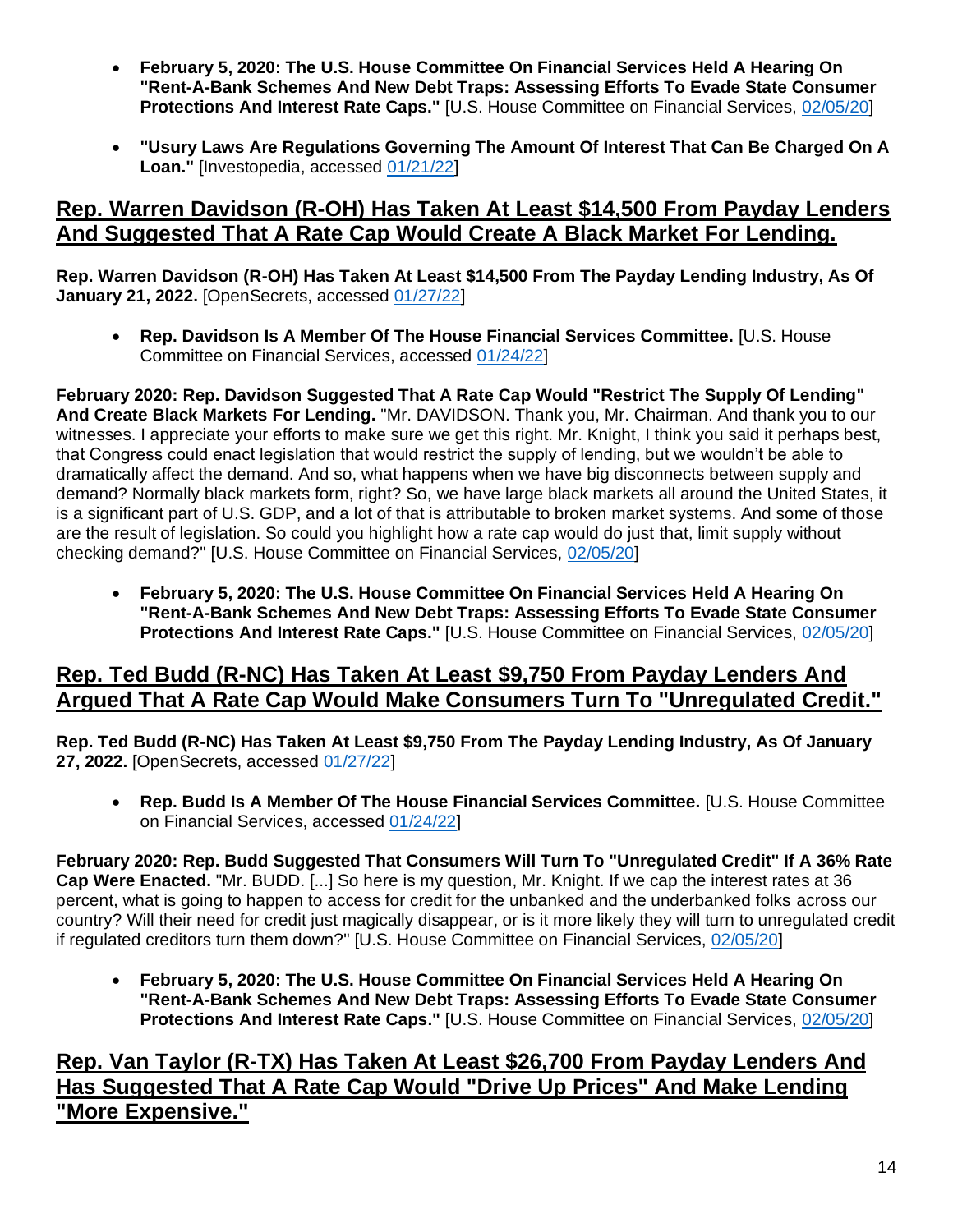- **February 5, 2020: The U.S. House Committee On Financial Services Held A Hearing On "Rent-A-Bank Schemes And New Debt Traps: Assessing Efforts To Evade State Consumer Protections And Interest Rate Caps."** [U.S. House Committee on Financial Services, 02/05/20]

- **"Usury Laws Are Regulations Governing The Amount Of Interest That Can Be Charged On A Loan."** [Investopedia, accessed 01/21/22]

## Rep. Warren Davidson (R-OH) Has Taken At Least $14,500 From Payday Lenders And Suggested That A Rate Cap Would Create A Black Market For Lending.

**Rep. Warren Davidson (R-OH) Has Taken At Least $14,500 From The Payday Lending Industry, As Of January 21, 2022.** [OpenSecrets, accessed 01/27/22]

- **Rep. Davidson Is A Member Of The House Financial Services Committee.** [U.S. House Committee on Financial Services, accessed 01/24/22]

**February 2020: Rep. Davidson Suggested That A Rate Cap Would "Restrict The Supply Of Lending" And Create Black Markets For Lending.** "Mr. DAVIDSON. Thank you, Mr. Chairman. And thank you to our witnesses. I appreciate your efforts to make sure we get this right. Mr. Knight, I think you said it perhaps best, that Congress could enact legislation that would restrict the supply of lending, but we wouldn't be able to dramatically affect the demand. And so, what happens when we have big disconnects between supply and demand? Normally black markets form, right? So, we have large black markets all around the United States, it is a significant part of U.S. GDP, and a lot of that is attributable to broken market systems. And some of those are the result of legislation. So could you highlight how a rate cap would do just that, limit supply without checking demand?" [U.S. House Committee on Financial Services, 02/05/20]

- **February 5, 2020: The U.S. House Committee On Financial Services Held A Hearing On "Rent-A-Bank Schemes And New Debt Traps: Assessing Efforts To Evade State Consumer Protections And Interest Rate Caps."** [U.S. House Committee on Financial Services, 02/05/20]

## Rep. Ted Budd (R-NC) Has Taken At Least $9,750 From Payday Lenders And Argued That A Rate Cap Would Make Consumers Turn To "Unregulated Credit."

**Rep. Ted Budd (R-NC) Has Taken At Least $9,750 From The Payday Lending Industry, As Of January 27, 2022.** [OpenSecrets, accessed 01/27/22]

- **Rep. Budd Is A Member Of The House Financial Services Committee.** [U.S. House Committee on Financial Services, accessed 01/24/22]

**February 2020: Rep. Budd Suggested That Consumers Will Turn To "Unregulated Credit" If A 36% Rate Cap Were Enacted.** "Mr. BUDD. [...] So here is my question, Mr. Knight. If we cap the interest rates at 36 percent, what is going to happen to access for credit for the unbanked and the underbanked folks across our country? Will their need for credit just magically disappear, or is it more likely they will turn to unregulated credit if regulated creditors turn them down?" [U.S. House Committee on Financial Services, 02/05/20]

- **February 5, 2020: The U.S. House Committee On Financial Services Held A Hearing On "Rent-A-Bank Schemes And New Debt Traps: Assessing Efforts To Evade State Consumer Protections And Interest Rate Caps."** [U.S. House Committee on Financial Services, 02/05/20]

## Rep. Van Taylor (R-TX) Has Taken At Least $26,700 From Payday Lenders And Has Suggested That A Rate Cap Would "Drive Up Prices" And Make Lending "More Expensive."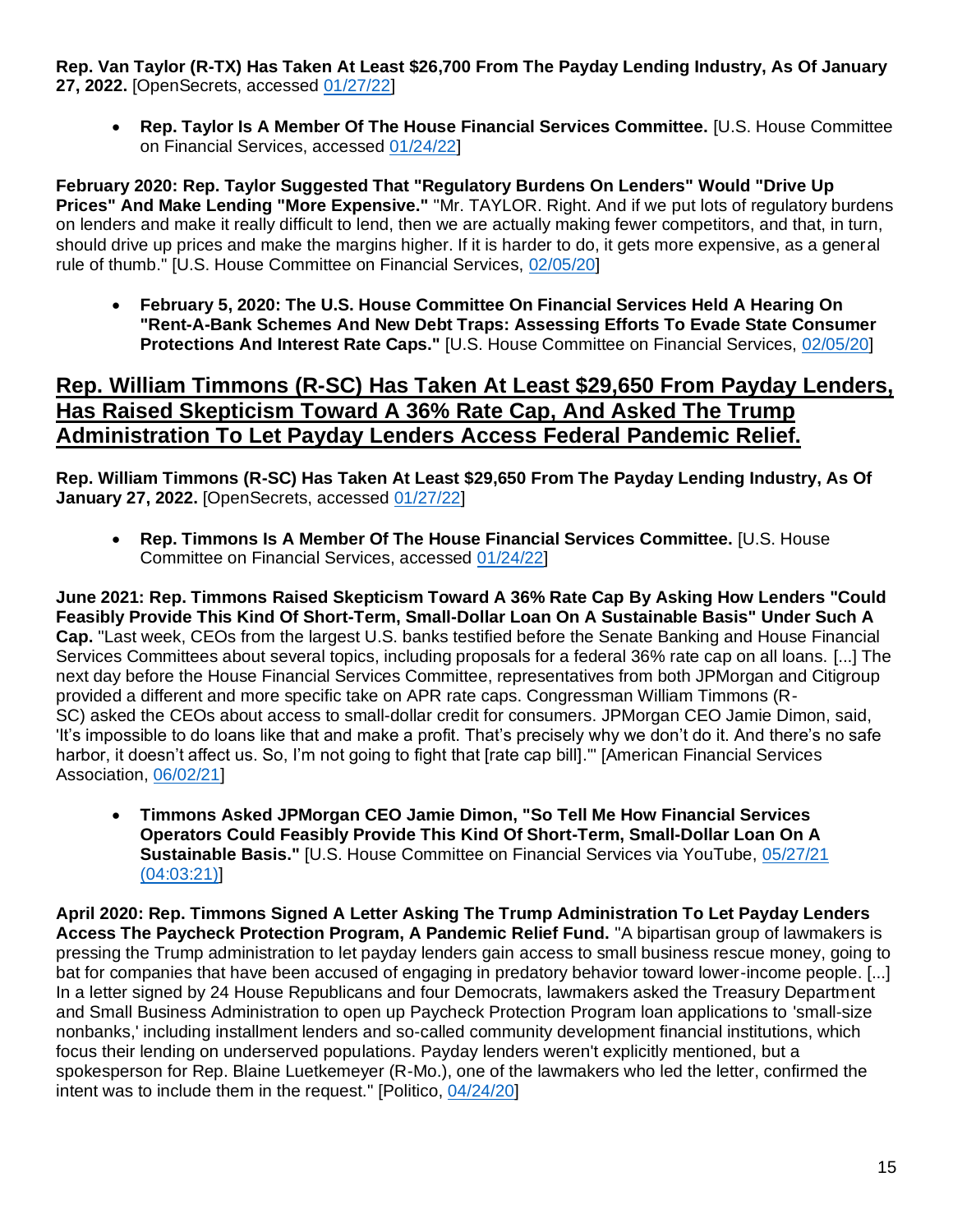**Rep. Van Taylor (R-TX) Has Taken At Least $26,700 From The Payday Lending Industry, As Of January 27, 2022.** [OpenSecrets, accessed 01/27/22]

- **Rep. Taylor Is A Member Of The House Financial Services Committee.** [U.S. House Committee on Financial Services, accessed 01/24/22]

**February 2020: Rep. Taylor Suggested That "Regulatory Burdens On Lenders" Would "Drive Up Prices" And Make Lending "More Expensive."** "Mr. TAYLOR. Right. And if we put lots of regulatory burdens on lenders and make it really difficult to lend, then we are actually making fewer competitors, and that, in turn, should drive up prices and make the margins higher. If it is harder to do, it gets more expensive, as a general rule of thumb." [U.S. House Committee on Financial Services, 02/05/20]

- **February 5, 2020: The U.S. House Committee On Financial Services Held A Hearing On "Rent-A-Bank Schemes And New Debt Traps: Assessing Efforts To Evade State Consumer Protections And Interest Rate Caps."** [U.S. House Committee on Financial Services, 02/05/20]

## Rep. William Timmons (R-SC) Has Taken At Least $29,650 From Payday Lenders, Has Raised Skepticism Toward A 36% Rate Cap, And Asked The Trump Administration To Let Payday Lenders Access Federal Pandemic Relief.

**Rep. William Timmons (R-SC) Has Taken At Least $29,650 From The Payday Lending Industry, As Of January 27, 2022.** [OpenSecrets, accessed 01/27/22]

- **Rep. Timmons Is A Member Of The House Financial Services Committee.** [U.S. House Committee on Financial Services, accessed 01/24/22]

**June 2021: Rep. Timmons Raised Skepticism Toward A 36% Rate Cap By Asking How Lenders "Could Feasibly Provide This Kind Of Short-Term, Small-Dollar Loan On A Sustainable Basis" Under Such A Cap.** "Last week, CEOs from the largest U.S. banks testified before the Senate Banking and House Financial Services Committees about several topics, including proposals for a federal 36% rate cap on all loans. [...] The next day before the House Financial Services Committee, representatives from both JPMorgan and Citigroup provided a different and more specific take on APR rate caps. Congressman William Timmons (R-SC) asked the CEOs about access to small-dollar credit for consumers. JPMorgan CEO Jamie Dimon, said, 'It's impossible to do loans like that and make a profit. That's precisely why we don't do it. And there's no safe harbor, it doesn't affect us. So, I'm not going to fight that [rate cap bill].'" [American Financial Services Association, 06/02/21]

- **Timmons Asked JPMorgan CEO Jamie Dimon, "So Tell Me How Financial Services Operators Could Feasibly Provide This Kind Of Short-Term, Small-Dollar Loan On A Sustainable Basis."** [U.S. House Committee on Financial Services via YouTube, 05/27/21 (04:03:21)]

**April 2020: Rep. Timmons Signed A Letter Asking The Trump Administration To Let Payday Lenders Access The Paycheck Protection Program, A Pandemic Relief Fund.** "A bipartisan group of lawmakers is pressing the Trump administration to let payday lenders gain access to small business rescue money, going to bat for companies that have been accused of engaging in predatory behavior toward lower-income people. [...] In a letter signed by 24 House Republicans and four Democrats, lawmakers asked the Treasury Department and Small Business Administration to open up Paycheck Protection Program loan applications to 'small-size nonbanks,' including installment lenders and so-called community development financial institutions, which focus their lending on underserved populations. Payday lenders weren't explicitly mentioned, but a spokesperson for Rep. Blaine Luetkemeyer (R-Mo.), one of the lawmakers who led the letter, confirmed the intent was to include them in the request." [Politico, 04/24/20]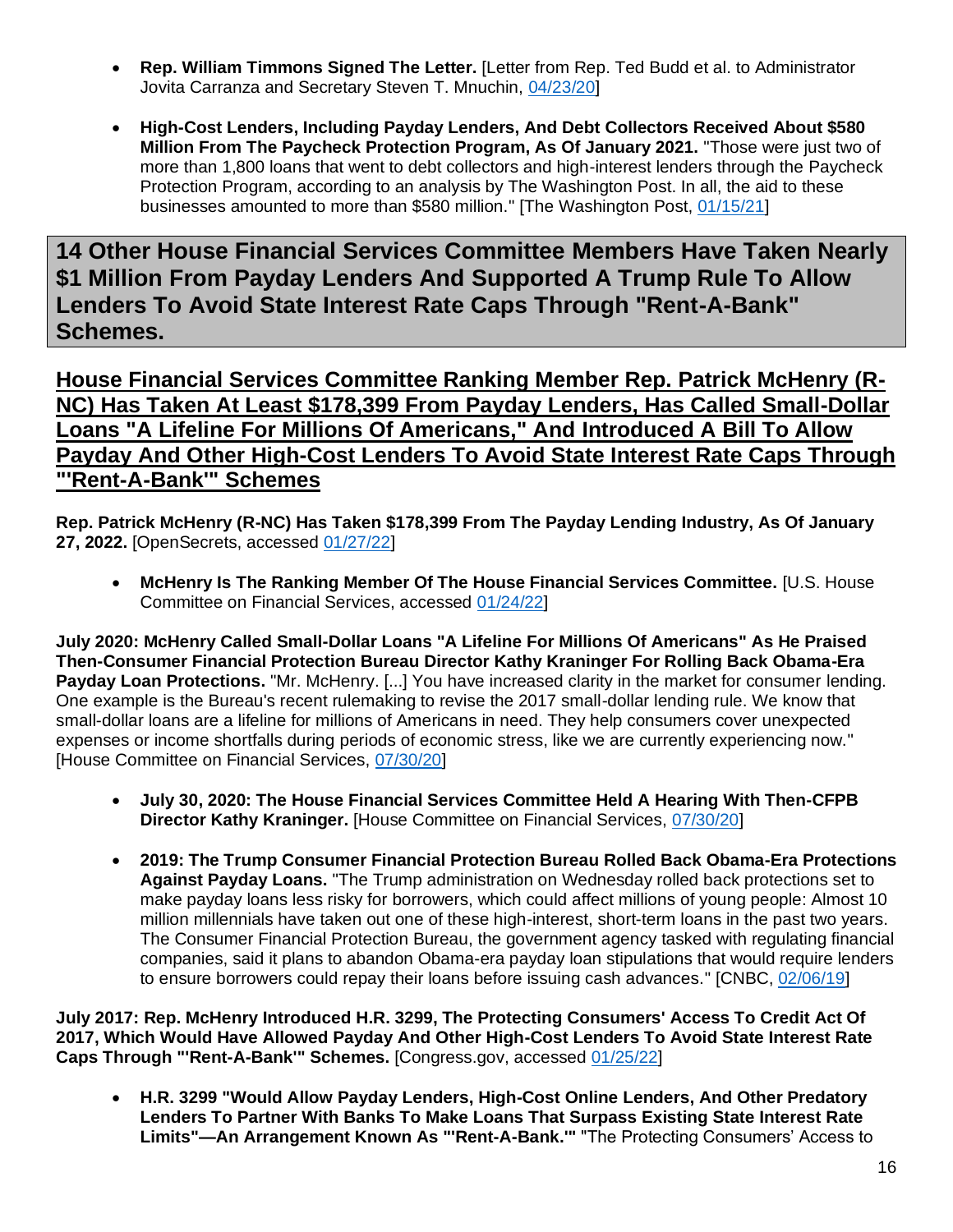- **Rep. William Timmons Signed The Letter.** [Letter from Rep. Ted Budd et al. to Administrator Jovita Carranza and Secretary Steven T. Mnuchin, 04/23/20]

- **High-Cost Lenders, Including Payday Lenders, And Debt Collectors Received About $580 Million From The Paycheck Protection Program, As Of January 2021.** "Those were just two of more than 1,800 loans that went to debt collectors and high-interest lenders through the Paycheck Protection Program, according to an analysis by The Washington Post. In all, the aid to these businesses amounted to more than $580 million." [The Washington Post, 01/15/21]

## 14 Other House Financial Services Committee Members Have Taken Nearly $1 Million From Payday Lenders And Supported A Trump Rule To Allow Lenders To Avoid State Interest Rate Caps Through "Rent-A-Bank" Schemes.

### House Financial Services Committee Ranking Member Rep. Patrick McHenry (R-NC) Has Taken At Least $178,399 From Payday Lenders, Has Called Small-Dollar Loans "A Lifeline For Millions Of Americans," And Introduced A Bill To Allow Payday And Other High-Cost Lenders To Avoid State Interest Rate Caps Through "'Rent-A-Bank'" Schemes

**Rep. Patrick McHenry (R-NC) Has Taken $178,399 From The Payday Lending Industry, As Of January 27, 2022.** [OpenSecrets, accessed 01/27/22]

- **McHenry Is The Ranking Member Of The House Financial Services Committee.** [U.S. House Committee on Financial Services, accessed 01/24/22]

**July 2020: McHenry Called Small-Dollar Loans "A Lifeline For Millions Of Americans" As He Praised Then-Consumer Financial Protection Bureau Director Kathy Kraninger For Rolling Back Obama-Era Payday Loan Protections.** "Mr. McHenry. [...] You have increased clarity in the market for consumer lending. One example is the Bureau's recent rulemaking to revise the 2017 small-dollar lending rule. We know that small-dollar loans are a lifeline for millions of Americans in need. They help consumers cover unexpected expenses or income shortfalls during periods of economic stress, like we are currently experiencing now." [House Committee on Financial Services, 07/30/20]

- **July 30, 2020: The House Financial Services Committee Held A Hearing With Then-CFPB Director Kathy Kraninger.** [House Committee on Financial Services, 07/30/20]

- **2019: The Trump Consumer Financial Protection Bureau Rolled Back Obama-Era Protections Against Payday Loans.** "The Trump administration on Wednesday rolled back protections set to make payday loans less risky for borrowers, which could affect millions of young people: Almost 10 million millennials have taken out one of these high-interest, short-term loans in the past two years. The Consumer Financial Protection Bureau, the government agency tasked with regulating financial companies, said it plans to abandon Obama-era payday loan stipulations that would require lenders to ensure borrowers could repay their loans before issuing cash advances." [CNBC, 02/06/19]

**July 2017: Rep. McHenry Introduced H.R. 3299, The Protecting Consumers' Access To Credit Act Of 2017, Which Would Have Allowed Payday And Other High-Cost Lenders To Avoid State Interest Rate Caps Through "'Rent-A-Bank'" Schemes.** [Congress.gov, accessed 01/25/22]

- **H.R. 3299 "Would Allow Payday Lenders, High-Cost Online Lenders, And Other Predatory Lenders To Partner With Banks To Make Loans That Surpass Existing State Interest Rate Limits"—An Arrangement Known As "'Rent-A-Bank.'"** "The Protecting Consumers' Access to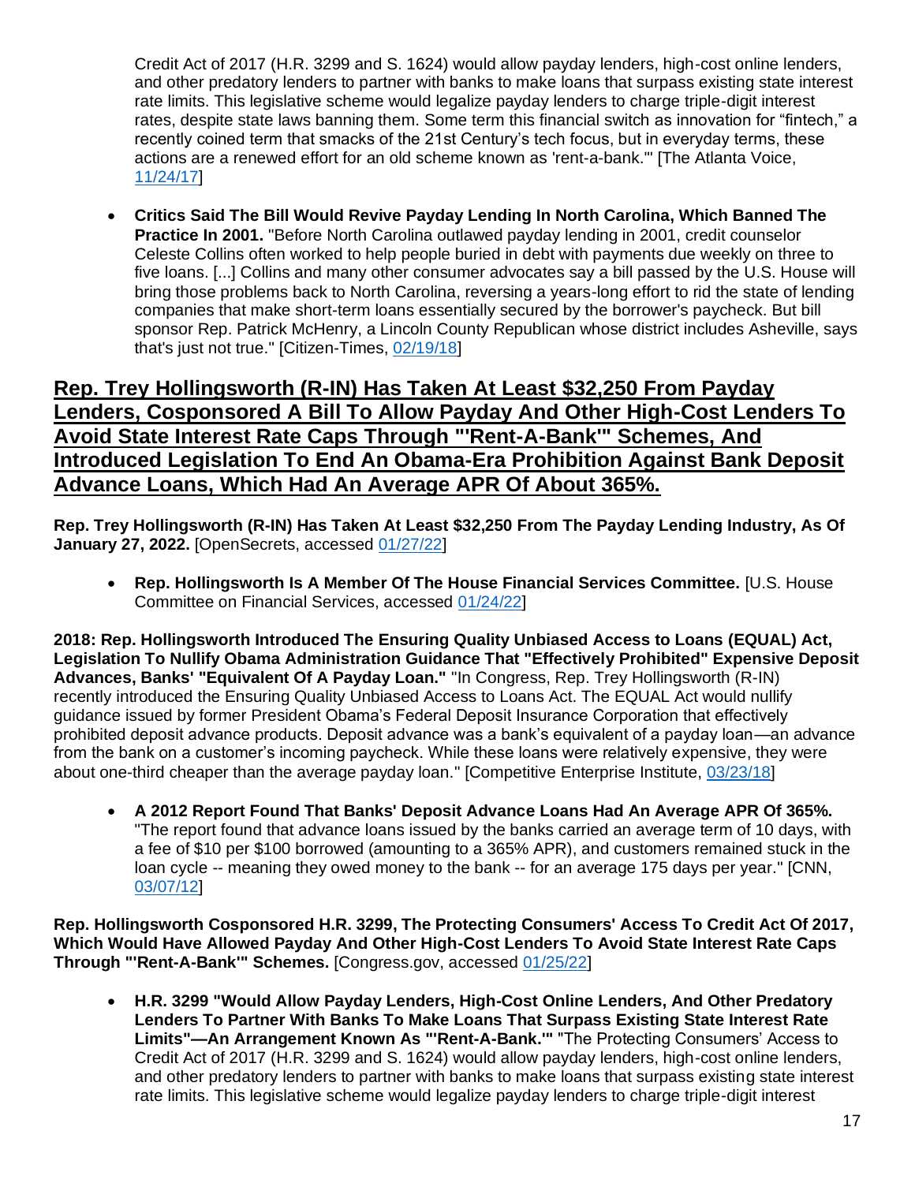Credit Act of 2017 (H.R. 3299 and S. 1624) would allow payday lenders, high-cost online lenders, and other predatory lenders to partner with banks to make loans that surpass existing state interest rate limits. This legislative scheme would legalize payday lenders to charge triple-digit interest rates, despite state laws banning them. Some term this financial switch as innovation for "fintech," a recently coined term that smacks of the 21st Century's tech focus, but in everyday terms, these actions are a renewed effort for an old scheme known as 'rent-a-bank.'" [The Atlanta Voice, 11/24/17]

- **Critics Said The Bill Would Revive Payday Lending In North Carolina, Which Banned The Practice In 2001.** "Before North Carolina outlawed payday lending in 2001, credit counselor Celeste Collins often worked to help people buried in debt with payments due weekly on three to five loans. [...] Collins and many other consumer advocates say a bill passed by the U.S. House will bring those problems back to North Carolina, reversing a years-long effort to rid the state of lending companies that make short-term loans essentially secured by the borrower's paycheck. But bill sponsor Rep. Patrick McHenry, a Lincoln County Republican whose district includes Asheville, says that's just not true." [Citizen-Times, 02/19/18]

## Rep. Trey Hollingsworth (R-IN) Has Taken At Least $32,250 From Payday Lenders, Cosponsored A Bill To Allow Payday And Other High-Cost Lenders To Avoid State Interest Rate Caps Through "'Rent-A-Bank'" Schemes, And Introduced Legislation To End An Obama-Era Prohibition Against Bank Deposit Advance Loans, Which Had An Average APR Of About 365%.

**Rep. Trey Hollingsworth (R-IN) Has Taken At Least $32,250 From The Payday Lending Industry, As Of January 27, 2022.** [OpenSecrets, accessed 01/27/22]

- **Rep. Hollingsworth Is A Member Of The House Financial Services Committee.** [U.S. House Committee on Financial Services, accessed 01/24/22]

**2018: Rep. Hollingsworth Introduced The Ensuring Quality Unbiased Access to Loans (EQUAL) Act, Legislation To Nullify Obama Administration Guidance That "Effectively Prohibited" Expensive Deposit Advances, Banks' "Equivalent Of A Payday Loan."** "In Congress, Rep. Trey Hollingsworth (R-IN) recently introduced the Ensuring Quality Unbiased Access to Loans Act. The EQUAL Act would nullify guidance issued by former President Obama's Federal Deposit Insurance Corporation that effectively prohibited deposit advance products. Deposit advance was a bank's equivalent of a payday loan—an advance from the bank on a customer's incoming paycheck. While these loans were relatively expensive, they were about one-third cheaper than the average payday loan." [Competitive Enterprise Institute, 03/23/18]

- **A 2012 Report Found That Banks' Deposit Advance Loans Had An Average APR Of 365%.** "The report found that advance loans issued by the banks carried an average term of 10 days, with a fee of $10 per $100 borrowed (amounting to a 365% APR), and customers remained stuck in the loan cycle -- meaning they owed money to the bank -- for an average 175 days per year." [CNN, 03/07/12]

**Rep. Hollingsworth Cosponsored H.R. 3299, The Protecting Consumers' Access To Credit Act Of 2017, Which Would Have Allowed Payday And Other High-Cost Lenders To Avoid State Interest Rate Caps Through "'Rent-A-Bank'" Schemes.** [Congress.gov, accessed 01/25/22]

- **H.R. 3299 "Would Allow Payday Lenders, High-Cost Online Lenders, And Other Predatory Lenders To Partner With Banks To Make Loans That Surpass Existing State Interest Rate Limits"—An Arrangement Known As "'Rent-A-Bank.'"** "The Protecting Consumers' Access to Credit Act of 2017 (H.R. 3299 and S. 1624) would allow payday lenders, high-cost online lenders, and other predatory lenders to partner with banks to make loans that surpass existing state interest rate limits. This legislative scheme would legalize payday lenders to charge triple-digit interest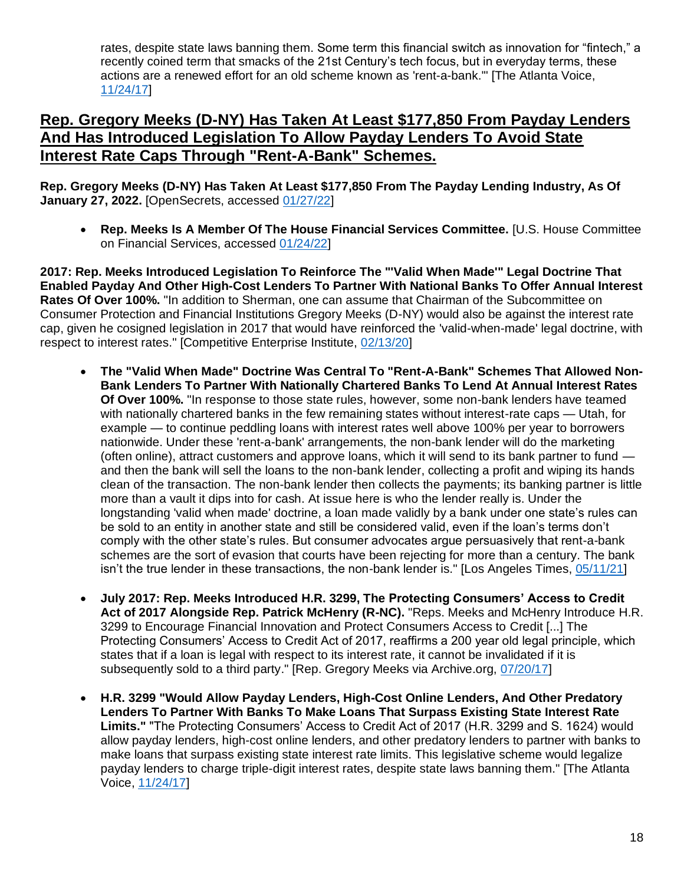rates, despite state laws banning them. Some term this financial switch as innovation for "fintech," a recently coined term that smacks of the 21st Century's tech focus, but in everyday terms, these actions are a renewed effort for an old scheme known as 'rent-a-bank.'" [The Atlanta Voice, 11/24/17]

## Rep. Gregory Meeks (D-NY) Has Taken At Least $177,850 From Payday Lenders And Has Introduced Legislation To Allow Payday Lenders To Avoid State Interest Rate Caps Through "Rent-A-Bank" Schemes.

**Rep. Gregory Meeks (D-NY) Has Taken At Least $177,850 From The Payday Lending Industry, As Of January 27, 2022.** [OpenSecrets, accessed 01/27/22]

- **Rep. Meeks Is A Member Of The House Financial Services Committee.** [U.S. House Committee on Financial Services, accessed 01/24/22]

**2017: Rep. Meeks Introduced Legislation To Reinforce The "'Valid When Made'" Legal Doctrine That Enabled Payday And Other High-Cost Lenders To Partner With National Banks To Offer Annual Interest Rates Of Over 100%.** "In addition to Sherman, one can assume that Chairman of the Subcommittee on Consumer Protection and Financial Institutions Gregory Meeks (D-NY) would also be against the interest rate cap, given he cosigned legislation in 2017 that would have reinforced the 'valid-when-made' legal doctrine, with respect to interest rates." [Competitive Enterprise Institute, 02/13/20]

- **The "Valid When Made" Doctrine Was Central To "Rent-A-Bank" Schemes That Allowed Non-Bank Lenders To Partner With Nationally Chartered Banks To Lend At Annual Interest Rates Of Over 100%.** "In response to those state rules, however, some non-bank lenders have teamed with nationally chartered banks in the few remaining states without interest-rate caps — Utah, for example — to continue peddling loans with interest rates well above 100% per year to borrowers nationwide. Under these 'rent-a-bank' arrangements, the non-bank lender will do the marketing (often online), attract customers and approve loans, which it will send to its bank partner to fund — and then the bank will sell the loans to the non-bank lender, collecting a profit and wiping its hands clean of the transaction. The non-bank lender then collects the payments; its banking partner is little more than a vault it dips into for cash. At issue here is who the lender really is. Under the longstanding 'valid when made' doctrine, a loan made validly by a bank under one state's rules can be sold to an entity in another state and still be considered valid, even if the loan's terms don't comply with the other state's rules. But consumer advocates argue persuasively that rent-a-bank schemes are the sort of evasion that courts have been rejecting for more than a century. The bank isn't the true lender in these transactions, the non-bank lender is." [Los Angeles Times, 05/11/21]

- **July 2017: Rep. Meeks Introduced H.R. 3299, The Protecting Consumers' Access to Credit Act of 2017 Alongside Rep. Patrick McHenry (R-NC).** "Reps. Meeks and McHenry Introduce H.R. 3299 to Encourage Financial Innovation and Protect Consumers Access to Credit [...] The Protecting Consumers' Access to Credit Act of 2017, reaffirms a 200 year old legal principle, which states that if a loan is legal with respect to its interest rate, it cannot be invalidated if it is subsequently sold to a third party." [Rep. Gregory Meeks via Archive.org, 07/20/17]

- **H.R. 3299 "Would Allow Payday Lenders, High-Cost Online Lenders, And Other Predatory Lenders To Partner With Banks To Make Loans That Surpass Existing State Interest Rate Limits."** "The Protecting Consumers' Access to Credit Act of 2017 (H.R. 3299 and S. 1624) would allow payday lenders, high-cost online lenders, and other predatory lenders to partner with banks to make loans that surpass existing state interest rate limits. This legislative scheme would legalize payday lenders to charge triple-digit interest rates, despite state laws banning them." [The Atlanta Voice, 11/24/17]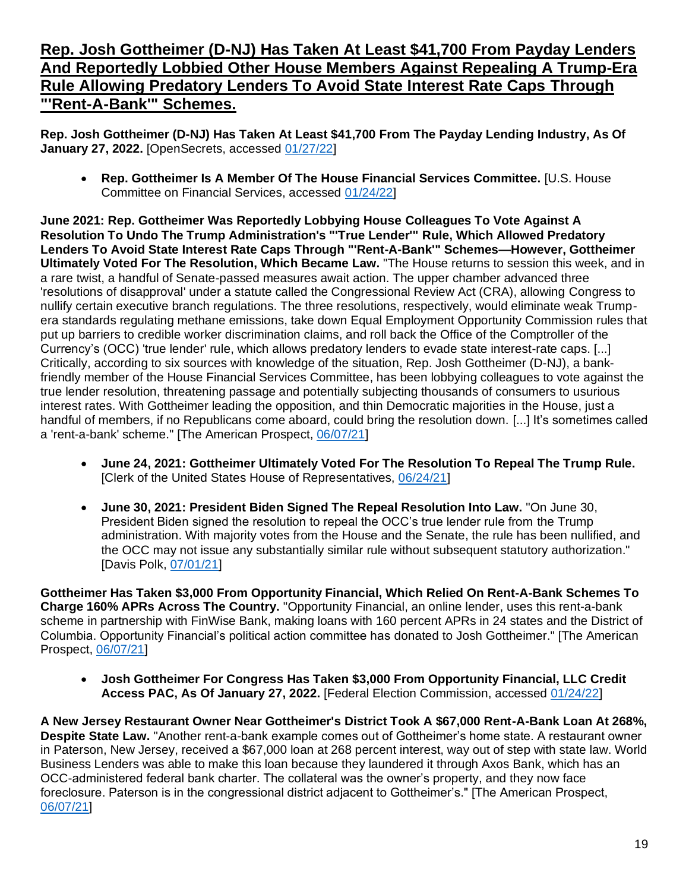## Rep. Josh Gottheimer (D-NJ) Has Taken At Least $41,700 From Payday Lenders And Reportedly Lobbied Other House Members Against Repealing A Trump-Era Rule Allowing Predatory Lenders To Avoid State Interest Rate Caps Through "'Rent-A-Bank'" Schemes.

**Rep. Josh Gottheimer (D-NJ) Has Taken At Least $41,700 From The Payday Lending Industry, As Of January 27, 2022.** [OpenSecrets, accessed 01/27/22]

- **Rep. Gottheimer Is A Member Of The House Financial Services Committee.** [U.S. House Committee on Financial Services, accessed 01/24/22]

**June 2021: Rep. Gottheimer Was Reportedly Lobbying House Colleagues To Vote Against A Resolution To Undo The Trump Administration's "'True Lender'" Rule, Which Allowed Predatory Lenders To Avoid State Interest Rate Caps Through "'Rent-A-Bank'" Schemes—However, Gottheimer Ultimately Voted For The Resolution, Which Became Law.** "The House returns to session this week, and in a rare twist, a handful of Senate-passed measures await action. The upper chamber advanced three 'resolutions of disapproval' under a statute called the Congressional Review Act (CRA), allowing Congress to nullify certain executive branch regulations. The three resolutions, respectively, would eliminate weak Trump-era standards regulating methane emissions, take down Equal Employment Opportunity Commission rules that put up barriers to credible worker discrimination claims, and roll back the Office of the Comptroller of the Currency's (OCC) 'true lender' rule, which allows predatory lenders to evade state interest-rate caps. [...] Critically, according to six sources with knowledge of the situation, Rep. Josh Gottheimer (D-NJ), a bank-friendly member of the House Financial Services Committee, has been lobbying colleagues to vote against the true lender resolution, threatening passage and potentially subjecting thousands of consumers to usurious interest rates. With Gottheimer leading the opposition, and thin Democratic majorities in the House, just a handful of members, if no Republicans come aboard, could bring the resolution down. [...] It's sometimes called a 'rent-a-bank' scheme." [The American Prospect, 06/07/21]

- **June 24, 2021: Gottheimer Ultimately Voted For The Resolution To Repeal The Trump Rule.** [Clerk of the United States House of Representatives, 06/24/21]
- **June 30, 2021: President Biden Signed The Repeal Resolution Into Law.** "On June 30, President Biden signed the resolution to repeal the OCC's true lender rule from the Trump administration. With majority votes from the House and the Senate, the rule has been nullified, and the OCC may not issue any substantially similar rule without subsequent statutory authorization." [Davis Polk, 07/01/21]

**Gottheimer Has Taken $3,000 From Opportunity Financial, Which Relied On Rent-A-Bank Schemes To Charge 160% APRs Across The Country.** "Opportunity Financial, an online lender, uses this rent-a-bank scheme in partnership with FinWise Bank, making loans with 160 percent APRs in 24 states and the District of Columbia. Opportunity Financial's political action committee has donated to Josh Gottheimer." [The American Prospect, 06/07/21]

- **Josh Gottheimer For Congress Has Taken $3,000 From Opportunity Financial, LLC Credit Access PAC, As Of January 27, 2022.** [Federal Election Commission, accessed 01/24/22]

**A New Jersey Restaurant Owner Near Gottheimer's District Took A $67,000 Rent-A-Bank Loan At 268%, Despite State Law.** "Another rent-a-bank example comes out of Gottheimer's home state. A restaurant owner in Paterson, New Jersey, received a $67,000 loan at 268 percent interest, way out of step with state law. World Business Lenders was able to make this loan because they laundered it through Axos Bank, which has an OCC-administered federal bank charter. The collateral was the owner's property, and they now face foreclosure. Paterson is in the congressional district adjacent to Gottheimer's." [The American Prospect, 06/07/21]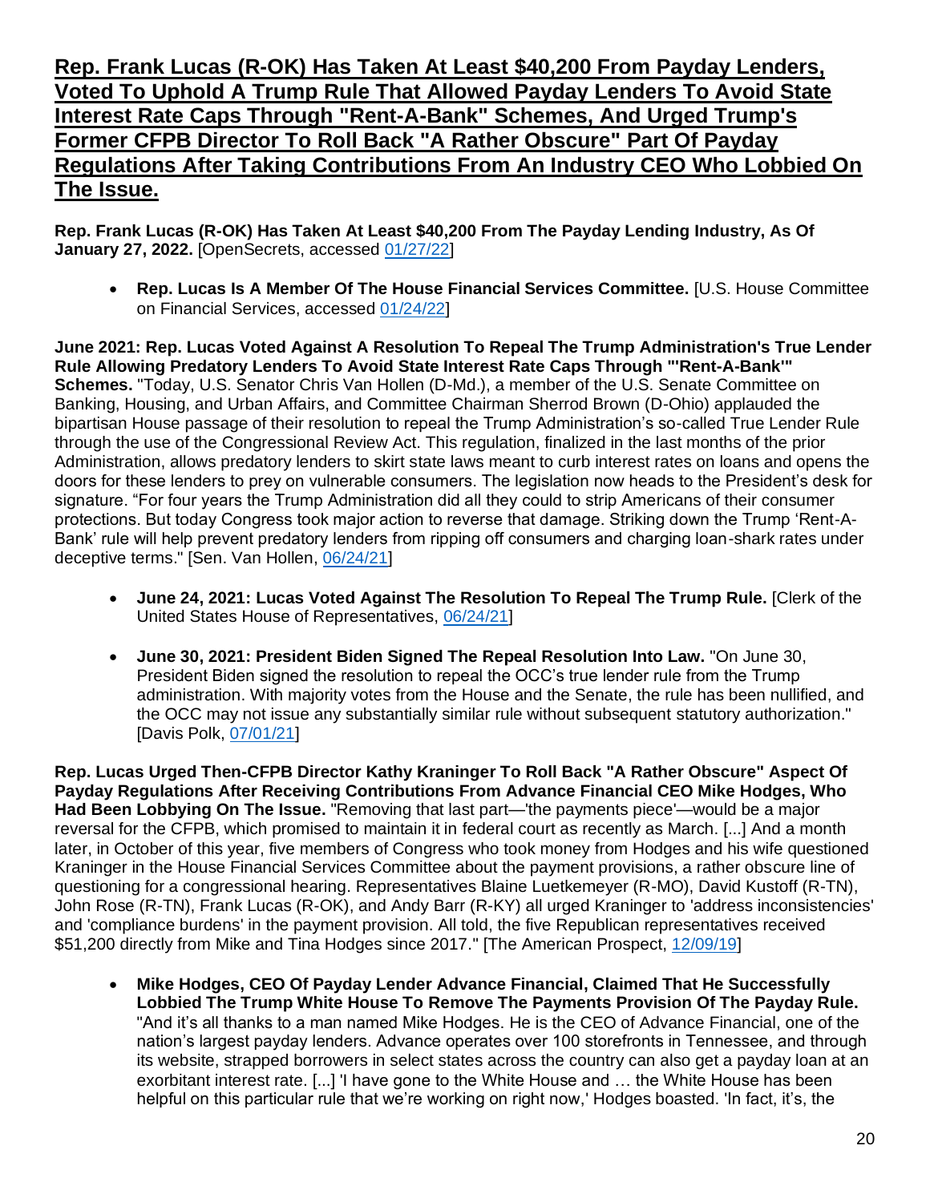## Rep. Frank Lucas (R-OK) Has Taken At Least $40,200 From Payday Lenders, Voted To Uphold A Trump Rule That Allowed Payday Lenders To Avoid State Interest Rate Caps Through "Rent-A-Bank" Schemes, And Urged Trump's Former CFPB Director To Roll Back "A Rather Obscure" Part Of Payday Regulations After Taking Contributions From An Industry CEO Who Lobbied On The Issue.

**Rep. Frank Lucas (R-OK) Has Taken At Least $40,200 From The Payday Lending Industry, As Of January 27, 2022.** [OpenSecrets, accessed 01/27/22]

- **Rep. Lucas Is A Member Of The House Financial Services Committee.** [U.S. House Committee on Financial Services, accessed 01/24/22]

**June 2021: Rep. Lucas Voted Against A Resolution To Repeal The Trump Administration's True Lender Rule Allowing Predatory Lenders To Avoid State Interest Rate Caps Through "'Rent-A-Bank'" Schemes.** "Today, U.S. Senator Chris Van Hollen (D-Md.), a member of the U.S. Senate Committee on Banking, Housing, and Urban Affairs, and Committee Chairman Sherrod Brown (D-Ohio) applauded the bipartisan House passage of their resolution to repeal the Trump Administration's so-called True Lender Rule through the use of the Congressional Review Act. This regulation, finalized in the last months of the prior Administration, allows predatory lenders to skirt state laws meant to curb interest rates on loans and opens the doors for these lenders to prey on vulnerable consumers. The legislation now heads to the President's desk for signature. "For four years the Trump Administration did all they could to strip Americans of their consumer protections. But today Congress took major action to reverse that damage. Striking down the Trump 'Rent-A-Bank' rule will help prevent predatory lenders from ripping off consumers and charging loan-shark rates under deceptive terms." [Sen. Van Hollen, 06/24/21]

- **June 24, 2021: Lucas Voted Against The Resolution To Repeal The Trump Rule.** [Clerk of the United States House of Representatives, 06/24/21]
- **June 30, 2021: President Biden Signed The Repeal Resolution Into Law.** "On June 30, President Biden signed the resolution to repeal the OCC's true lender rule from the Trump administration. With majority votes from the House and the Senate, the rule has been nullified, and the OCC may not issue any substantially similar rule without subsequent statutory authorization." [Davis Polk, 07/01/21]

**Rep. Lucas Urged Then-CFPB Director Kathy Kraninger To Roll Back "A Rather Obscure" Aspect Of Payday Regulations After Receiving Contributions From Advance Financial CEO Mike Hodges, Who Had Been Lobbying On The Issue.** "Removing that last part—'the payments piece'—would be a major reversal for the CFPB, which promised to maintain it in federal court as recently as March. [...] And a month later, in October of this year, five members of Congress who took money from Hodges and his wife questioned Kraninger in the House Financial Services Committee about the payment provisions, a rather obscure line of questioning for a congressional hearing. Representatives Blaine Luetkemeyer (R-MO), David Kustoff (R-TN), John Rose (R-TN), Frank Lucas (R-OK), and Andy Barr (R-KY) all urged Kraninger to 'address inconsistencies' and 'compliance burdens' in the payment provision. All told, the five Republican representatives received $51,200 directly from Mike and Tina Hodges since 2017." [The American Prospect, 12/09/19]

- **Mike Hodges, CEO Of Payday Lender Advance Financial, Claimed That He Successfully Lobbied The Trump White House To Remove The Payments Provision Of The Payday Rule.** "And it's all thanks to a man named Mike Hodges. He is the CEO of Advance Financial, one of the nation's largest payday lenders. Advance operates over 100 storefronts in Tennessee, and through its website, strapped borrowers in select states across the country can also get a payday loan at an exorbitant interest rate. [...] 'I have gone to the White House and … the White House has been helpful on this particular rule that we're working on right now,' Hodges boasted. 'In fact, it's, the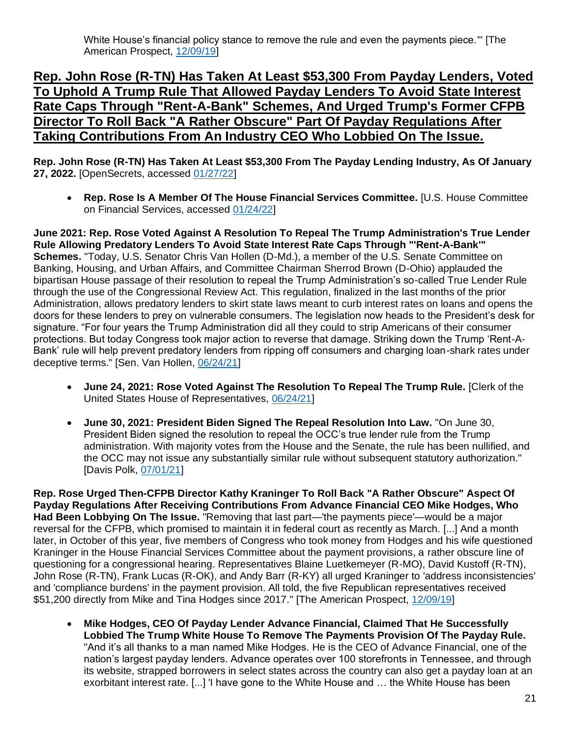White House's financial policy stance to remove the rule and even the payments piece.'" [The American Prospect, 12/09/19]

## Rep. John Rose (R-TN) Has Taken At Least $53,300 From Payday Lenders, Voted To Uphold A Trump Rule That Allowed Payday Lenders To Avoid State Interest Rate Caps Through "Rent-A-Bank" Schemes, And Urged Trump's Former CFPB Director To Roll Back "A Rather Obscure" Part Of Payday Regulations After Taking Contributions From An Industry CEO Who Lobbied On The Issue.

**Rep. John Rose (R-TN) Has Taken At Least $53,300 From The Payday Lending Industry, As Of January 27, 2022.** [OpenSecrets, accessed 01/27/22]

- **Rep. Rose Is A Member Of The House Financial Services Committee.** [U.S. House Committee on Financial Services, accessed 01/24/22]

**June 2021: Rep. Rose Voted Against A Resolution To Repeal The Trump Administration's True Lender Rule Allowing Predatory Lenders To Avoid State Interest Rate Caps Through "'Rent-A-Bank'" Schemes.** "Today, U.S. Senator Chris Van Hollen (D-Md.), a member of the U.S. Senate Committee on Banking, Housing, and Urban Affairs, and Committee Chairman Sherrod Brown (D-Ohio) applauded the bipartisan House passage of their resolution to repeal the Trump Administration's so-called True Lender Rule through the use of the Congressional Review Act. This regulation, finalized in the last months of the prior Administration, allows predatory lenders to skirt state laws meant to curb interest rates on loans and opens the doors for these lenders to prey on vulnerable consumers. The legislation now heads to the President's desk for signature. "For four years the Trump Administration did all they could to strip Americans of their consumer protections. But today Congress took major action to reverse that damage. Striking down the Trump 'Rent-A-Bank' rule will help prevent predatory lenders from ripping off consumers and charging loan-shark rates under deceptive terms." [Sen. Van Hollen, 06/24/21]

- **June 24, 2021: Rose Voted Against The Resolution To Repeal The Trump Rule.** [Clerk of the United States House of Representatives, 06/24/21]
- **June 30, 2021: President Biden Signed The Repeal Resolution Into Law.** "On June 30, President Biden signed the resolution to repeal the OCC's true lender rule from the Trump administration. With majority votes from the House and the Senate, the rule has been nullified, and the OCC may not issue any substantially similar rule without subsequent statutory authorization." [Davis Polk, 07/01/21]

**Rep. Rose Urged Then-CFPB Director Kathy Kraninger To Roll Back "A Rather Obscure" Aspect Of Payday Regulations After Receiving Contributions From Advance Financial CEO Mike Hodges, Who Had Been Lobbying On The Issue.** "Removing that last part—'the payments piece'—would be a major reversal for the CFPB, which promised to maintain it in federal court as recently as March. [...] And a month later, in October of this year, five members of Congress who took money from Hodges and his wife questioned Kraninger in the House Financial Services Committee about the payment provisions, a rather obscure line of questioning for a congressional hearing. Representatives Blaine Luetkemeyer (R-MO), David Kustoff (R-TN), John Rose (R-TN), Frank Lucas (R-OK), and Andy Barr (R-KY) all urged Kraninger to 'address inconsistencies' and 'compliance burdens' in the payment provision. All told, the five Republican representatives received $51,200 directly from Mike and Tina Hodges since 2017." [The American Prospect, 12/09/19]

- **Mike Hodges, CEO Of Payday Lender Advance Financial, Claimed That He Successfully Lobbied The Trump White House To Remove The Payments Provision Of The Payday Rule.** "And it's all thanks to a man named Mike Hodges. He is the CEO of Advance Financial, one of the nation's largest payday lenders. Advance operates over 100 storefronts in Tennessee, and through its website, strapped borrowers in select states across the country can also get a payday loan at an exorbitant interest rate. [...] 'I have gone to the White House and … the White House has been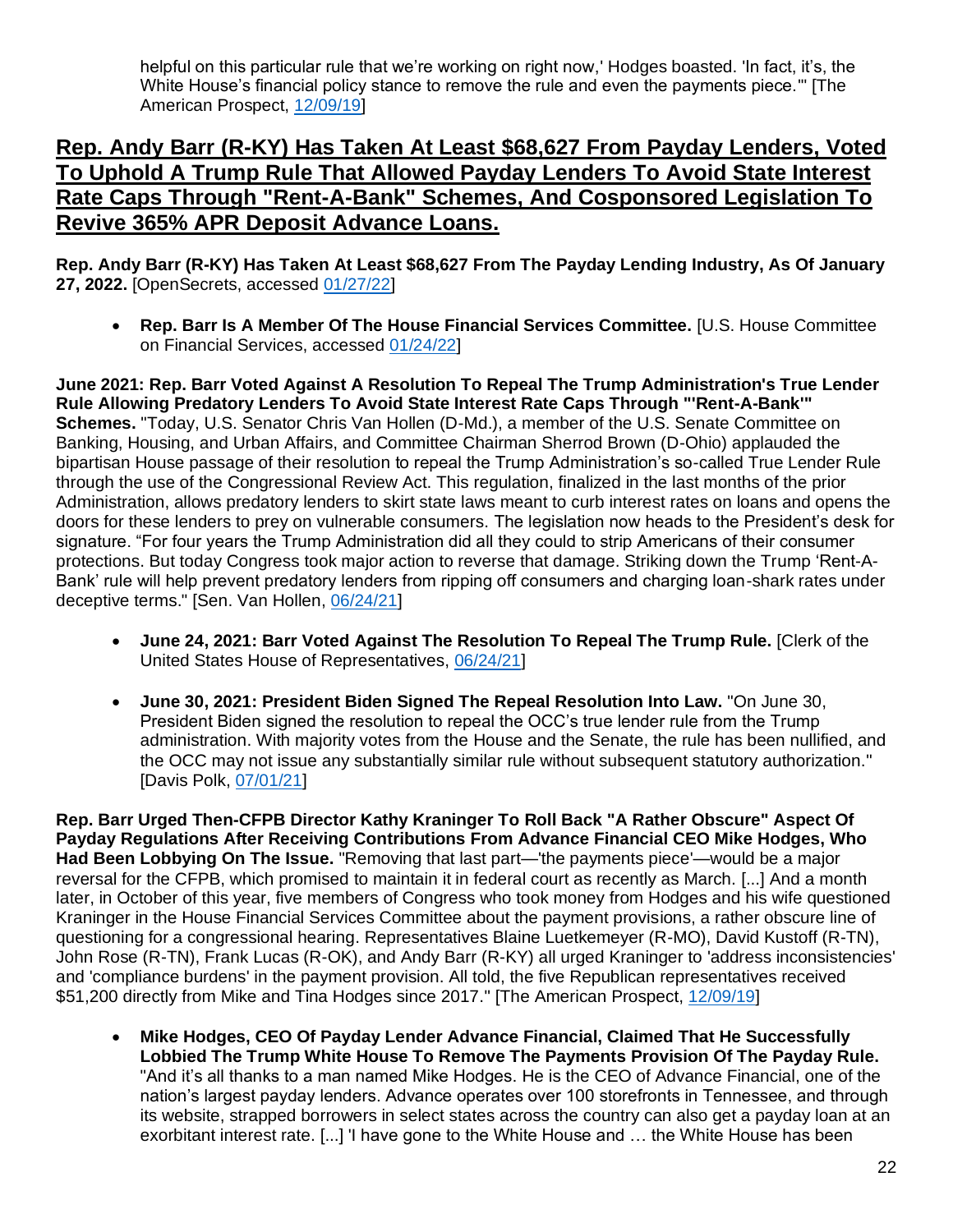helpful on this particular rule that we're working on right now,' Hodges boasted. 'In fact, it's, the White House's financial policy stance to remove the rule and even the payments piece.'" [The American Prospect, 12/09/19]

## Rep. Andy Barr (R-KY) Has Taken At Least $68,627 From Payday Lenders, Voted To Uphold A Trump Rule That Allowed Payday Lenders To Avoid State Interest Rate Caps Through "Rent-A-Bank" Schemes, And Cosponsored Legislation To Revive 365% APR Deposit Advance Loans.

**Rep. Andy Barr (R-KY) Has Taken At Least $68,627 From The Payday Lending Industry, As Of January 27, 2022.** [OpenSecrets, accessed 01/27/22]

- **Rep. Barr Is A Member Of The House Financial Services Committee.** [U.S. House Committee on Financial Services, accessed 01/24/22]

**June 2021: Rep. Barr Voted Against A Resolution To Repeal The Trump Administration's True Lender Rule Allowing Predatory Lenders To Avoid State Interest Rate Caps Through "'Rent-A-Bank'" Schemes.** "Today, U.S. Senator Chris Van Hollen (D-Md.), a member of the U.S. Senate Committee on Banking, Housing, and Urban Affairs, and Committee Chairman Sherrod Brown (D-Ohio) applauded the bipartisan House passage of their resolution to repeal the Trump Administration's so-called True Lender Rule through the use of the Congressional Review Act. This regulation, finalized in the last months of the prior Administration, allows predatory lenders to skirt state laws meant to curb interest rates on loans and opens the doors for these lenders to prey on vulnerable consumers. The legislation now heads to the President's desk for signature. "For four years the Trump Administration did all they could to strip Americans of their consumer protections. But today Congress took major action to reverse that damage. Striking down the Trump 'Rent-A-Bank' rule will help prevent predatory lenders from ripping off consumers and charging loan-shark rates under deceptive terms." [Sen. Van Hollen, 06/24/21]

- **June 24, 2021: Barr Voted Against The Resolution To Repeal The Trump Rule.** [Clerk of the United States House of Representatives, 06/24/21]
- **June 30, 2021: President Biden Signed The Repeal Resolution Into Law.** "On June 30, President Biden signed the resolution to repeal the OCC's true lender rule from the Trump administration. With majority votes from the House and the Senate, the rule has been nullified, and the OCC may not issue any substantially similar rule without subsequent statutory authorization." [Davis Polk, 07/01/21]

**Rep. Barr Urged Then-CFPB Director Kathy Kraninger To Roll Back "A Rather Obscure" Aspect Of Payday Regulations After Receiving Contributions From Advance Financial CEO Mike Hodges, Who Had Been Lobbying On The Issue.** "Removing that last part—'the payments piece'—would be a major reversal for the CFPB, which promised to maintain it in federal court as recently as March. [...] And a month later, in October of this year, five members of Congress who took money from Hodges and his wife questioned Kraninger in the House Financial Services Committee about the payment provisions, a rather obscure line of questioning for a congressional hearing. Representatives Blaine Luetkemeyer (R-MO), David Kustoff (R-TN), John Rose (R-TN), Frank Lucas (R-OK), and Andy Barr (R-KY) all urged Kraninger to 'address inconsistencies' and 'compliance burdens' in the payment provision. All told, the five Republican representatives received $51,200 directly from Mike and Tina Hodges since 2017." [The American Prospect, 12/09/19]

- **Mike Hodges, CEO Of Payday Lender Advance Financial, Claimed That He Successfully Lobbied The Trump White House To Remove The Payments Provision Of The Payday Rule.** "And it's all thanks to a man named Mike Hodges. He is the CEO of Advance Financial, one of the nation's largest payday lenders. Advance operates over 100 storefronts in Tennessee, and through its website, strapped borrowers in select states across the country can also get a payday loan at an exorbitant interest rate. [...] 'I have gone to the White House and … the White House has been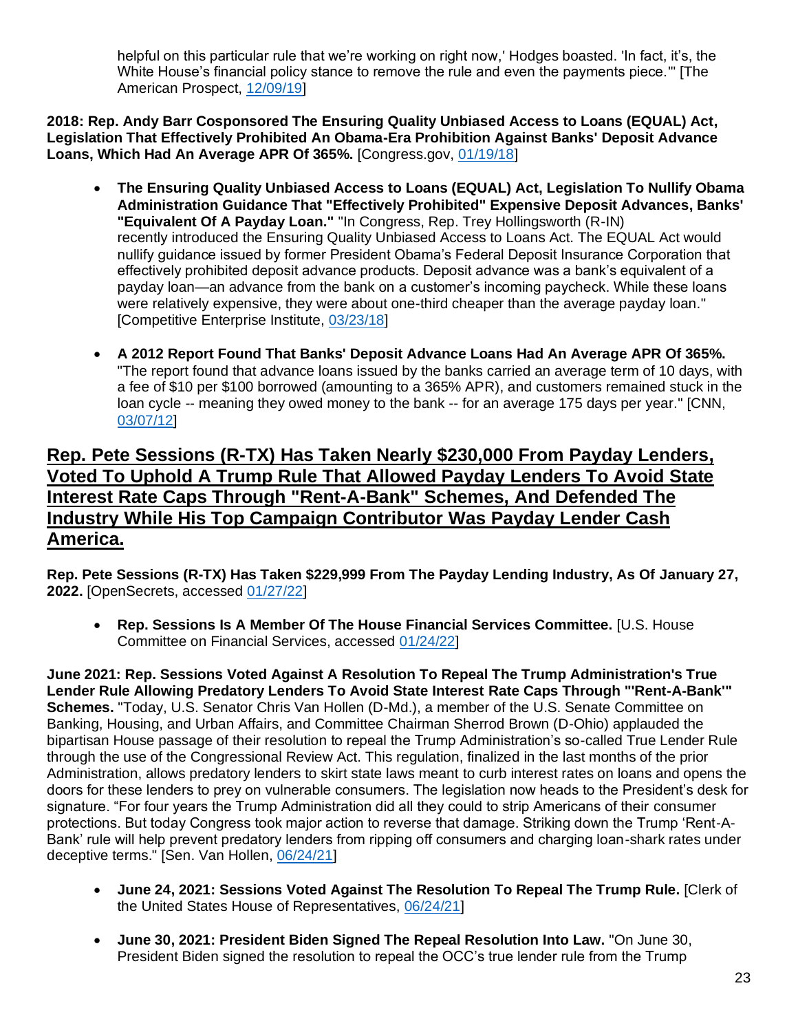helpful on this particular rule that we're working on right now,' Hodges boasted. 'In fact, it's, the White House's financial policy stance to remove the rule and even the payments piece.'" [The American Prospect, 12/09/19]

**2018: Rep. Andy Barr Cosponsored The Ensuring Quality Unbiased Access to Loans (EQUAL) Act, Legislation That Effectively Prohibited An Obama-Era Prohibition Against Banks' Deposit Advance Loans, Which Had An Average APR Of 365%.** [Congress.gov, 01/19/18]

- **The Ensuring Quality Unbiased Access to Loans (EQUAL) Act, Legislation To Nullify Obama Administration Guidance That "Effectively Prohibited" Expensive Deposit Advances, Banks' "Equivalent Of A Payday Loan."** "In Congress, Rep. Trey Hollingsworth (R-IN) recently introduced the Ensuring Quality Unbiased Access to Loans Act. The EQUAL Act would nullify guidance issued by former President Obama's Federal Deposit Insurance Corporation that effectively prohibited deposit advance products. Deposit advance was a bank's equivalent of a payday loan—an advance from the bank on a customer's incoming paycheck. While these loans were relatively expensive, they were about one-third cheaper than the average payday loan." [Competitive Enterprise Institute, 03/23/18]

- **A 2012 Report Found That Banks' Deposit Advance Loans Had An Average APR Of 365%.** "The report found that advance loans issued by the banks carried an average term of 10 days, with a fee of $10 per $100 borrowed (amounting to a 365% APR), and customers remained stuck in the loan cycle -- meaning they owed money to the bank -- for an average 175 days per year." [CNN, 03/07/12]

## Rep. Pete Sessions (R-TX) Has Taken Nearly $230,000 From Payday Lenders, Voted To Uphold A Trump Rule That Allowed Payday Lenders To Avoid State Interest Rate Caps Through "Rent-A-Bank" Schemes, And Defended The Industry While His Top Campaign Contributor Was Payday Lender Cash America.

**Rep. Pete Sessions (R-TX) Has Taken $229,999 From The Payday Lending Industry, As Of January 27, 2022.** [OpenSecrets, accessed 01/27/22]

- **Rep. Sessions Is A Member Of The House Financial Services Committee.** [U.S. House Committee on Financial Services, accessed 01/24/22]

**June 2021: Rep. Sessions Voted Against A Resolution To Repeal The Trump Administration's True Lender Rule Allowing Predatory Lenders To Avoid State Interest Rate Caps Through "'Rent-A-Bank'" Schemes.** "Today, U.S. Senator Chris Van Hollen (D-Md.), a member of the U.S. Senate Committee on Banking, Housing, and Urban Affairs, and Committee Chairman Sherrod Brown (D-Ohio) applauded the bipartisan House passage of their resolution to repeal the Trump Administration's so-called True Lender Rule through the use of the Congressional Review Act. This regulation, finalized in the last months of the prior Administration, allows predatory lenders to skirt state laws meant to curb interest rates on loans and opens the doors for these lenders to prey on vulnerable consumers. The legislation now heads to the President's desk for signature. "For four years the Trump Administration did all they could to strip Americans of their consumer protections. But today Congress took major action to reverse that damage. Striking down the Trump 'Rent-A-Bank' rule will help prevent predatory lenders from ripping off consumers and charging loan-shark rates under deceptive terms." [Sen. Van Hollen, 06/24/21]

- **June 24, 2021: Sessions Voted Against The Resolution To Repeal The Trump Rule.** [Clerk of the United States House of Representatives, 06/24/21]

- **June 30, 2021: President Biden Signed The Repeal Resolution Into Law.** "On June 30, President Biden signed the resolution to repeal the OCC's true lender rule from the Trump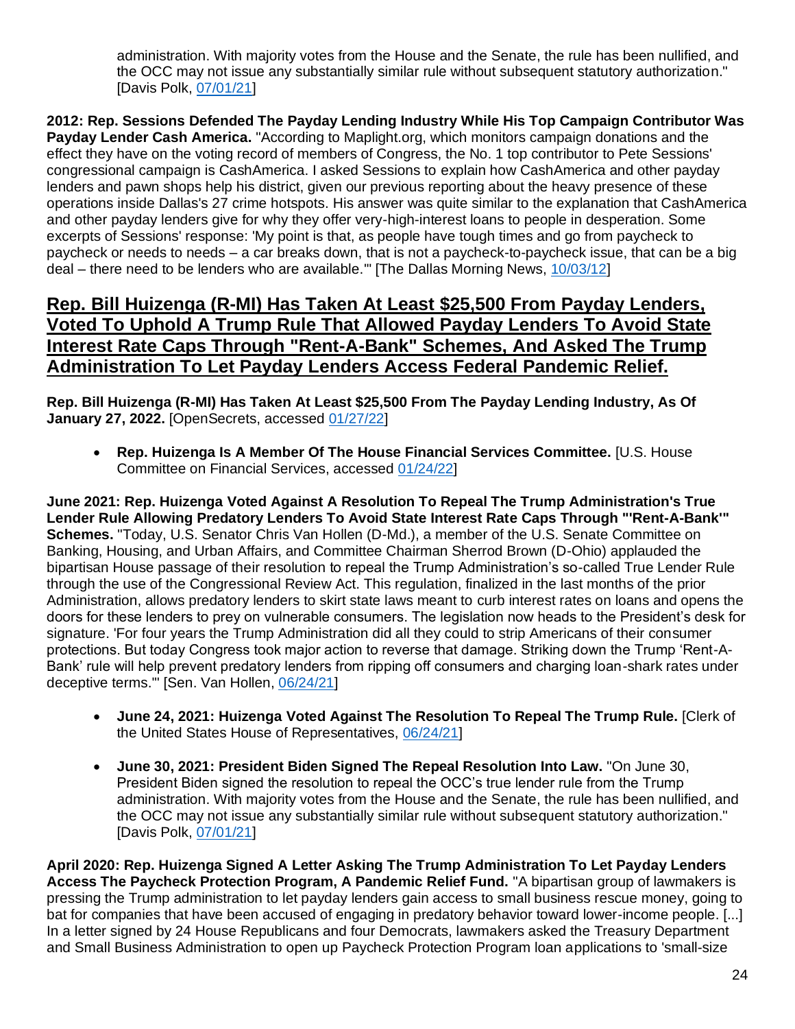administration. With majority votes from the House and the Senate, the rule has been nullified, and the OCC may not issue any substantially similar rule without subsequent statutory authorization." [Davis Polk, 07/01/21]

**2012: Rep. Sessions Defended The Payday Lending Industry While His Top Campaign Contributor Was Payday Lender Cash America.** "According to Maplight.org, which monitors campaign donations and the effect they have on the voting record of members of Congress, the No. 1 top contributor to Pete Sessions' congressional campaign is CashAmerica. I asked Sessions to explain how CashAmerica and other payday lenders and pawn shops help his district, given our previous reporting about the heavy presence of these operations inside Dallas's 27 crime hotspots. His answer was quite similar to the explanation that CashAmerica and other payday lenders give for why they offer very-high-interest loans to people in desperation. Some excerpts of Sessions' response: 'My point is that, as people have tough times and go from paycheck to paycheck or needs to needs – a car breaks down, that is not a paycheck-to-paycheck issue, that can be a big deal – there need to be lenders who are available.'" [The Dallas Morning News, 10/03/12]

## Rep. Bill Huizenga (R-MI) Has Taken At Least $25,500 From Payday Lenders, Voted To Uphold A Trump Rule That Allowed Payday Lenders To Avoid State Interest Rate Caps Through "Rent-A-Bank" Schemes, And Asked The Trump Administration To Let Payday Lenders Access Federal Pandemic Relief.

**Rep. Bill Huizenga (R-MI) Has Taken At Least $25,500 From The Payday Lending Industry, As Of January 27, 2022.** [OpenSecrets, accessed 01/27/22]

- **Rep. Huizenga Is A Member Of The House Financial Services Committee.** [U.S. House Committee on Financial Services, accessed 01/24/22]

**June 2021: Rep. Huizenga Voted Against A Resolution To Repeal The Trump Administration's True Lender Rule Allowing Predatory Lenders To Avoid State Interest Rate Caps Through "'Rent-A-Bank'" Schemes.** "Today, U.S. Senator Chris Van Hollen (D-Md.), a member of the U.S. Senate Committee on Banking, Housing, and Urban Affairs, and Committee Chairman Sherrod Brown (D-Ohio) applauded the bipartisan House passage of their resolution to repeal the Trump Administration's so-called True Lender Rule through the use of the Congressional Review Act. This regulation, finalized in the last months of the prior Administration, allows predatory lenders to skirt state laws meant to curb interest rates on loans and opens the doors for these lenders to prey on vulnerable consumers. The legislation now heads to the President's desk for signature. 'For four years the Trump Administration did all they could to strip Americans of their consumer protections. But today Congress took major action to reverse that damage. Striking down the Trump 'Rent-A-Bank' rule will help prevent predatory lenders from ripping off consumers and charging loan-shark rates under deceptive terms.'" [Sen. Van Hollen, 06/24/21]

- **June 24, 2021: Huizenga Voted Against The Resolution To Repeal The Trump Rule.** [Clerk of the United States House of Representatives, 06/24/21]
- **June 30, 2021: President Biden Signed The Repeal Resolution Into Law.** "On June 30, President Biden signed the resolution to repeal the OCC's true lender rule from the Trump administration. With majority votes from the House and the Senate, the rule has been nullified, and the OCC may not issue any substantially similar rule without subsequent statutory authorization." [Davis Polk, 07/01/21]

**April 2020: Rep. Huizenga Signed A Letter Asking The Trump Administration To Let Payday Lenders Access The Paycheck Protection Program, A Pandemic Relief Fund.** "A bipartisan group of lawmakers is pressing the Trump administration to let payday lenders gain access to small business rescue money, going to bat for companies that have been accused of engaging in predatory behavior toward lower-income people. [...] In a letter signed by 24 House Republicans and four Democrats, lawmakers asked the Treasury Department and Small Business Administration to open up Paycheck Protection Program loan applications to 'small-size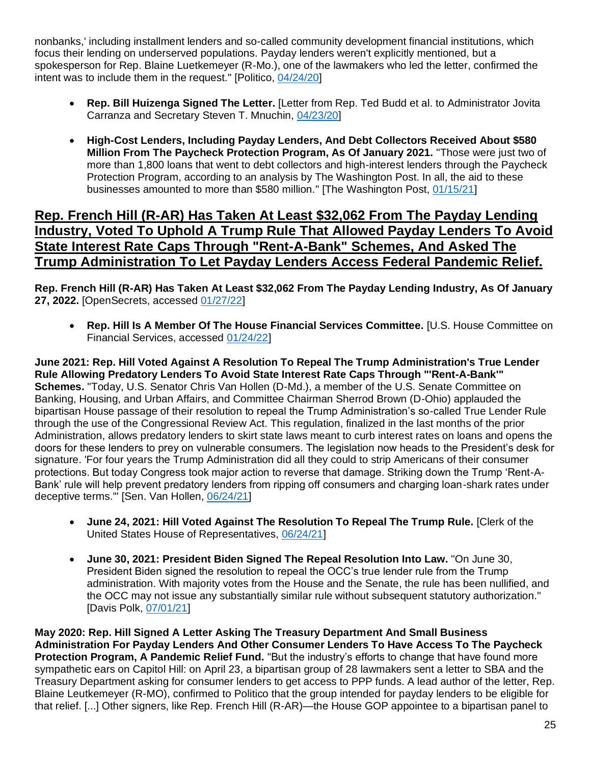nonbanks,' including installment lenders and so-called community development financial institutions, which focus their lending on underserved populations. Payday lenders weren't explicitly mentioned, but a spokesperson for Rep. Blaine Luetkemeyer (R-Mo.), one of the lawmakers who led the letter, confirmed the intent was to include them in the request." [Politico, 04/24/20]

- **Rep. Bill Huizenga Signed The Letter.** [Letter from Rep. Ted Budd et al. to Administrator Jovita Carranza and Secretary Steven T. Mnuchin, 04/23/20]
- **High-Cost Lenders, Including Payday Lenders, And Debt Collectors Received About $580 Million From The Paycheck Protection Program, As Of January 2021.** "Those were just two of more than 1,800 loans that went to debt collectors and high-interest lenders through the Paycheck Protection Program, according to an analysis by The Washington Post. In all, the aid to these businesses amounted to more than $580 million." [The Washington Post, 01/15/21]

## Rep. French Hill (R-AR) Has Taken At Least $32,062 From The Payday Lending Industry, Voted To Uphold A Trump Rule That Allowed Payday Lenders To Avoid State Interest Rate Caps Through "Rent-A-Bank" Schemes, And Asked The Trump Administration To Let Payday Lenders Access Federal Pandemic Relief.

**Rep. French Hill (R-AR) Has Taken At Least $32,062 From The Payday Lending Industry, As Of January 27, 2022.** [OpenSecrets, accessed 01/27/22]

- **Rep. Hill Is A Member Of The House Financial Services Committee.** [U.S. House Committee on Financial Services, accessed 01/24/22]

**June 2021: Rep. Hill Voted Against A Resolution To Repeal The Trump Administration's True Lender Rule Allowing Predatory Lenders To Avoid State Interest Rate Caps Through "'Rent-A-Bank'" Schemes.** "Today, U.S. Senator Chris Van Hollen (D-Md.), a member of the U.S. Senate Committee on Banking, Housing, and Urban Affairs, and Committee Chairman Sherrod Brown (D-Ohio) applauded the bipartisan House passage of their resolution to repeal the Trump Administration's so-called True Lender Rule through the use of the Congressional Review Act. This regulation, finalized in the last months of the prior Administration, allows predatory lenders to skirt state laws meant to curb interest rates on loans and opens the doors for these lenders to prey on vulnerable consumers. The legislation now heads to the President's desk for signature. 'For four years the Trump Administration did all they could to strip Americans of their consumer protections. But today Congress took major action to reverse that damage. Striking down the Trump 'Rent-A-Bank' rule will help prevent predatory lenders from ripping off consumers and charging loan-shark rates under deceptive terms.'" [Sen. Van Hollen, 06/24/21]

- **June 24, 2021: Hill Voted Against The Resolution To Repeal The Trump Rule.** [Clerk of the United States House of Representatives, 06/24/21]
- **June 30, 2021: President Biden Signed The Repeal Resolution Into Law.** "On June 30, President Biden signed the resolution to repeal the OCC's true lender rule from the Trump administration. With majority votes from the House and the Senate, the rule has been nullified, and the OCC may not issue any substantially similar rule without subsequent statutory authorization." [Davis Polk, 07/01/21]

**May 2020: Rep. Hill Signed A Letter Asking The Treasury Department And Small Business Administration For Payday Lenders And Other Consumer Lenders To Have Access To The Paycheck Protection Program, A Pandemic Relief Fund.** "But the industry's efforts to change that have found more sympathetic ears on Capitol Hill: on April 23, a bipartisan group of 28 lawmakers sent a letter to SBA and the Treasury Department asking for consumer lenders to get access to PPP funds. A lead author of the letter, Rep. Blaine Leutkemeyer (R-MO), confirmed to Politico that the group intended for payday lenders to be eligible for that relief. [...] Other signers, like Rep. French Hill (R-AR)—the House GOP appointee to a bipartisan panel to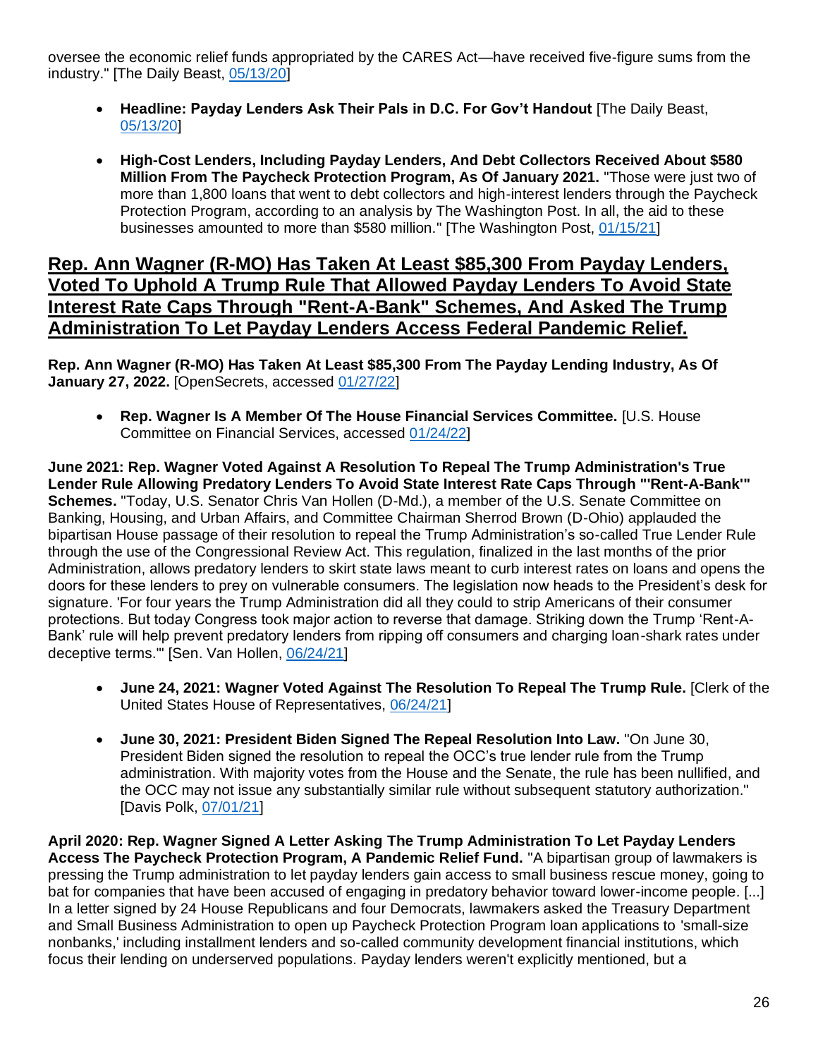oversee the economic relief funds appropriated by the CARES Act—have received five-figure sums from the industry." [The Daily Beast, 05/13/20]

- **Headline: Payday Lenders Ask Their Pals in D.C. For Gov't Handout** [The Daily Beast, 05/13/20]

- **High-Cost Lenders, Including Payday Lenders, And Debt Collectors Received About $580 Million From The Paycheck Protection Program, As Of January 2021.** "Those were just two of more than 1,800 loans that went to debt collectors and high-interest lenders through the Paycheck Protection Program, according to an analysis by The Washington Post. In all, the aid to these businesses amounted to more than $580 million." [The Washington Post, 01/15/21]

## Rep. Ann Wagner (R-MO) Has Taken At Least $85,300 From Payday Lenders, Voted To Uphold A Trump Rule That Allowed Payday Lenders To Avoid State Interest Rate Caps Through "Rent-A-Bank" Schemes, And Asked The Trump Administration To Let Payday Lenders Access Federal Pandemic Relief.

**Rep. Ann Wagner (R-MO) Has Taken At Least $85,300 From The Payday Lending Industry, As Of January 27, 2022.** [OpenSecrets, accessed 01/27/22]

- **Rep. Wagner Is A Member Of The House Financial Services Committee.** [U.S. House Committee on Financial Services, accessed 01/24/22]

**June 2021: Rep. Wagner Voted Against A Resolution To Repeal The Trump Administration's True Lender Rule Allowing Predatory Lenders To Avoid State Interest Rate Caps Through "'Rent-A-Bank'" Schemes.** "Today, U.S. Senator Chris Van Hollen (D-Md.), a member of the U.S. Senate Committee on Banking, Housing, and Urban Affairs, and Committee Chairman Sherrod Brown (D-Ohio) applauded the bipartisan House passage of their resolution to repeal the Trump Administration's so-called True Lender Rule through the use of the Congressional Review Act. This regulation, finalized in the last months of the prior Administration, allows predatory lenders to skirt state laws meant to curb interest rates on loans and opens the doors for these lenders to prey on vulnerable consumers. The legislation now heads to the President's desk for signature. 'For four years the Trump Administration did all they could to strip Americans of their consumer protections. But today Congress took major action to reverse that damage. Striking down the Trump 'Rent-A-Bank' rule will help prevent predatory lenders from ripping off consumers and charging loan-shark rates under deceptive terms.'" [Sen. Van Hollen, 06/24/21]

- **June 24, 2021: Wagner Voted Against The Resolution To Repeal The Trump Rule.** [Clerk of the United States House of Representatives, 06/24/21]

- **June 30, 2021: President Biden Signed The Repeal Resolution Into Law.** "On June 30, President Biden signed the resolution to repeal the OCC's true lender rule from the Trump administration. With majority votes from the House and the Senate, the rule has been nullified, and the OCC may not issue any substantially similar rule without subsequent statutory authorization." [Davis Polk, 07/01/21]

**April 2020: Rep. Wagner Signed A Letter Asking The Trump Administration To Let Payday Lenders Access The Paycheck Protection Program, A Pandemic Relief Fund.** "A bipartisan group of lawmakers is pressing the Trump administration to let payday lenders gain access to small business rescue money, going to bat for companies that have been accused of engaging in predatory behavior toward lower-income people. [...] In a letter signed by 24 House Republicans and four Democrats, lawmakers asked the Treasury Department and Small Business Administration to open up Paycheck Protection Program loan applications to 'small-size nonbanks,' including installment lenders and so-called community development financial institutions, which focus their lending on underserved populations. Payday lenders weren't explicitly mentioned, but a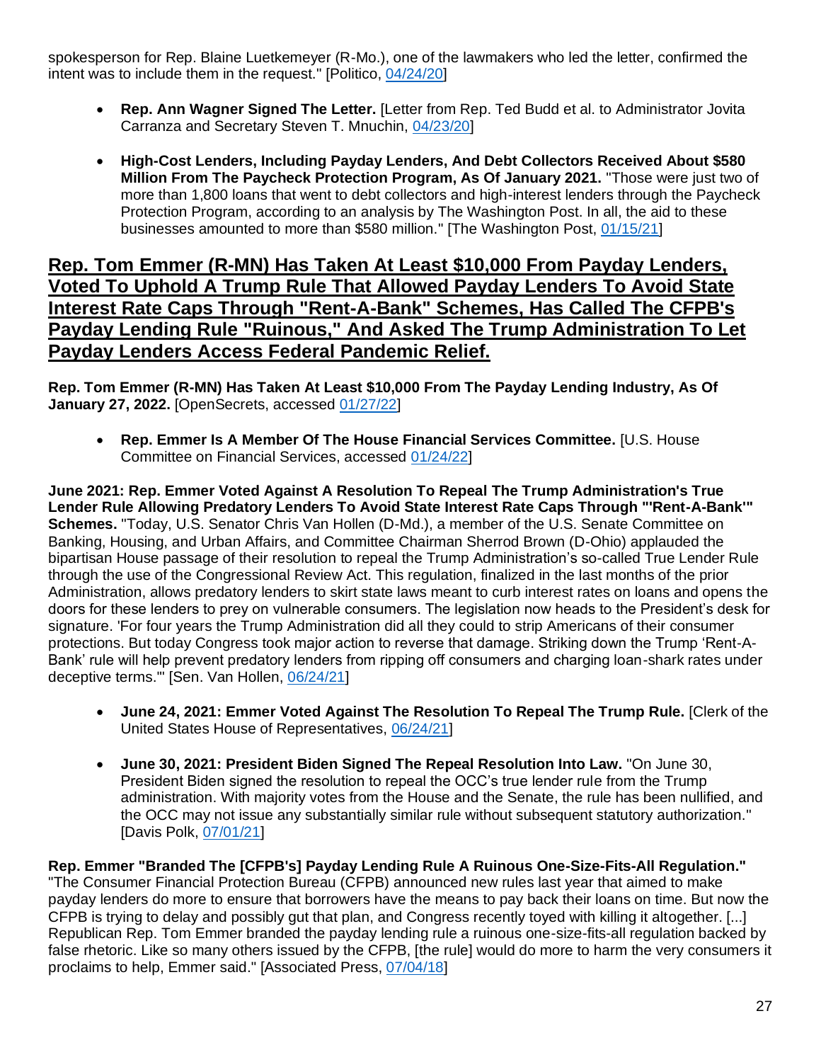spokesperson for Rep. Blaine Luetkemeyer (R-Mo.), one of the lawmakers who led the letter, confirmed the intent was to include them in the request." [Politico, 04/24/20]

- **Rep. Ann Wagner Signed The Letter.** [Letter from Rep. Ted Budd et al. to Administrator Jovita Carranza and Secretary Steven T. Mnuchin, 04/23/20]
- **High-Cost Lenders, Including Payday Lenders, And Debt Collectors Received About $580 Million From The Paycheck Protection Program, As Of January 2021.** "Those were just two of more than 1,800 loans that went to debt collectors and high-interest lenders through the Paycheck Protection Program, according to an analysis by The Washington Post. In all, the aid to these businesses amounted to more than $580 million." [The Washington Post, 01/15/21]

## Rep. Tom Emmer (R-MN) Has Taken At Least $10,000 From Payday Lenders, Voted To Uphold A Trump Rule That Allowed Payday Lenders To Avoid State Interest Rate Caps Through "Rent-A-Bank" Schemes, Has Called The CFPB's Payday Lending Rule "Ruinous," And Asked The Trump Administration To Let Payday Lenders Access Federal Pandemic Relief.

**Rep. Tom Emmer (R-MN) Has Taken At Least $10,000 From The Payday Lending Industry, As Of January 27, 2022.** [OpenSecrets, accessed 01/27/22]

- **Rep. Emmer Is A Member Of The House Financial Services Committee.** [U.S. House Committee on Financial Services, accessed 01/24/22]

**June 2021: Rep. Emmer Voted Against A Resolution To Repeal The Trump Administration's True Lender Rule Allowing Predatory Lenders To Avoid State Interest Rate Caps Through "'Rent-A-Bank'" Schemes.** "Today, U.S. Senator Chris Van Hollen (D-Md.), a member of the U.S. Senate Committee on Banking, Housing, and Urban Affairs, and Committee Chairman Sherrod Brown (D-Ohio) applauded the bipartisan House passage of their resolution to repeal the Trump Administration's so-called True Lender Rule through the use of the Congressional Review Act. This regulation, finalized in the last months of the prior Administration, allows predatory lenders to skirt state laws meant to curb interest rates on loans and opens the doors for these lenders to prey on vulnerable consumers. The legislation now heads to the President's desk for signature. 'For four years the Trump Administration did all they could to strip Americans of their consumer protections. But today Congress took major action to reverse that damage. Striking down the Trump 'Rent-A-Bank' rule will help prevent predatory lenders from ripping off consumers and charging loan-shark rates under deceptive terms.'" [Sen. Van Hollen, 06/24/21]

- **June 24, 2021: Emmer Voted Against The Resolution To Repeal The Trump Rule.** [Clerk of the United States House of Representatives, 06/24/21]
- **June 30, 2021: President Biden Signed The Repeal Resolution Into Law.** "On June 30, President Biden signed the resolution to repeal the OCC's true lender rule from the Trump administration. With majority votes from the House and the Senate, the rule has been nullified, and the OCC may not issue any substantially similar rule without subsequent statutory authorization." [Davis Polk, 07/01/21]

**Rep. Emmer "Branded The [CFPB's] Payday Lending Rule A Ruinous One-Size-Fits-All Regulation."** "The Consumer Financial Protection Bureau (CFPB) announced new rules last year that aimed to make payday lenders do more to ensure that borrowers have the means to pay back their loans on time. But now the CFPB is trying to delay and possibly gut that plan, and Congress recently toyed with killing it altogether. [...] Republican Rep. Tom Emmer branded the payday lending rule a ruinous one-size-fits-all regulation backed by false rhetoric. Like so many others issued by the CFPB, [the rule] would do more to harm the very consumers it proclaims to help, Emmer said." [Associated Press, 07/04/18]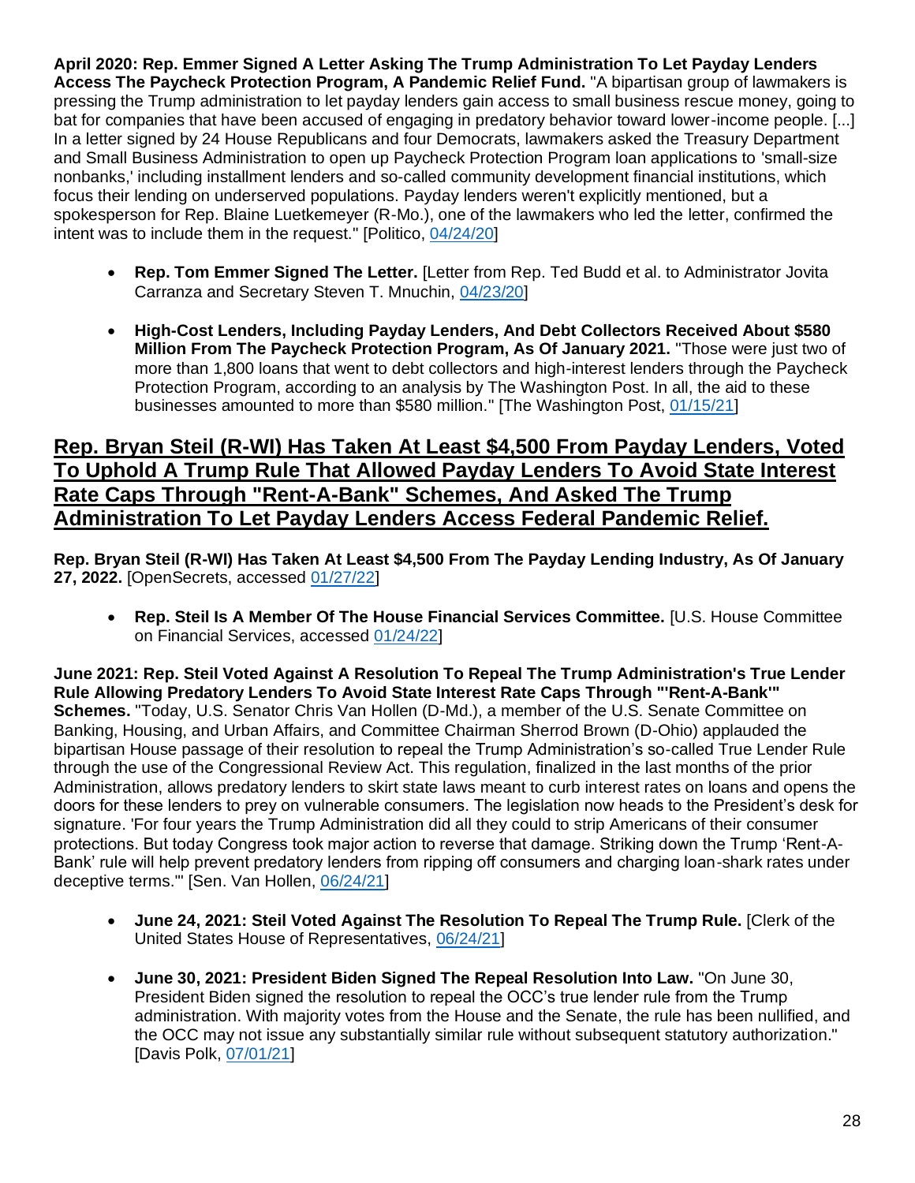**April 2020: Rep. Emmer Signed A Letter Asking The Trump Administration To Let Payday Lenders Access The Paycheck Protection Program, A Pandemic Relief Fund.** "A bipartisan group of lawmakers is pressing the Trump administration to let payday lenders gain access to small business rescue money, going to bat for companies that have been accused of engaging in predatory behavior toward lower-income people. [...] In a letter signed by 24 House Republicans and four Democrats, lawmakers asked the Treasury Department and Small Business Administration to open up Paycheck Protection Program loan applications to 'small-size nonbanks,' including installment lenders and so-called community development financial institutions, which focus their lending on underserved populations. Payday lenders weren't explicitly mentioned, but a spokesperson for Rep. Blaine Luetkemeyer (R-Mo.), one of the lawmakers who led the letter, confirmed the intent was to include them in the request." [Politico, 04/24/20]

- **Rep. Tom Emmer Signed The Letter.** [Letter from Rep. Ted Budd et al. to Administrator Jovita Carranza and Secretary Steven T. Mnuchin, 04/23/20]
- **High-Cost Lenders, Including Payday Lenders, And Debt Collectors Received About $580 Million From The Paycheck Protection Program, As Of January 2021.** "Those were just two of more than 1,800 loans that went to debt collectors and high-interest lenders through the Paycheck Protection Program, according to an analysis by The Washington Post. In all, the aid to these businesses amounted to more than $580 million." [The Washington Post, 01/15/21]

## Rep. Bryan Steil (R-WI) Has Taken At Least $4,500 From Payday Lenders, Voted To Uphold A Trump Rule That Allowed Payday Lenders To Avoid State Interest Rate Caps Through "Rent-A-Bank" Schemes, And Asked The Trump Administration To Let Payday Lenders Access Federal Pandemic Relief.

**Rep. Bryan Steil (R-WI) Has Taken At Least $4,500 From The Payday Lending Industry, As Of January 27, 2022.** [OpenSecrets, accessed 01/27/22]

- **Rep. Steil Is A Member Of The House Financial Services Committee.** [U.S. House Committee on Financial Services, accessed 01/24/22]

**June 2021: Rep. Steil Voted Against A Resolution To Repeal The Trump Administration's True Lender Rule Allowing Predatory Lenders To Avoid State Interest Rate Caps Through "'Rent-A-Bank'" Schemes.** "Today, U.S. Senator Chris Van Hollen (D-Md.), a member of the U.S. Senate Committee on Banking, Housing, and Urban Affairs, and Committee Chairman Sherrod Brown (D-Ohio) applauded the bipartisan House passage of their resolution to repeal the Trump Administration's so-called True Lender Rule through the use of the Congressional Review Act. This regulation, finalized in the last months of the prior Administration, allows predatory lenders to skirt state laws meant to curb interest rates on loans and opens the doors for these lenders to prey on vulnerable consumers. The legislation now heads to the President's desk for signature. 'For four years the Trump Administration did all they could to strip Americans of their consumer protections. But today Congress took major action to reverse that damage. Striking down the Trump 'Rent-A-Bank' rule will help prevent predatory lenders from ripping off consumers and charging loan-shark rates under deceptive terms.'" [Sen. Van Hollen, 06/24/21]

- **June 24, 2021: Steil Voted Against The Resolution To Repeal The Trump Rule.** [Clerk of the United States House of Representatives, 06/24/21]
- **June 30, 2021: President Biden Signed The Repeal Resolution Into Law.** "On June 30, President Biden signed the resolution to repeal the OCC's true lender rule from the Trump administration. With majority votes from the House and the Senate, the rule has been nullified, and the OCC may not issue any substantially similar rule without subsequent statutory authorization." [Davis Polk, 07/01/21]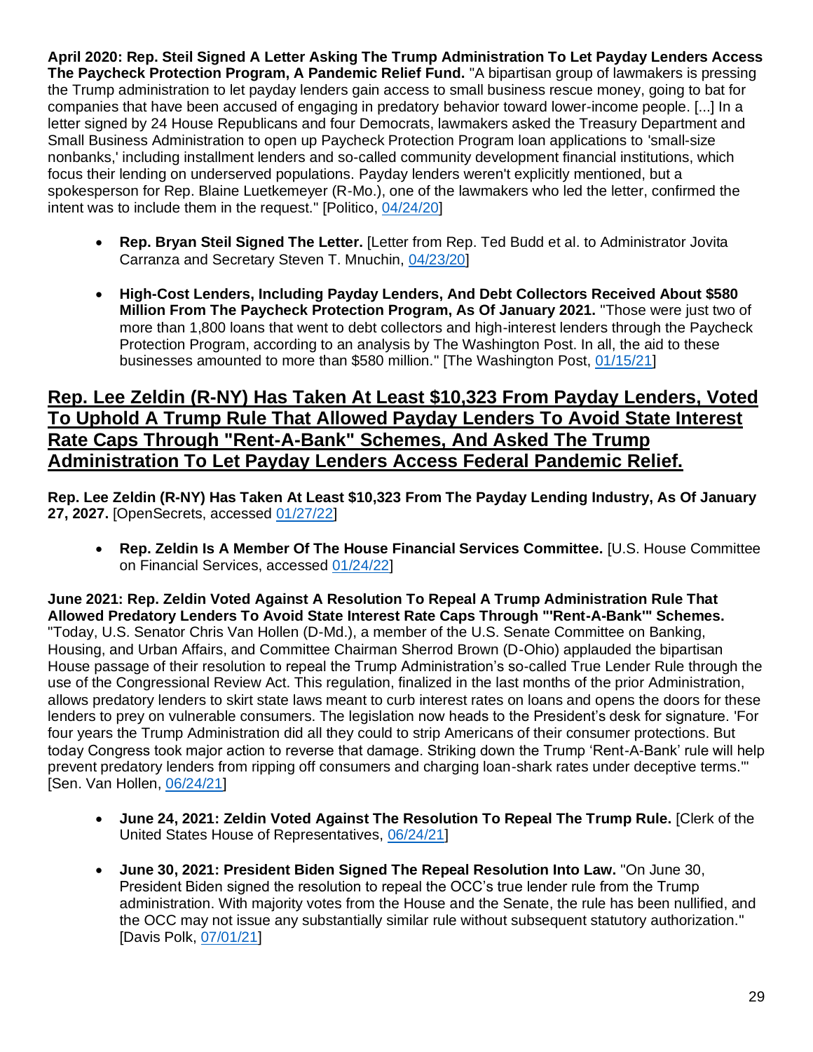**April 2020: Rep. Steil Signed A Letter Asking The Trump Administration To Let Payday Lenders Access The Paycheck Protection Program, A Pandemic Relief Fund.** "A bipartisan group of lawmakers is pressing the Trump administration to let payday lenders gain access to small business rescue money, going to bat for companies that have been accused of engaging in predatory behavior toward lower-income people. [...] In a letter signed by 24 House Republicans and four Democrats, lawmakers asked the Treasury Department and Small Business Administration to open up Paycheck Protection Program loan applications to 'small-size nonbanks,' including installment lenders and so-called community development financial institutions, which focus their lending on underserved populations. Payday lenders weren't explicitly mentioned, but a spokesperson for Rep. Blaine Luetkemeyer (R-Mo.), one of the lawmakers who led the letter, confirmed the intent was to include them in the request." [Politico, 04/24/20]

- **Rep. Bryan Steil Signed The Letter.** [Letter from Rep. Ted Budd et al. to Administrator Jovita Carranza and Secretary Steven T. Mnuchin, 04/23/20]
- **High-Cost Lenders, Including Payday Lenders, And Debt Collectors Received About $580 Million From The Paycheck Protection Program, As Of January 2021.** "Those were just two of more than 1,800 loans that went to debt collectors and high-interest lenders through the Paycheck Protection Program, according to an analysis by The Washington Post. In all, the aid to these businesses amounted to more than $580 million." [The Washington Post, 01/15/21]

## Rep. Lee Zeldin (R-NY) Has Taken At Least $10,323 From Payday Lenders, Voted To Uphold A Trump Rule That Allowed Payday Lenders To Avoid State Interest Rate Caps Through "Rent-A-Bank" Schemes, And Asked The Trump Administration To Let Payday Lenders Access Federal Pandemic Relief.

**Rep. Lee Zeldin (R-NY) Has Taken At Least $10,323 From The Payday Lending Industry, As Of January 27, 2027.** [OpenSecrets, accessed 01/27/22]

- **Rep. Zeldin Is A Member Of The House Financial Services Committee.** [U.S. House Committee on Financial Services, accessed 01/24/22]

**June 2021: Rep. Zeldin Voted Against A Resolution To Repeal A Trump Administration Rule That Allowed Predatory Lenders To Avoid State Interest Rate Caps Through "'Rent-A-Bank'" Schemes.** "Today, U.S. Senator Chris Van Hollen (D-Md.), a member of the U.S. Senate Committee on Banking, Housing, and Urban Affairs, and Committee Chairman Sherrod Brown (D-Ohio) applauded the bipartisan House passage of their resolution to repeal the Trump Administration's so-called True Lender Rule through the use of the Congressional Review Act. This regulation, finalized in the last months of the prior Administration, allows predatory lenders to skirt state laws meant to curb interest rates on loans and opens the doors for these lenders to prey on vulnerable consumers. The legislation now heads to the President's desk for signature. 'For four years the Trump Administration did all they could to strip Americans of their consumer protections. But today Congress took major action to reverse that damage. Striking down the Trump 'Rent-A-Bank' rule will help prevent predatory lenders from ripping off consumers and charging loan-shark rates under deceptive terms.'" [Sen. Van Hollen, 06/24/21]

- **June 24, 2021: Zeldin Voted Against The Resolution To Repeal The Trump Rule.** [Clerk of the United States House of Representatives, 06/24/21]
- **June 30, 2021: President Biden Signed The Repeal Resolution Into Law.** "On June 30, President Biden signed the resolution to repeal the OCC's true lender rule from the Trump administration. With majority votes from the House and the Senate, the rule has been nullified, and the OCC may not issue any substantially similar rule without subsequent statutory authorization." [Davis Polk, 07/01/21]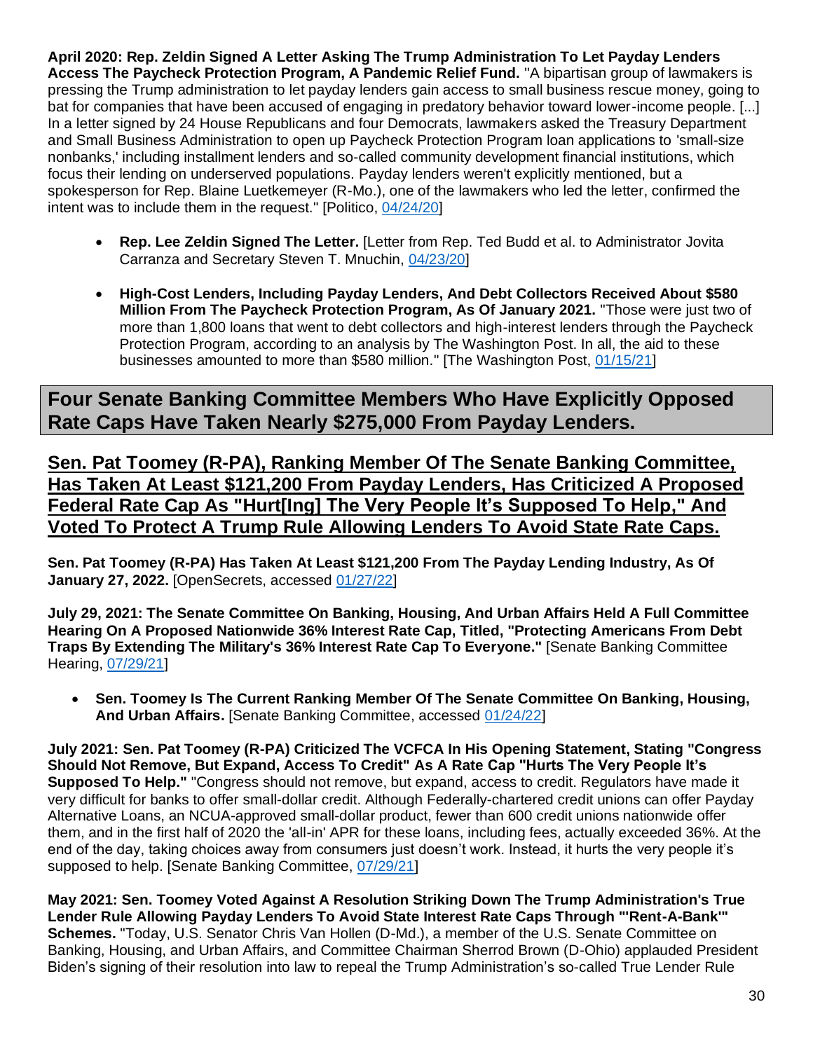**April 2020: Rep. Zeldin Signed A Letter Asking The Trump Administration To Let Payday Lenders Access The Paycheck Protection Program, A Pandemic Relief Fund.** "A bipartisan group of lawmakers is pressing the Trump administration to let payday lenders gain access to small business rescue money, going to bat for companies that have been accused of engaging in predatory behavior toward lower-income people. [...] In a letter signed by 24 House Republicans and four Democrats, lawmakers asked the Treasury Department and Small Business Administration to open up Paycheck Protection Program loan applications to 'small-size nonbanks,' including installment lenders and so-called community development financial institutions, which focus their lending on underserved populations. Payday lenders weren't explicitly mentioned, but a spokesperson for Rep. Blaine Luetkemeyer (R-Mo.), one of the lawmakers who led the letter, confirmed the intent was to include them in the request." [Politico, 04/24/20]

- **Rep. Lee Zeldin Signed The Letter.** [Letter from Rep. Ted Budd et al. to Administrator Jovita Carranza and Secretary Steven T. Mnuchin, 04/23/20]

- **High-Cost Lenders, Including Payday Lenders, And Debt Collectors Received About $580 Million From The Paycheck Protection Program, As Of January 2021.** "Those were just two of more than 1,800 loans that went to debt collectors and high-interest lenders through the Paycheck Protection Program, according to an analysis by The Washington Post. In all, the aid to these businesses amounted to more than $580 million." [The Washington Post, 01/15/21]

## Four Senate Banking Committee Members Who Have Explicitly Opposed Rate Caps Have Taken Nearly $275,000 From Payday Lenders.

### Sen. Pat Toomey (R-PA), Ranking Member Of The Senate Banking Committee, Has Taken At Least $121,200 From Payday Lenders, Has Criticized A Proposed Federal Rate Cap As "Hurt[Ing] The Very People It's Supposed To Help," And Voted To Protect A Trump Rule Allowing Lenders To Avoid State Rate Caps.

**Sen. Pat Toomey (R-PA) Has Taken At Least $121,200 From The Payday Lending Industry, As Of January 27, 2022.** [OpenSecrets, accessed 01/27/22]

**July 29, 2021: The Senate Committee On Banking, Housing, And Urban Affairs Held A Full Committee Hearing On A Proposed Nationwide 36% Interest Rate Cap, Titled, "Protecting Americans From Debt Traps By Extending The Military's 36% Interest Rate Cap To Everyone."** [Senate Banking Committee Hearing, 07/29/21]

- **Sen. Toomey Is The Current Ranking Member Of The Senate Committee On Banking, Housing, And Urban Affairs.** [Senate Banking Committee, accessed 01/24/22]

**July 2021: Sen. Pat Toomey (R-PA) Criticized The VCFCA In His Opening Statement, Stating "Congress Should Not Remove, But Expand, Access To Credit" As A Rate Cap "Hurts The Very People It's Supposed To Help."** "Congress should not remove, but expand, access to credit. Regulators have made it very difficult for banks to offer small-dollar credit. Although Federally-chartered credit unions can offer Payday Alternative Loans, an NCUA-approved small-dollar product, fewer than 600 credit unions nationwide offer them, and in the first half of 2020 the 'all-in' APR for these loans, including fees, actually exceeded 36%. At the end of the day, taking choices away from consumers just doesn't work. Instead, it hurts the very people it's supposed to help. [Senate Banking Committee, 07/29/21]

**May 2021: Sen. Toomey Voted Against A Resolution Striking Down The Trump Administration's True Lender Rule Allowing Payday Lenders To Avoid State Interest Rate Caps Through "'Rent-A-Bank'" Schemes.** "Today, U.S. Senator Chris Van Hollen (D-Md.), a member of the U.S. Senate Committee on Banking, Housing, and Urban Affairs, and Committee Chairman Sherrod Brown (D-Ohio) applauded President Biden's signing of their resolution into law to repeal the Trump Administration's so-called True Lender Rule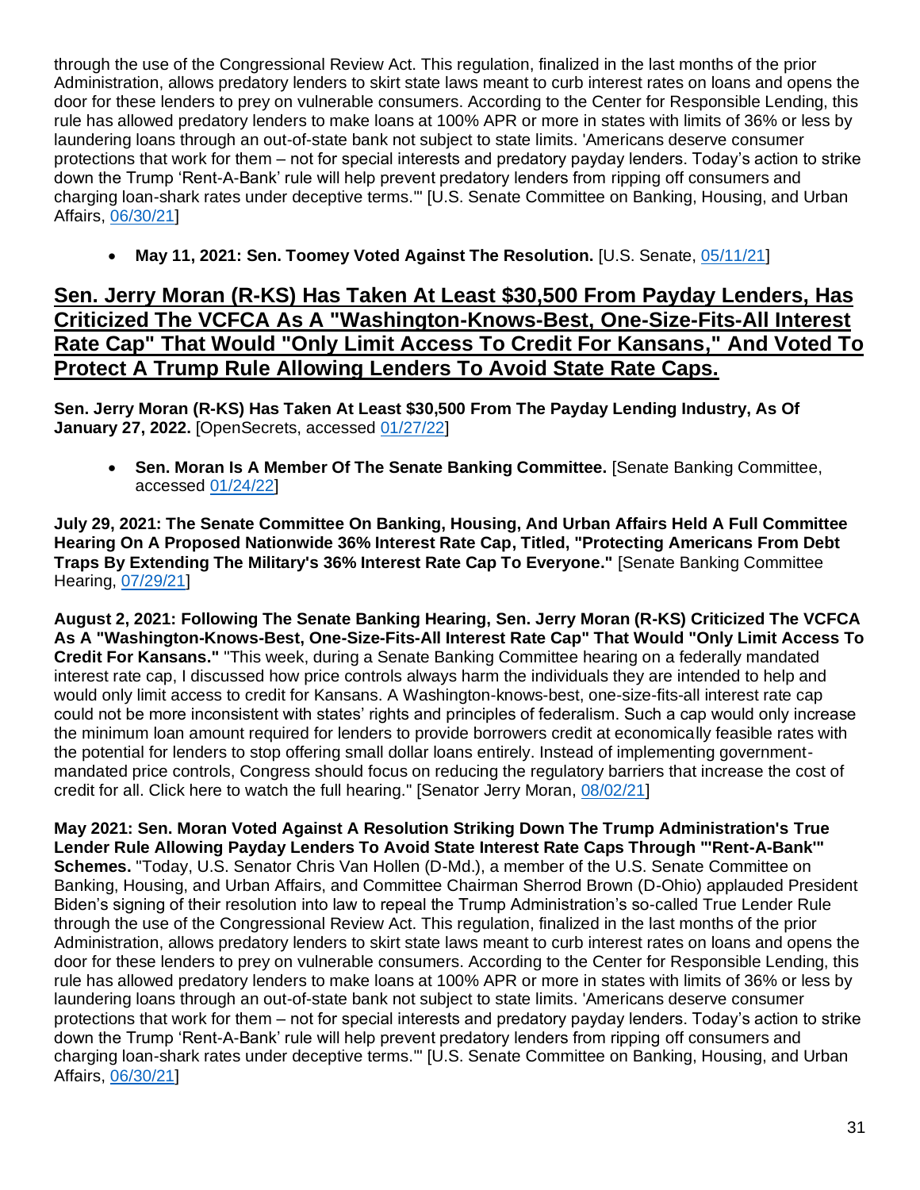through the use of the Congressional Review Act. This regulation, finalized in the last months of the prior Administration, allows predatory lenders to skirt state laws meant to curb interest rates on loans and opens the door for these lenders to prey on vulnerable consumers. According to the Center for Responsible Lending, this rule has allowed predatory lenders to make loans at 100% APR or more in states with limits of 36% or less by laundering loans through an out-of-state bank not subject to state limits. 'Americans deserve consumer protections that work for them – not for special interests and predatory payday lenders. Today's action to strike down the Trump 'Rent-A-Bank' rule will help prevent predatory lenders from ripping off consumers and charging loan-shark rates under deceptive terms.'" [U.S. Senate Committee on Banking, Housing, and Urban Affairs, 06/30/21]

- **May 11, 2021: Sen. Toomey Voted Against The Resolution.** [U.S. Senate, 05/11/21]

## Sen. Jerry Moran (R-KS) Has Taken At Least $30,500 From Payday Lenders, Has Criticized The VCFCA As A "Washington-Knows-Best, One-Size-Fits-All Interest Rate Cap" That Would "Only Limit Access To Credit For Kansans," And Voted To Protect A Trump Rule Allowing Lenders To Avoid State Rate Caps.

**Sen. Jerry Moran (R-KS) Has Taken At Least $30,500 From The Payday Lending Industry, As Of January 27, 2022.** [OpenSecrets, accessed 01/27/22]

- **Sen. Moran Is A Member Of The Senate Banking Committee.** [Senate Banking Committee, accessed 01/24/22]

**July 29, 2021: The Senate Committee On Banking, Housing, And Urban Affairs Held A Full Committee Hearing On A Proposed Nationwide 36% Interest Rate Cap, Titled, "Protecting Americans From Debt Traps By Extending The Military's 36% Interest Rate Cap To Everyone."** [Senate Banking Committee Hearing, 07/29/21]

**August 2, 2021: Following The Senate Banking Hearing, Sen. Jerry Moran (R-KS) Criticized The VCFCA As A "Washington-Knows-Best, One-Size-Fits-All Interest Rate Cap" That Would "Only Limit Access To Credit For Kansans."** "This week, during a Senate Banking Committee hearing on a federally mandated interest rate cap, I discussed how price controls always harm the individuals they are intended to help and would only limit access to credit for Kansans. A Washington-knows-best, one-size-fits-all interest rate cap could not be more inconsistent with states' rights and principles of federalism. Such a cap would only increase the minimum loan amount required for lenders to provide borrowers credit at economically feasible rates with the potential for lenders to stop offering small dollar loans entirely. Instead of implementing government-mandated price controls, Congress should focus on reducing the regulatory barriers that increase the cost of credit for all. Click here to watch the full hearing." [Senator Jerry Moran, 08/02/21]

**May 2021: Sen. Moran Voted Against A Resolution Striking Down The Trump Administration's True Lender Rule Allowing Payday Lenders To Avoid State Interest Rate Caps Through "'Rent-A-Bank'" Schemes.** "Today, U.S. Senator Chris Van Hollen (D-Md.), a member of the U.S. Senate Committee on Banking, Housing, and Urban Affairs, and Committee Chairman Sherrod Brown (D-Ohio) applauded President Biden's signing of their resolution into law to repeal the Trump Administration's so-called True Lender Rule through the use of the Congressional Review Act. This regulation, finalized in the last months of the prior Administration, allows predatory lenders to skirt state laws meant to curb interest rates on loans and opens the door for these lenders to prey on vulnerable consumers. According to the Center for Responsible Lending, this rule has allowed predatory lenders to make loans at 100% APR or more in states with limits of 36% or less by laundering loans through an out-of-state bank not subject to state limits. 'Americans deserve consumer protections that work for them – not for special interests and predatory payday lenders. Today's action to strike down the Trump 'Rent-A-Bank' rule will help prevent predatory lenders from ripping off consumers and charging loan-shark rates under deceptive terms.'" [U.S. Senate Committee on Banking, Housing, and Urban Affairs, 06/30/21]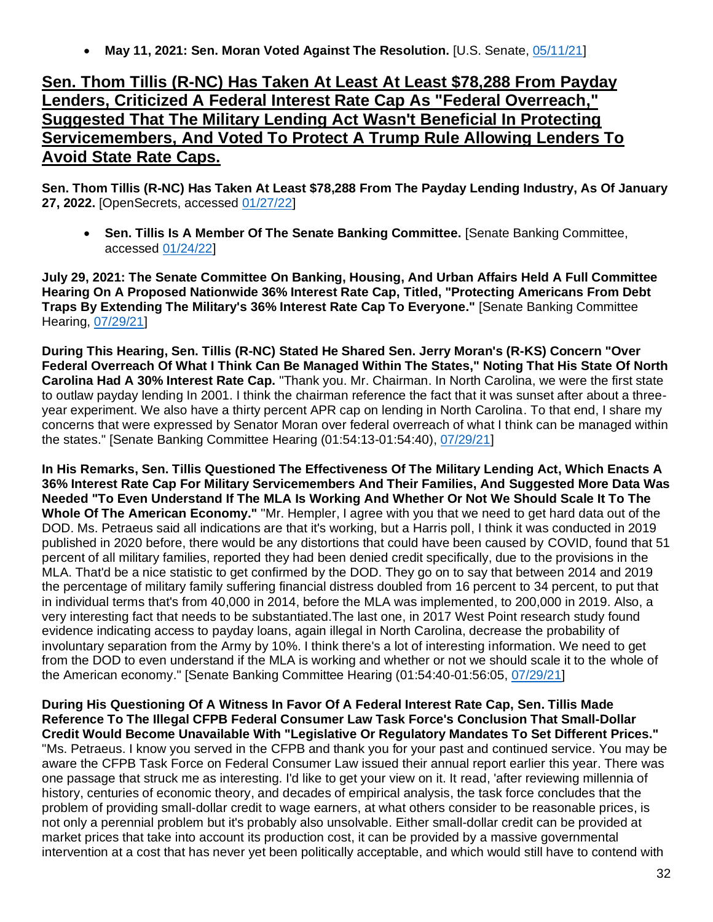- **May 11, 2021: Sen. Moran Voted Against The Resolution.** [U.S. Senate, 05/11/21]

## Sen. Thom Tillis (R-NC) Has Taken At Least At Least $78,288 From Payday Lenders, Criticized A Federal Interest Rate Cap As "Federal Overreach," Suggested That The Military Lending Act Wasn't Beneficial In Protecting Servicemembers, And Voted To Protect A Trump Rule Allowing Lenders To Avoid State Rate Caps.

**Sen. Thom Tillis (R-NC) Has Taken At Least $78,288 From The Payday Lending Industry, As Of January 27, 2022.** [OpenSecrets, accessed 01/27/22]

- **Sen. Tillis Is A Member Of The Senate Banking Committee.** [Senate Banking Committee, accessed 01/24/22]

**July 29, 2021: The Senate Committee On Banking, Housing, And Urban Affairs Held A Full Committee Hearing On A Proposed Nationwide 36% Interest Rate Cap, Titled, "Protecting Americans From Debt Traps By Extending The Military's 36% Interest Rate Cap To Everyone."** [Senate Banking Committee Hearing, 07/29/21]

**During This Hearing, Sen. Tillis (R-NC) Stated He Shared Sen. Jerry Moran's (R-KS) Concern "Over Federal Overreach Of What I Think Can Be Managed Within The States," Noting That His State Of North Carolina Had A 30% Interest Rate Cap.** "Thank you. Mr. Chairman. In North Carolina, we were the first state to outlaw payday lending In 2001. I think the chairman reference the fact that it was sunset after about a three-year experiment. We also have a thirty percent APR cap on lending in North Carolina. To that end, I share my concerns that were expressed by Senator Moran over federal overreach of what I think can be managed within the states." [Senate Banking Committee Hearing (01:54:13-01:54:40), 07/29/21]

**In His Remarks, Sen. Tillis Questioned The Effectiveness Of The Military Lending Act, Which Enacts A 36% Interest Rate Cap For Military Servicemembers And Their Families, And Suggested More Data Was Needed "To Even Understand If The MLA Is Working And Whether Or Not We Should Scale It To The Whole Of The American Economy."** "Mr. Hempler, I agree with you that we need to get hard data out of the DOD. Ms. Petraeus said all indications are that it's working, but a Harris poll, I think it was conducted in 2019 published in 2020 before, there would be any distortions that could have been caused by COVID, found that 51 percent of all military families, reported they had been denied credit specifically, due to the provisions in the MLA. That'd be a nice statistic to get confirmed by the DOD. They go on to say that between 2014 and 2019 the percentage of military family suffering financial distress doubled from 16 percent to 34 percent, to put that in individual terms that's from 40,000 in 2014, before the MLA was implemented, to 200,000 in 2019. Also, a very interesting fact that needs to be substantiated.The last one, in 2017 West Point research study found evidence indicating access to payday loans, again illegal in North Carolina, decrease the probability of involuntary separation from the Army by 10%. I think there's a lot of interesting information. We need to get from the DOD to even understand if the MLA is working and whether or not we should scale it to the whole of the American economy." [Senate Banking Committee Hearing (01:54:40-01:56:05, 07/29/21]

**During His Questioning Of A Witness In Favor Of A Federal Interest Rate Cap, Sen. Tillis Made Reference To The Illegal CFPB Federal Consumer Law Task Force's Conclusion That Small-Dollar Credit Would Become Unavailable With "Legislative Or Regulatory Mandates To Set Different Prices."** "Ms. Petraeus. I know you served in the CFPB and thank you for your past and continued service. You may be aware the CFPB Task Force on Federal Consumer Law issued their annual report earlier this year. There was one passage that struck me as interesting. I'd like to get your view on it. It read, 'after reviewing millennia of history, centuries of economic theory, and decades of empirical analysis, the task force concludes that the problem of providing small-dollar credit to wage earners, at what others consider to be reasonable prices, is not only a perennial problem but it's probably also unsolvable. Either small-dollar credit can be provided at market prices that take into account its production cost, it can be provided by a massive governmental intervention at a cost that has never yet been politically acceptable, and which would still have to contend with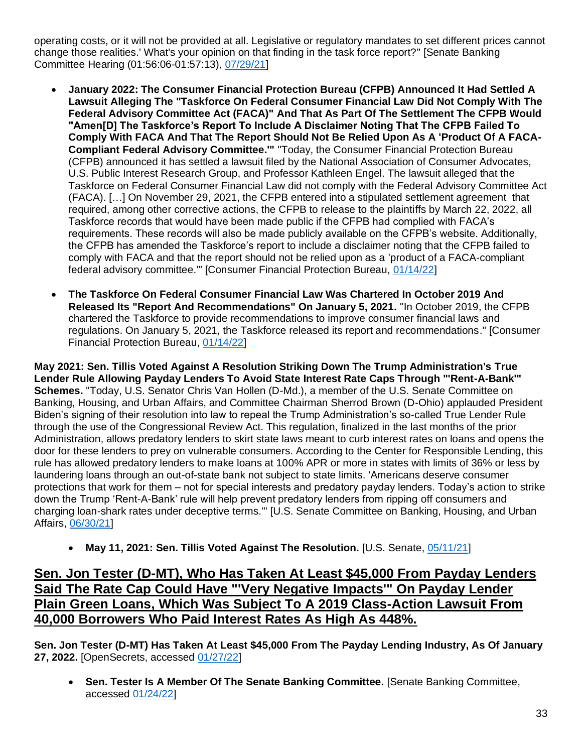operating costs, or it will not be provided at all. Legislative or regulatory mandates to set different prices cannot change those realities.' What's your opinion on that finding in the task force report?" [Senate Banking Committee Hearing (01:56:06-01:57:13), 07/29/21]

- **January 2022: The Consumer Financial Protection Bureau (CFPB) Announced It Had Settled A Lawsuit Alleging The "Taskforce On Federal Consumer Financial Law Did Not Comply With The Federal Advisory Committee Act (FACA)" And That As Part Of The Settlement The CFPB Would "Amen[D] The Taskforce's Report To Include A Disclaimer Noting That The CFPB Failed To Comply With FACA And That The Report Should Not Be Relied Upon As A 'Product Of A FACA-Compliant Federal Advisory Committee.'"** "Today, the Consumer Financial Protection Bureau (CFPB) announced it has settled a lawsuit filed by the National Association of Consumer Advocates, U.S. Public Interest Research Group, and Professor Kathleen Engel. The lawsuit alleged that the Taskforce on Federal Consumer Financial Law did not comply with the Federal Advisory Committee Act (FACA). […] On November 29, 2021, the CFPB entered into a stipulated settlement agreement that required, among other corrective actions, the CFPB to release to the plaintiffs by March 22, 2022, all Taskforce records that would have been made public if the CFPB had complied with FACA's requirements. These records will also be made publicly available on the CFPB's website. Additionally, the CFPB has amended the Taskforce's report to include a disclaimer noting that the CFPB failed to comply with FACA and that the report should not be relied upon as a 'product of a FACA-compliant federal advisory committee.'" [Consumer Financial Protection Bureau, 01/14/22]

- **The Taskforce On Federal Consumer Financial Law Was Chartered In October 2019 And Released Its "Report And Recommendations" On January 5, 2021.** "In October 2019, the CFPB chartered the Taskforce to provide recommendations to improve consumer financial laws and regulations. On January 5, 2021, the Taskforce released its report and recommendations." [Consumer Financial Protection Bureau, 01/14/22]

**May 2021: Sen. Tillis Voted Against A Resolution Striking Down The Trump Administration's True Lender Rule Allowing Payday Lenders To Avoid State Interest Rate Caps Through "'Rent-A-Bank'" Schemes.** "Today, U.S. Senator Chris Van Hollen (D-Md.), a member of the U.S. Senate Committee on Banking, Housing, and Urban Affairs, and Committee Chairman Sherrod Brown (D-Ohio) applauded President Biden's signing of their resolution into law to repeal the Trump Administration's so-called True Lender Rule through the use of the Congressional Review Act. This regulation, finalized in the last months of the prior Administration, allows predatory lenders to skirt state laws meant to curb interest rates on loans and opens the door for these lenders to prey on vulnerable consumers. According to the Center for Responsible Lending, this rule has allowed predatory lenders to make loans at 100% APR or more in states with limits of 36% or less by laundering loans through an out-of-state bank not subject to state limits. 'Americans deserve consumer protections that work for them – not for special interests and predatory payday lenders. Today's action to strike down the Trump 'Rent-A-Bank' rule will help prevent predatory lenders from ripping off consumers and charging loan-shark rates under deceptive terms.'" [U.S. Senate Committee on Banking, Housing, and Urban Affairs, 06/30/21]

- **May 11, 2021: Sen. Tillis Voted Against The Resolution.** [U.S. Senate, 05/11/21]

## Sen. Jon Tester (D-MT), Who Has Taken At Least $45,000 From Payday Lenders Said The Rate Cap Could Have "'Very Negative Impacts'" On Payday Lender Plain Green Loans, Which Was Subject To A 2019 Class-Action Lawsuit From 40,000 Borrowers Who Paid Interest Rates As High As 448%.

**Sen. Jon Tester (D-MT) Has Taken At Least $45,000 From The Payday Lending Industry, As Of January 27, 2022.** [OpenSecrets, accessed 01/27/22]

- **Sen. Tester Is A Member Of The Senate Banking Committee.** [Senate Banking Committee, accessed 01/24/22]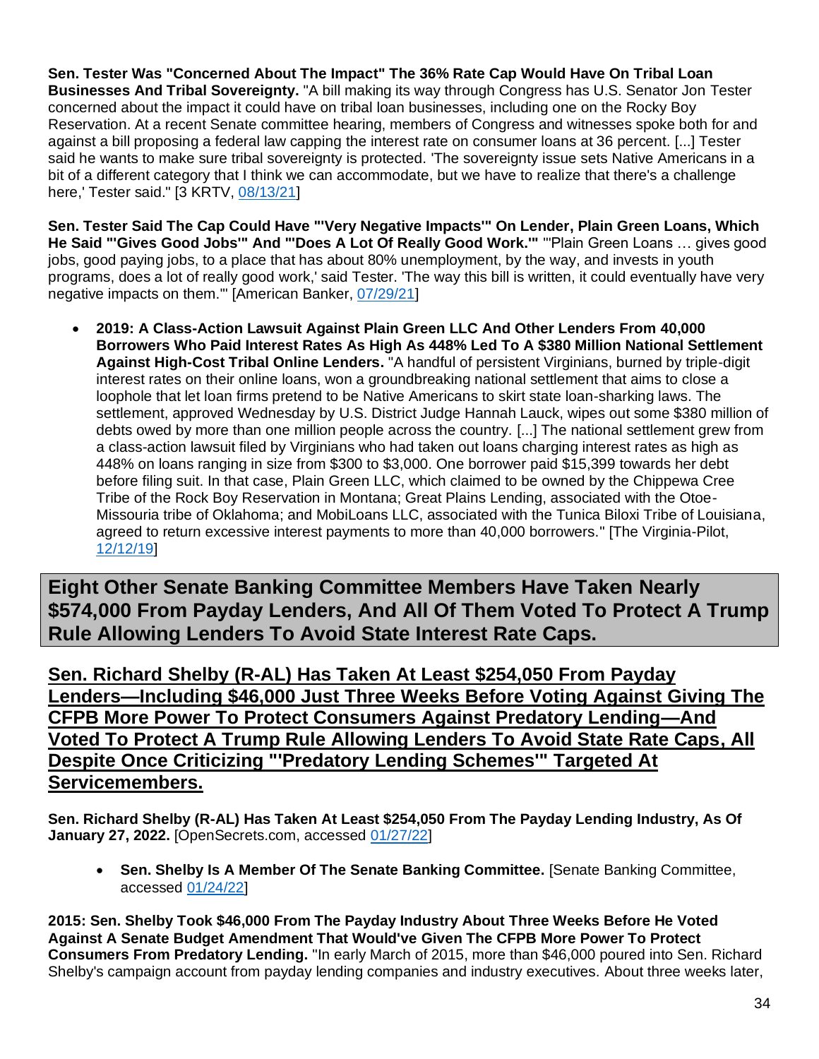**Sen. Tester Was "Concerned About The Impact" The 36% Rate Cap Would Have On Tribal Loan Businesses And Tribal Sovereignty.** "A bill making its way through Congress has U.S. Senator Jon Tester concerned about the impact it could have on tribal loan businesses, including one on the Rocky Boy Reservation. At a recent Senate committee hearing, members of Congress and witnesses spoke both for and against a bill proposing a federal law capping the interest rate on consumer loans at 36 percent. [...] Tester said he wants to make sure tribal sovereignty is protected. 'The sovereignty issue sets Native Americans in a bit of a different category that I think we can accommodate, but we have to realize that there's a challenge here,' Tester said." [3 KRTV, 08/13/21]

**Sen. Tester Said The Cap Could Have "'Very Negative Impacts'" On Lender, Plain Green Loans, Which He Said "'Gives Good Jobs'" And "'Does A Lot Of Really Good Work.'"** "'Plain Green Loans … gives good jobs, good paying jobs, to a place that has about 80% unemployment, by the way, and invests in youth programs, does a lot of really good work,' said Tester. 'The way this bill is written, it could eventually have very negative impacts on them.'" [American Banker, 07/29/21]

- **2019: A Class-Action Lawsuit Against Plain Green LLC And Other Lenders From 40,000 Borrowers Who Paid Interest Rates As High As 448% Led To A $380 Million National Settlement Against High-Cost Tribal Online Lenders.** "A handful of persistent Virginians, burned by triple-digit interest rates on their online loans, won a groundbreaking national settlement that aims to close a loophole that let loan firms pretend to be Native Americans to skirt state loan-sharking laws. The settlement, approved Wednesday by U.S. District Judge Hannah Lauck, wipes out some $380 million of debts owed by more than one million people across the country. [...] The national settlement grew from a class-action lawsuit filed by Virginians who had taken out loans charging interest rates as high as 448% on loans ranging in size from $300 to $3,000. One borrower paid $15,399 towards her debt before filing suit. In that case, Plain Green LLC, which claimed to be owned by the Chippewa Cree Tribe of the Rock Boy Reservation in Montana; Great Plains Lending, associated with the Otoe-Missouria tribe of Oklahoma; and MobiLoans LLC, associated with the Tunica Biloxi Tribe of Louisiana, agreed to return excessive interest payments to more than 40,000 borrowers." [The Virginia-Pilot, 12/12/19]

## Eight Other Senate Banking Committee Members Have Taken Nearly $574,000 From Payday Lenders, And All Of Them Voted To Protect A Trump Rule Allowing Lenders To Avoid State Interest Rate Caps.

### Sen. Richard Shelby (R-AL) Has Taken At Least $254,050 From Payday Lenders—Including $46,000 Just Three Weeks Before Voting Against Giving The CFPB More Power To Protect Consumers Against Predatory Lending—And Voted To Protect A Trump Rule Allowing Lenders To Avoid State Rate Caps, All Despite Once Criticizing "'Predatory Lending Schemes'" Targeted At Servicemembers.

**Sen. Richard Shelby (R-AL) Has Taken At Least $254,050 From The Payday Lending Industry, As Of January 27, 2022.** [OpenSecrets.com, accessed 01/27/22]

- **Sen. Shelby Is A Member Of The Senate Banking Committee.** [Senate Banking Committee, accessed 01/24/22]

**2015: Sen. Shelby Took $46,000 From The Payday Industry About Three Weeks Before He Voted Against A Senate Budget Amendment That Would've Given The CFPB More Power To Protect Consumers From Predatory Lending.** "In early March of 2015, more than $46,000 poured into Sen. Richard Shelby's campaign account from payday lending companies and industry executives. About three weeks later,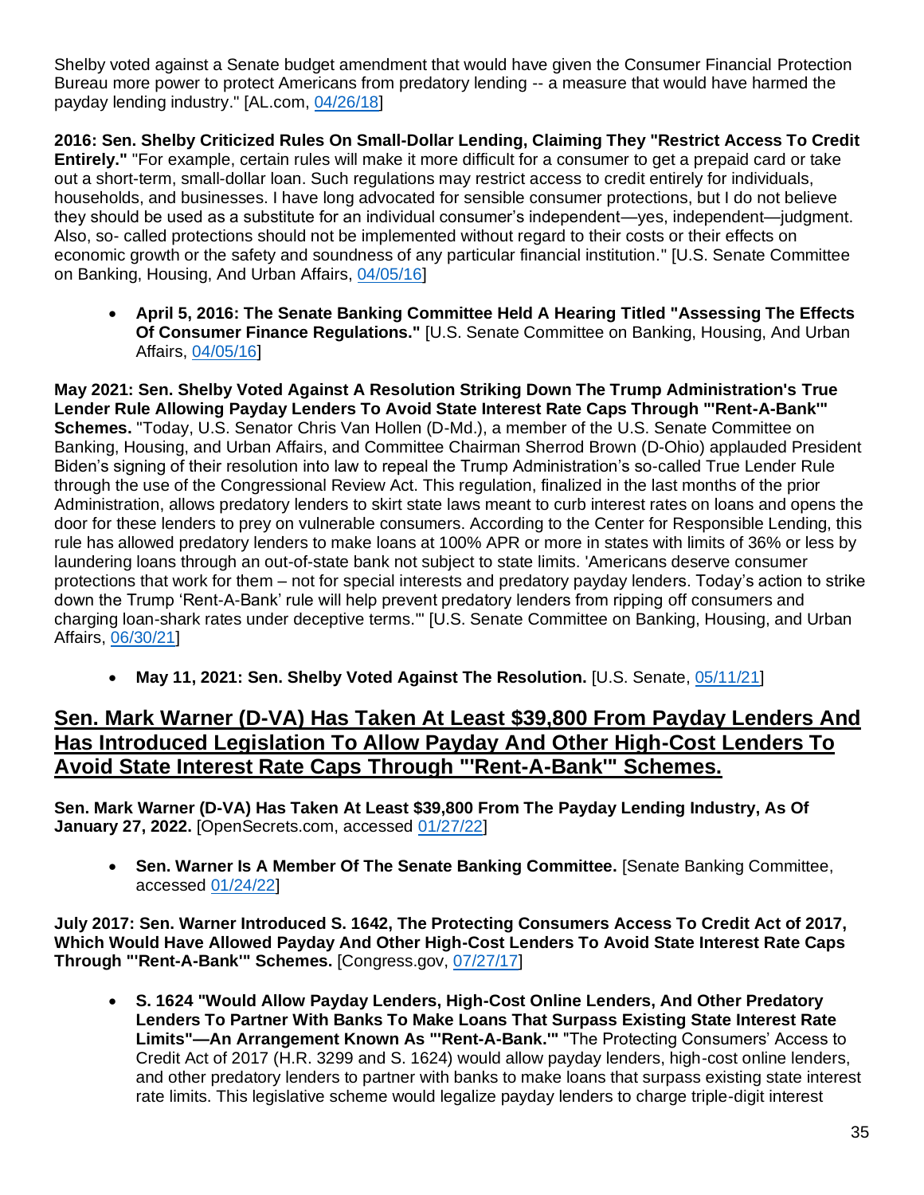Shelby voted against a Senate budget amendment that would have given the Consumer Financial Protection Bureau more power to protect Americans from predatory lending -- a measure that would have harmed the payday lending industry." [AL.com, 04/26/18]

**2016: Sen. Shelby Criticized Rules On Small-Dollar Lending, Claiming They "Restrict Access To Credit Entirely."** "For example, certain rules will make it more difficult for a consumer to get a prepaid card or take out a short-term, small-dollar loan. Such regulations may restrict access to credit entirely for individuals, households, and businesses. I have long advocated for sensible consumer protections, but I do not believe they should be used as a substitute for an individual consumer's independent—yes, independent—judgment. Also, so- called protections should not be implemented without regard to their costs or their effects on economic growth or the safety and soundness of any particular financial institution." [U.S. Senate Committee on Banking, Housing, And Urban Affairs, 04/05/16]

- **April 5, 2016: The Senate Banking Committee Held A Hearing Titled "Assessing The Effects Of Consumer Finance Regulations."** [U.S. Senate Committee on Banking, Housing, And Urban Affairs, 04/05/16]

**May 2021: Sen. Shelby Voted Against A Resolution Striking Down The Trump Administration's True Lender Rule Allowing Payday Lenders To Avoid State Interest Rate Caps Through "'Rent-A-Bank'" Schemes.** "Today, U.S. Senator Chris Van Hollen (D-Md.), a member of the U.S. Senate Committee on Banking, Housing, and Urban Affairs, and Committee Chairman Sherrod Brown (D-Ohio) applauded President Biden's signing of their resolution into law to repeal the Trump Administration's so-called True Lender Rule through the use of the Congressional Review Act. This regulation, finalized in the last months of the prior Administration, allows predatory lenders to skirt state laws meant to curb interest rates on loans and opens the door for these lenders to prey on vulnerable consumers. According to the Center for Responsible Lending, this rule has allowed predatory lenders to make loans at 100% APR or more in states with limits of 36% or less by laundering loans through an out-of-state bank not subject to state limits. 'Americans deserve consumer protections that work for them – not for special interests and predatory payday lenders. Today's action to strike down the Trump 'Rent-A-Bank' rule will help prevent predatory lenders from ripping off consumers and charging loan-shark rates under deceptive terms.'" [U.S. Senate Committee on Banking, Housing, and Urban Affairs, 06/30/21]

- **May 11, 2021: Sen. Shelby Voted Against The Resolution.** [U.S. Senate, 05/11/21]

## Sen. Mark Warner (D-VA) Has Taken At Least $39,800 From Payday Lenders And Has Introduced Legislation To Allow Payday And Other High-Cost Lenders To Avoid State Interest Rate Caps Through "'Rent-A-Bank'" Schemes.

**Sen. Mark Warner (D-VA) Has Taken At Least $39,800 From The Payday Lending Industry, As Of January 27, 2022.** [OpenSecrets.com, accessed 01/27/22]

- **Sen. Warner Is A Member Of The Senate Banking Committee.** [Senate Banking Committee, accessed 01/24/22]

**July 2017: Sen. Warner Introduced S. 1642, The Protecting Consumers Access To Credit Act of 2017, Which Would Have Allowed Payday And Other High-Cost Lenders To Avoid State Interest Rate Caps Through "'Rent-A-Bank'" Schemes.** [Congress.gov, 07/27/17]

- **S. 1624 "Would Allow Payday Lenders, High-Cost Online Lenders, And Other Predatory Lenders To Partner With Banks To Make Loans That Surpass Existing State Interest Rate Limits"—An Arrangement Known As "'Rent-A-Bank.'"** "The Protecting Consumers' Access to Credit Act of 2017 (H.R. 3299 and S. 1624) would allow payday lenders, high-cost online lenders, and other predatory lenders to partner with banks to make loans that surpass existing state interest rate limits. This legislative scheme would legalize payday lenders to charge triple-digit interest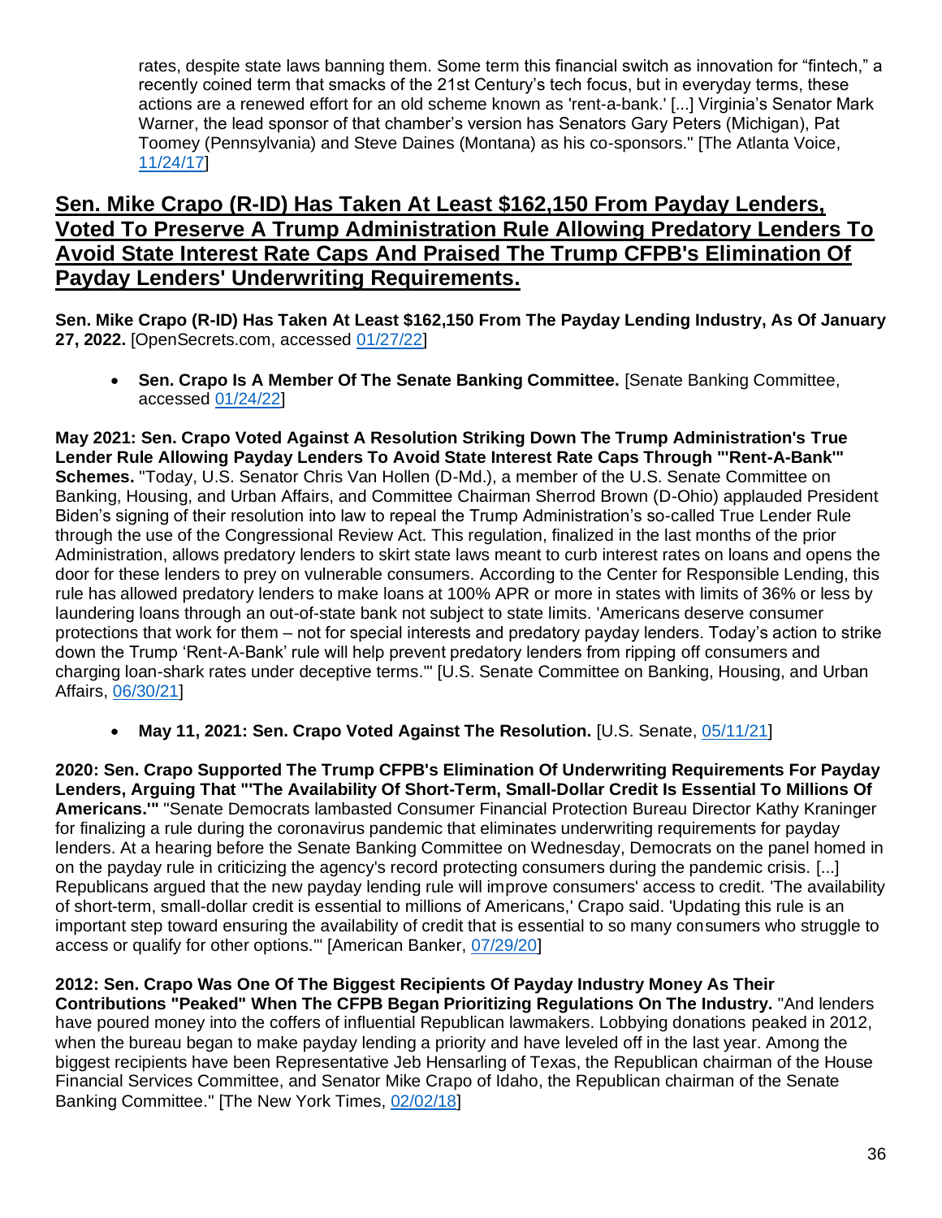rates, despite state laws banning them. Some term this financial switch as innovation for "fintech," a recently coined term that smacks of the 21st Century's tech focus, but in everyday terms, these actions are a renewed effort for an old scheme known as 'rent-a-bank.' [...] Virginia's Senator Mark Warner, the lead sponsor of that chamber's version has Senators Gary Peters (Michigan), Pat Toomey (Pennsylvania) and Steve Daines (Montana) as his co-sponsors." [The Atlanta Voice, 11/24/17]

## Sen. Mike Crapo (R-ID) Has Taken At Least $162,150 From Payday Lenders, Voted To Preserve A Trump Administration Rule Allowing Predatory Lenders To Avoid State Interest Rate Caps And Praised The Trump CFPB's Elimination Of Payday Lenders' Underwriting Requirements.

**Sen. Mike Crapo (R-ID) Has Taken At Least $162,150 From The Payday Lending Industry, As Of January 27, 2022.** [OpenSecrets.com, accessed 01/27/22]

- **Sen. Crapo Is A Member Of The Senate Banking Committee.** [Senate Banking Committee, accessed 01/24/22]

**May 2021: Sen. Crapo Voted Against A Resolution Striking Down The Trump Administration's True Lender Rule Allowing Payday Lenders To Avoid State Interest Rate Caps Through "'Rent-A-Bank'" Schemes.** "Today, U.S. Senator Chris Van Hollen (D-Md.), a member of the U.S. Senate Committee on Banking, Housing, and Urban Affairs, and Committee Chairman Sherrod Brown (D-Ohio) applauded President Biden's signing of their resolution into law to repeal the Trump Administration's so-called True Lender Rule through the use of the Congressional Review Act. This regulation, finalized in the last months of the prior Administration, allows predatory lenders to skirt state laws meant to curb interest rates on loans and opens the door for these lenders to prey on vulnerable consumers. According to the Center for Responsible Lending, this rule has allowed predatory lenders to make loans at 100% APR or more in states with limits of 36% or less by laundering loans through an out-of-state bank not subject to state limits. 'Americans deserve consumer protections that work for them – not for special interests and predatory payday lenders. Today's action to strike down the Trump 'Rent-A-Bank' rule will help prevent predatory lenders from ripping off consumers and charging loan-shark rates under deceptive terms.'" [U.S. Senate Committee on Banking, Housing, and Urban Affairs, 06/30/21]

- **May 11, 2021: Sen. Crapo Voted Against The Resolution.** [U.S. Senate, 05/11/21]

**2020: Sen. Crapo Supported The Trump CFPB's Elimination Of Underwriting Requirements For Payday Lenders, Arguing That "'The Availability Of Short-Term, Small-Dollar Credit Is Essential To Millions Of Americans.'"** "Senate Democrats lambasted Consumer Financial Protection Bureau Director Kathy Kraninger for finalizing a rule during the coronavirus pandemic that eliminates underwriting requirements for payday lenders. At a hearing before the Senate Banking Committee on Wednesday, Democrats on the panel homed in on the payday rule in criticizing the agency's record protecting consumers during the pandemic crisis. [...] Republicans argued that the new payday lending rule will improve consumers' access to credit. 'The availability of short-term, small-dollar credit is essential to millions of Americans,' Crapo said. 'Updating this rule is an important step toward ensuring the availability of credit that is essential to so many consumers who struggle to access or qualify for other options.'" [American Banker, 07/29/20]

**2012: Sen. Crapo Was One Of The Biggest Recipients Of Payday Industry Money As Their Contributions "Peaked" When The CFPB Began Prioritizing Regulations On The Industry.** "And lenders have poured money into the coffers of influential Republican lawmakers. Lobbying donations peaked in 2012, when the bureau began to make payday lending a priority and have leveled off in the last year. Among the biggest recipients have been Representative Jeb Hensarling of Texas, the Republican chairman of the House Financial Services Committee, and Senator Mike Crapo of Idaho, the Republican chairman of the Senate Banking Committee." [The New York Times, 02/02/18]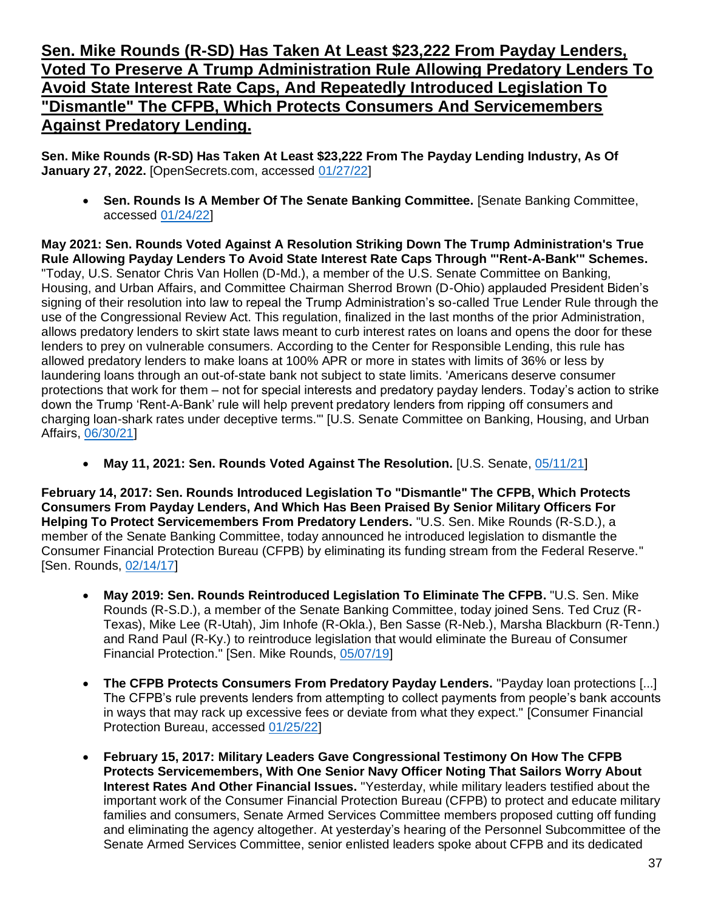## Sen. Mike Rounds (R-SD) Has Taken At Least $23,222 From Payday Lenders, Voted To Preserve A Trump Administration Rule Allowing Predatory Lenders To Avoid State Interest Rate Caps, And Repeatedly Introduced Legislation To "Dismantle" The CFPB, Which Protects Consumers And Servicemembers Against Predatory Lending.

**Sen. Mike Rounds (R-SD) Has Taken At Least $23,222 From The Payday Lending Industry, As Of January 27, 2022.** [OpenSecrets.com, accessed 01/27/22]

- **Sen. Rounds Is A Member Of The Senate Banking Committee.** [Senate Banking Committee, accessed 01/24/22]

**May 2021: Sen. Rounds Voted Against A Resolution Striking Down The Trump Administration's True Rule Allowing Payday Lenders To Avoid State Interest Rate Caps Through "'Rent-A-Bank'" Schemes.** "Today, U.S. Senator Chris Van Hollen (D-Md.), a member of the U.S. Senate Committee on Banking, Housing, and Urban Affairs, and Committee Chairman Sherrod Brown (D-Ohio) applauded President Biden's signing of their resolution into law to repeal the Trump Administration's so-called True Lender Rule through the use of the Congressional Review Act. This regulation, finalized in the last months of the prior Administration, allows predatory lenders to skirt state laws meant to curb interest rates on loans and opens the door for these lenders to prey on vulnerable consumers. According to the Center for Responsible Lending, this rule has allowed predatory lenders to make loans at 100% APR or more in states with limits of 36% or less by laundering loans through an out-of-state bank not subject to state limits. 'Americans deserve consumer protections that work for them – not for special interests and predatory payday lenders. Today's action to strike down the Trump 'Rent-A-Bank' rule will help prevent predatory lenders from ripping off consumers and charging loan-shark rates under deceptive terms.'" [U.S. Senate Committee on Banking, Housing, and Urban Affairs, 06/30/21]

- **May 11, 2021: Sen. Rounds Voted Against The Resolution.** [U.S. Senate, 05/11/21]

**February 14, 2017: Sen. Rounds Introduced Legislation To "Dismantle" The CFPB, Which Protects Consumers From Payday Lenders, And Which Has Been Praised By Senior Military Officers For Helping To Protect Servicemembers From Predatory Lenders.** "U.S. Sen. Mike Rounds (R-S.D.), a member of the Senate Banking Committee, today announced he introduced legislation to dismantle the Consumer Financial Protection Bureau (CFPB) by eliminating its funding stream from the Federal Reserve." [Sen. Rounds, 02/14/17]

- **May 2019: Sen. Rounds Reintroduced Legislation To Eliminate The CFPB.** "U.S. Sen. Mike Rounds (R-S.D.), a member of the Senate Banking Committee, today joined Sens. Ted Cruz (R-Texas), Mike Lee (R-Utah), Jim Inhofe (R-Okla.), Ben Sasse (R-Neb.), Marsha Blackburn (R-Tenn.) and Rand Paul (R-Ky.) to reintroduce legislation that would eliminate the Bureau of Consumer Financial Protection." [Sen. Mike Rounds, 05/07/19]

- **The CFPB Protects Consumers From Predatory Payday Lenders.** "Payday loan protections [...] The CFPB's rule prevents lenders from attempting to collect payments from people's bank accounts in ways that may rack up excessive fees or deviate from what they expect." [Consumer Financial Protection Bureau, accessed 01/25/22]

- **February 15, 2017: Military Leaders Gave Congressional Testimony On How The CFPB Protects Servicemembers, With One Senior Navy Officer Noting That Sailors Worry About Interest Rates And Other Financial Issues.** "Yesterday, while military leaders testified about the important work of the Consumer Financial Protection Bureau (CFPB) to protect and educate military families and consumers, Senate Armed Services Committee members proposed cutting off funding and eliminating the agency altogether. At yesterday's hearing of the Personnel Subcommittee of the Senate Armed Services Committee, senior enlisted leaders spoke about CFPB and its dedicated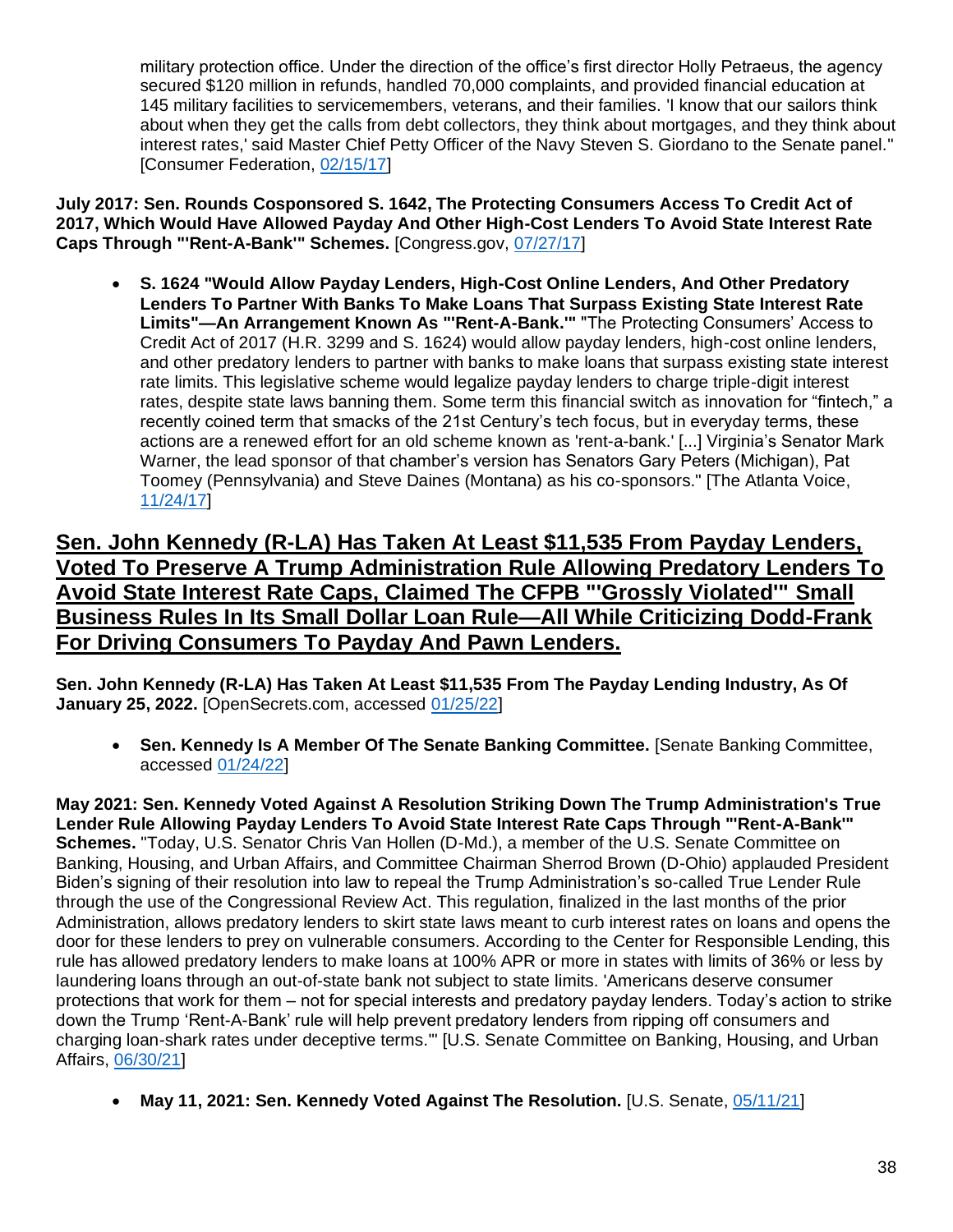military protection office. Under the direction of the office's first director Holly Petraeus, the agency secured $120 million in refunds, handled 70,000 complaints, and provided financial education at 145 military facilities to servicemembers, veterans, and their families. 'I know that our sailors think about when they get the calls from debt collectors, they think about mortgages, and they think about interest rates,' said Master Chief Petty Officer of the Navy Steven S. Giordano to the Senate panel." [Consumer Federation, 02/15/17]

**July 2017: Sen. Rounds Cosponsored S. 1642, The Protecting Consumers Access To Credit Act of 2017, Which Would Have Allowed Payday And Other High-Cost Lenders To Avoid State Interest Rate Caps Through "'Rent-A-Bank'" Schemes.** [Congress.gov, 07/27/17]

- **S. 1624 "Would Allow Payday Lenders, High-Cost Online Lenders, And Other Predatory Lenders To Partner With Banks To Make Loans That Surpass Existing State Interest Rate Limits"—An Arrangement Known As "'Rent-A-Bank.'"** "The Protecting Consumers' Access to Credit Act of 2017 (H.R. 3299 and S. 1624) would allow payday lenders, high-cost online lenders, and other predatory lenders to partner with banks to make loans that surpass existing state interest rate limits. This legislative scheme would legalize payday lenders to charge triple-digit interest rates, despite state laws banning them. Some term this financial switch as innovation for "fintech," a recently coined term that smacks of the 21st Century's tech focus, but in everyday terms, these actions are a renewed effort for an old scheme known as 'rent-a-bank.' [...] Virginia's Senator Mark Warner, the lead sponsor of that chamber's version has Senators Gary Peters (Michigan), Pat Toomey (Pennsylvania) and Steve Daines (Montana) as his co-sponsors." [The Atlanta Voice, 11/24/17]

## Sen. John Kennedy (R-LA) Has Taken At Least $11,535 From Payday Lenders, Voted To Preserve A Trump Administration Rule Allowing Predatory Lenders To Avoid State Interest Rate Caps, Claimed The CFPB "'Grossly Violated'" Small Business Rules In Its Small Dollar Loan Rule—All While Criticizing Dodd-Frank For Driving Consumers To Payday And Pawn Lenders.

**Sen. John Kennedy (R-LA) Has Taken At Least $11,535 From The Payday Lending Industry, As Of January 25, 2022.** [OpenSecrets.com, accessed 01/25/22]

- **Sen. Kennedy Is A Member Of The Senate Banking Committee.** [Senate Banking Committee, accessed 01/24/22]

**May 2021: Sen. Kennedy Voted Against A Resolution Striking Down The Trump Administration's True Lender Rule Allowing Payday Lenders To Avoid State Interest Rate Caps Through "'Rent-A-Bank'" Schemes.** "Today, U.S. Senator Chris Van Hollen (D-Md.), a member of the U.S. Senate Committee on Banking, Housing, and Urban Affairs, and Committee Chairman Sherrod Brown (D-Ohio) applauded President Biden's signing of their resolution into law to repeal the Trump Administration's so-called True Lender Rule through the use of the Congressional Review Act. This regulation, finalized in the last months of the prior Administration, allows predatory lenders to skirt state laws meant to curb interest rates on loans and opens the door for these lenders to prey on vulnerable consumers. According to the Center for Responsible Lending, this rule has allowed predatory lenders to make loans at 100% APR or more in states with limits of 36% or less by laundering loans through an out-of-state bank not subject to state limits. 'Americans deserve consumer protections that work for them – not for special interests and predatory payday lenders. Today's action to strike down the Trump 'Rent-A-Bank' rule will help prevent predatory lenders from ripping off consumers and charging loan-shark rates under deceptive terms.'" [U.S. Senate Committee on Banking, Housing, and Urban Affairs, 06/30/21]

- **May 11, 2021: Sen. Kennedy Voted Against The Resolution.** [U.S. Senate, 05/11/21]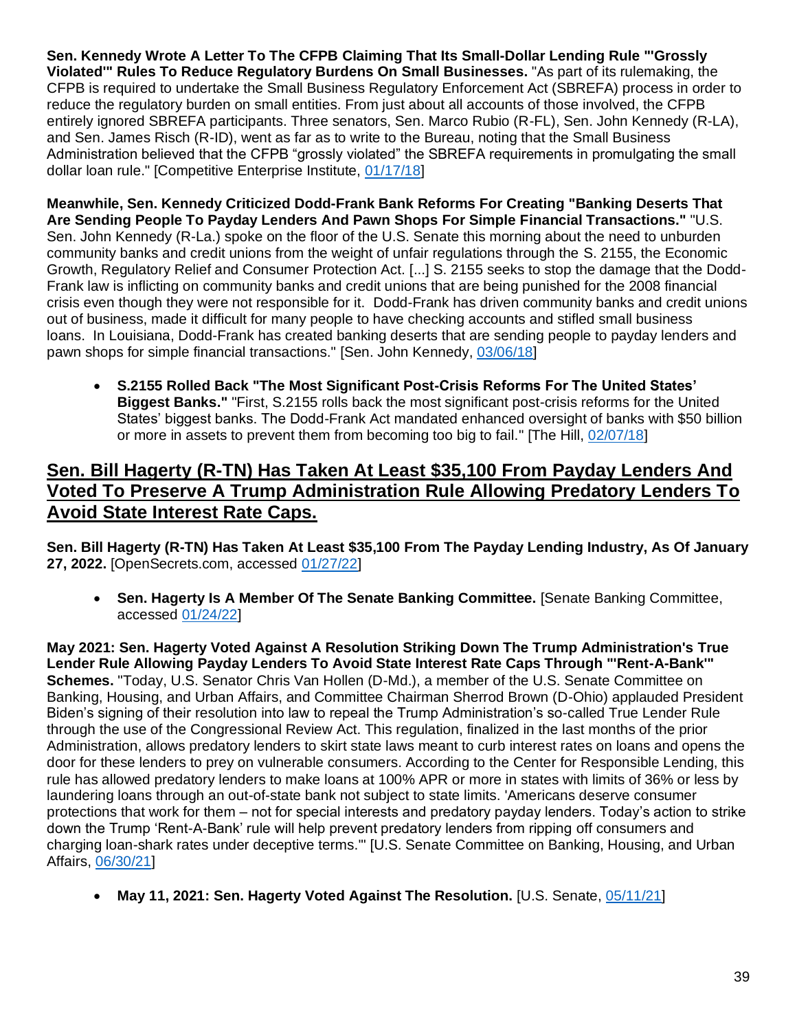**Sen. Kennedy Wrote A Letter To The CFPB Claiming That Its Small-Dollar Lending Rule "'Grossly Violated'" Rules To Reduce Regulatory Burdens On Small Businesses.** "As part of its rulemaking, the CFPB is required to undertake the Small Business Regulatory Enforcement Act (SBREFA) process in order to reduce the regulatory burden on small entities. From just about all accounts of those involved, the CFPB entirely ignored SBREFA participants. Three senators, Sen. Marco Rubio (R-FL), Sen. John Kennedy (R-LA), and Sen. James Risch (R-ID), went as far as to write to the Bureau, noting that the Small Business Administration believed that the CFPB "grossly violated" the SBREFA requirements in promulgating the small dollar loan rule." [Competitive Enterprise Institute, 01/17/18]

**Meanwhile, Sen. Kennedy Criticized Dodd-Frank Bank Reforms For Creating "Banking Deserts That Are Sending People To Payday Lenders And Pawn Shops For Simple Financial Transactions."** "U.S. Sen. John Kennedy (R-La.) spoke on the floor of the U.S. Senate this morning about the need to unburden community banks and credit unions from the weight of unfair regulations through the S. 2155, the Economic Growth, Regulatory Relief and Consumer Protection Act. [...] S. 2155 seeks to stop the damage that the Dodd-Frank law is inflicting on community banks and credit unions that are being punished for the 2008 financial crisis even though they were not responsible for it. Dodd-Frank has driven community banks and credit unions out of business, made it difficult for many people to have checking accounts and stifled small business loans. In Louisiana, Dodd-Frank has created banking deserts that are sending people to payday lenders and pawn shops for simple financial transactions." [Sen. John Kennedy, 03/06/18]

- **S.2155 Rolled Back "The Most Significant Post-Crisis Reforms For The United States' Biggest Banks."** "First, S.2155 rolls back the most significant post-crisis reforms for the United States' biggest banks. The Dodd-Frank Act mandated enhanced oversight of banks with $50 billion or more in assets to prevent them from becoming too big to fail." [The Hill, 02/07/18]

## Sen. Bill Hagerty (R-TN) Has Taken At Least $35,100 From Payday Lenders And Voted To Preserve A Trump Administration Rule Allowing Predatory Lenders To Avoid State Interest Rate Caps.

**Sen. Bill Hagerty (R-TN) Has Taken At Least $35,100 From The Payday Lending Industry, As Of January 27, 2022.** [OpenSecrets.com, accessed 01/27/22]

- **Sen. Hagerty Is A Member Of The Senate Banking Committee.** [Senate Banking Committee, accessed 01/24/22]

**May 2021: Sen. Hagerty Voted Against A Resolution Striking Down The Trump Administration's True Lender Rule Allowing Payday Lenders To Avoid State Interest Rate Caps Through "'Rent-A-Bank'" Schemes.** "Today, U.S. Senator Chris Van Hollen (D-Md.), a member of the U.S. Senate Committee on Banking, Housing, and Urban Affairs, and Committee Chairman Sherrod Brown (D-Ohio) applauded President Biden's signing of their resolution into law to repeal the Trump Administration's so-called True Lender Rule through the use of the Congressional Review Act. This regulation, finalized in the last months of the prior Administration, allows predatory lenders to skirt state laws meant to curb interest rates on loans and opens the door for these lenders to prey on vulnerable consumers. According to the Center for Responsible Lending, this rule has allowed predatory lenders to make loans at 100% APR or more in states with limits of 36% or less by laundering loans through an out-of-state bank not subject to state limits. 'Americans deserve consumer protections that work for them – not for special interests and predatory payday lenders. Today's action to strike down the Trump 'Rent-A-Bank' rule will help prevent predatory lenders from ripping off consumers and charging loan-shark rates under deceptive terms.'" [U.S. Senate Committee on Banking, Housing, and Urban Affairs, 06/30/21]

- **May 11, 2021: Sen. Hagerty Voted Against The Resolution.** [U.S. Senate, 05/11/21]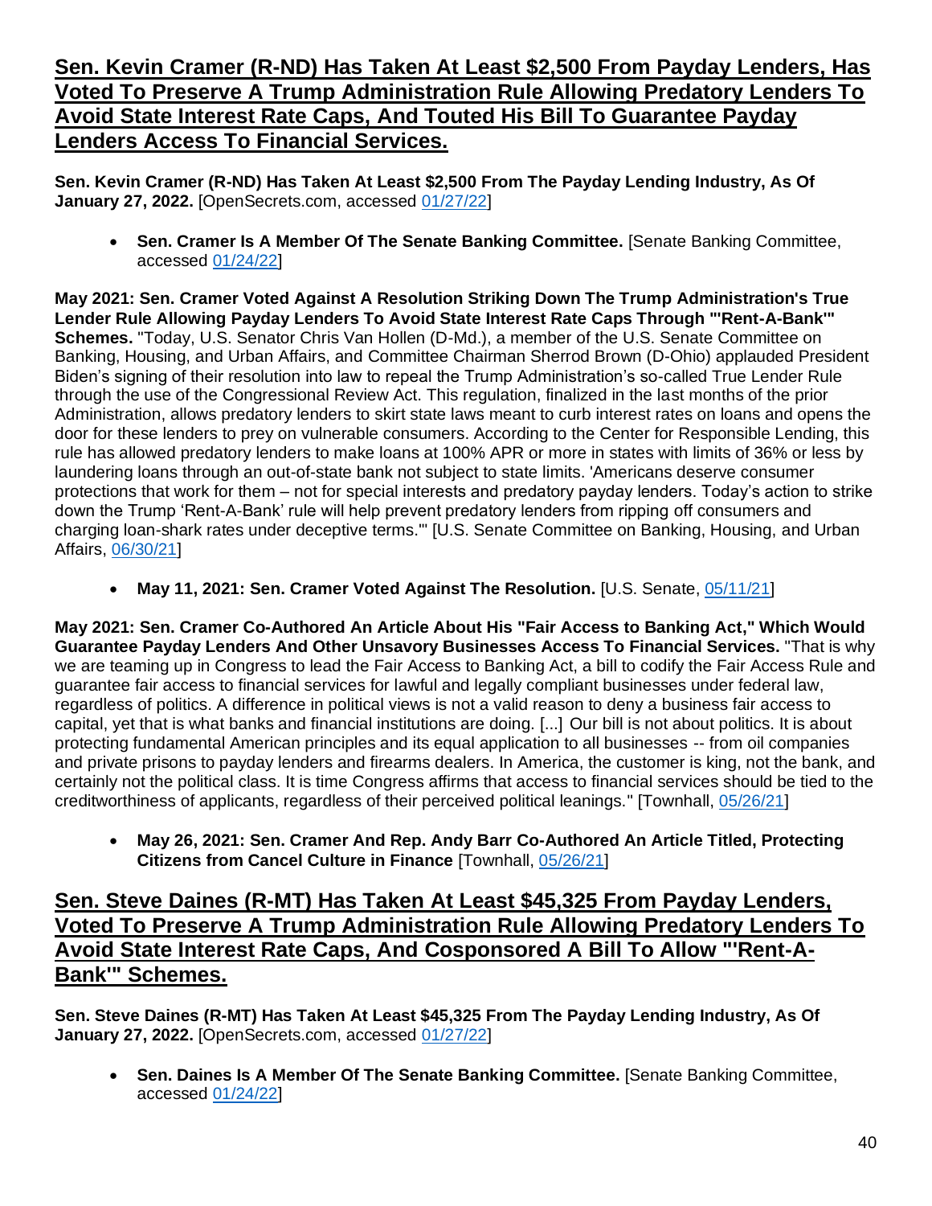## [Sen. Kevin Cramer (R-ND) Has Taken At Least $2,500 From Payday Lenders, Has Voted To Preserve A Trump Administration Rule Allowing Predatory Lenders To Avoid State Interest Rate Caps, And Touted His Bill To Guarantee Payday Lenders Access To Financial Services.]

**Sen. Kevin Cramer (R-ND) Has Taken At Least $2,500 From The Payday Lending Industry, As Of January 27, 2022.** [OpenSecrets.com, accessed 01/27/22]

- **Sen. Cramer Is A Member Of The Senate Banking Committee.** [Senate Banking Committee, accessed 01/24/22]

**May 2021: Sen. Cramer Voted Against A Resolution Striking Down The Trump Administration's True Lender Rule Allowing Payday Lenders To Avoid State Interest Rate Caps Through "'Rent-A-Bank'" Schemes.** "Today, U.S. Senator Chris Van Hollen (D-Md.), a member of the U.S. Senate Committee on Banking, Housing, and Urban Affairs, and Committee Chairman Sherrod Brown (D-Ohio) applauded President Biden's signing of their resolution into law to repeal the Trump Administration's so-called True Lender Rule through the use of the Congressional Review Act. This regulation, finalized in the last months of the prior Administration, allows predatory lenders to skirt state laws meant to curb interest rates on loans and opens the door for these lenders to prey on vulnerable consumers. According to the Center for Responsible Lending, this rule has allowed predatory lenders to make loans at 100% APR or more in states with limits of 36% or less by laundering loans through an out-of-state bank not subject to state limits. 'Americans deserve consumer protections that work for them – not for special interests and predatory payday lenders. Today's action to strike down the Trump 'Rent-A-Bank' rule will help prevent predatory lenders from ripping off consumers and charging loan-shark rates under deceptive terms.'" [U.S. Senate Committee on Banking, Housing, and Urban Affairs, 06/30/21]

- **May 11, 2021: Sen. Cramer Voted Against The Resolution.** [U.S. Senate, 05/11/21]

**May 2021: Sen. Cramer Co-Authored An Article About His "Fair Access to Banking Act," Which Would Guarantee Payday Lenders And Other Unsavory Businesses Access To Financial Services.** "That is why we are teaming up in Congress to lead the Fair Access to Banking Act, a bill to codify the Fair Access Rule and guarantee fair access to financial services for lawful and legally compliant businesses under federal law, regardless of politics. A difference in political views is not a valid reason to deny a business fair access to capital, yet that is what banks and financial institutions are doing. [...] Our bill is not about politics. It is about protecting fundamental American principles and its equal application to all businesses -- from oil companies and private prisons to payday lenders and firearms dealers. In America, the customer is king, not the bank, and certainly not the political class. It is time Congress affirms that access to financial services should be tied to the creditworthiness of applicants, regardless of their perceived political leanings." [Townhall, 05/26/21]

- **May 26, 2021: Sen. Cramer And Rep. Andy Barr Co-Authored An Article Titled, Protecting Citizens from Cancel Culture in Finance** [Townhall, 05/26/21]

## [Sen. Steve Daines (R-MT) Has Taken At Least $45,325 From Payday Lenders, Voted To Preserve A Trump Administration Rule Allowing Predatory Lenders To Avoid State Interest Rate Caps, And Cosponsored A Bill To Allow "'Rent-A-Bank'" Schemes.]

**Sen. Steve Daines (R-MT) Has Taken At Least $45,325 From The Payday Lending Industry, As Of January 27, 2022.** [OpenSecrets.com, accessed 01/27/22]

- **Sen. Daines Is A Member Of The Senate Banking Committee.** [Senate Banking Committee, accessed 01/24/22]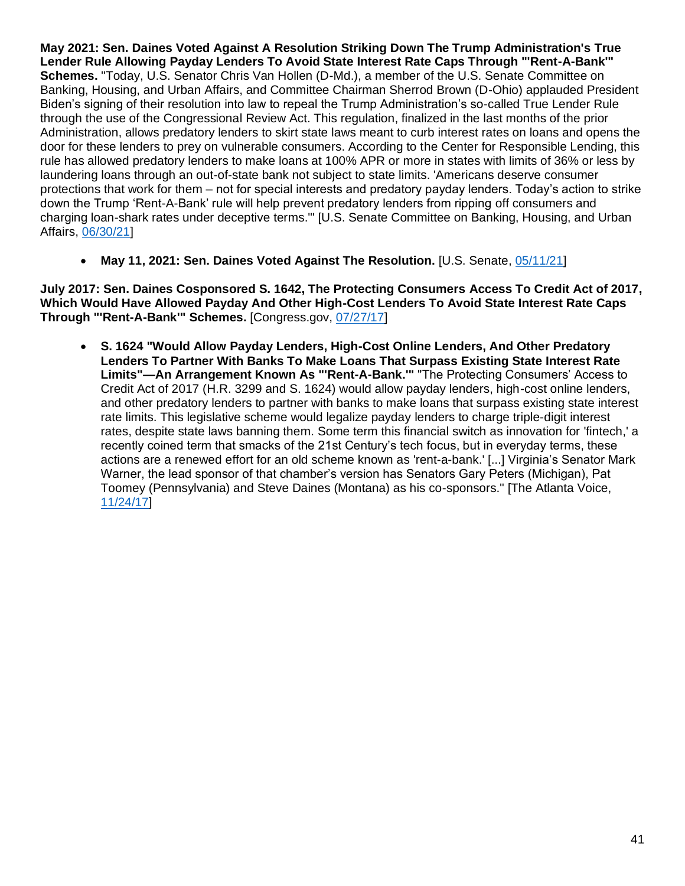**May 2021: Sen. Daines Voted Against A Resolution Striking Down The Trump Administration's True Lender Rule Allowing Payday Lenders To Avoid State Interest Rate Caps Through "'Rent-A-Bank'" Schemes.** "Today, U.S. Senator Chris Van Hollen (D-Md.), a member of the U.S. Senate Committee on Banking, Housing, and Urban Affairs, and Committee Chairman Sherrod Brown (D-Ohio) applauded President Biden's signing of their resolution into law to repeal the Trump Administration's so-called True Lender Rule through the use of the Congressional Review Act. This regulation, finalized in the last months of the prior Administration, allows predatory lenders to skirt state laws meant to curb interest rates on loans and opens the door for these lenders to prey on vulnerable consumers. According to the Center for Responsible Lending, this rule has allowed predatory lenders to make loans at 100% APR or more in states with limits of 36% or less by laundering loans through an out-of-state bank not subject to state limits. 'Americans deserve consumer protections that work for them – not for special interests and predatory payday lenders. Today's action to strike down the Trump 'Rent-A-Bank' rule will help prevent predatory lenders from ripping off consumers and charging loan-shark rates under deceptive terms.'" [U.S. Senate Committee on Banking, Housing, and Urban Affairs, 06/30/21]

- **May 11, 2021: Sen. Daines Voted Against The Resolution.** [U.S. Senate, 05/11/21]

**July 2017: Sen. Daines Cosponsored S. 1642, The Protecting Consumers Access To Credit Act of 2017, Which Would Have Allowed Payday And Other High-Cost Lenders To Avoid State Interest Rate Caps Through "'Rent-A-Bank'" Schemes.** [Congress.gov, 07/27/17]

- **S. 1624 "Would Allow Payday Lenders, High-Cost Online Lenders, And Other Predatory Lenders To Partner With Banks To Make Loans That Surpass Existing State Interest Rate Limits"—An Arrangement Known As "'Rent-A-Bank.'"** "The Protecting Consumers' Access to Credit Act of 2017 (H.R. 3299 and S. 1624) would allow payday lenders, high-cost online lenders, and other predatory lenders to partner with banks to make loans that surpass existing state interest rate limits. This legislative scheme would legalize payday lenders to charge triple-digit interest rates, despite state laws banning them. Some term this financial switch as innovation for 'fintech,' a recently coined term that smacks of the 21st Century's tech focus, but in everyday terms, these actions are a renewed effort for an old scheme known as 'rent-a-bank.' [...] Virginia's Senator Mark Warner, the lead sponsor of that chamber's version has Senators Gary Peters (Michigan), Pat Toomey (Pennsylvania) and Steve Daines (Montana) as his co-sponsors." [The Atlanta Voice, 11/24/17]